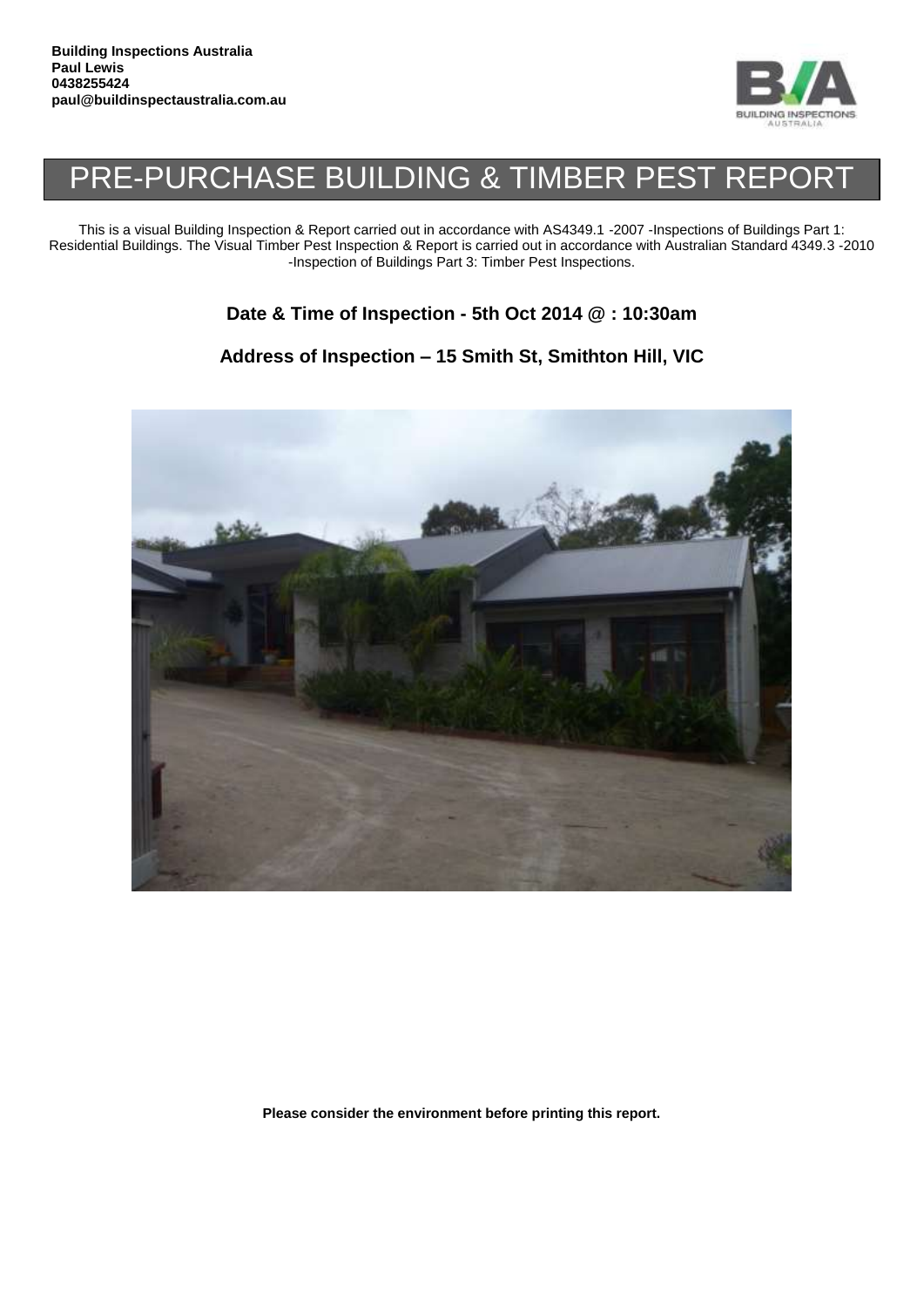**Building Inspections Australia**
**Paul Lewis**
**0438255424**
**paul@buildinspectaustralia.com.au**

# PRE-PURCHASE BUILDING & TIMBER PEST REPORT

This is a visual Building Inspection & Report carried out in accordance with AS4349.1 -2007 -Inspections of Buildings Part 1: Residential Buildings. The Visual Timber Pest Inspection & Report is carried out in accordance with Australian Standard 4349.3 -2010 -Inspection of Buildings Part 3: Timber Pest Inspections.

### Date & Time of Inspection - 5th Oct 2014 @ : 10:30am

### Address of Inspection – 15 Smith St, Smithton Hill, VIC

**Please consider the environment before printing this report.**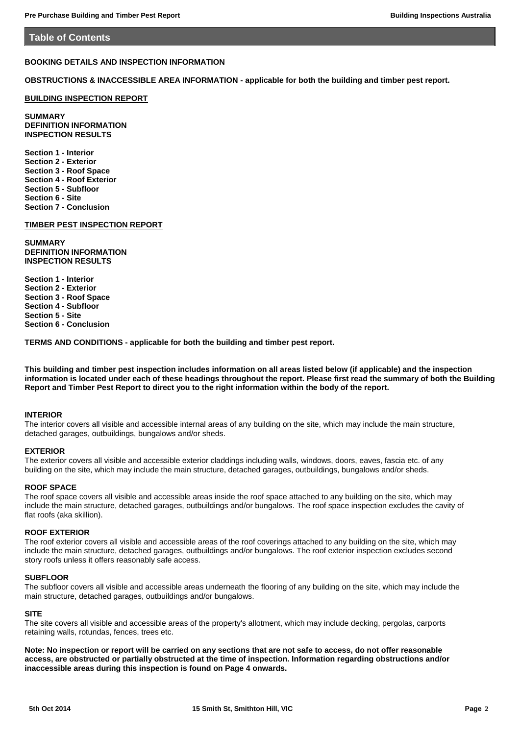## Table of Contents

**BOOKING DETAILS AND INSPECTION INFORMATION**

**OBSTRUCTIONS & INACCESSIBLE AREA INFORMATION - applicable for both the building and timber pest report.**

**BUILDING INSPECTION REPORT**

**SUMMARY**
**DEFINITION INFORMATION**
**INSPECTION RESULTS**

**Section 1 - Interior**
**Section 2 - Exterior**
**Section 3 - Roof Space**
**Section 4 - Roof Exterior**
**Section 5 - Subfloor**
**Section 6 - Site**
**Section 7 - Conclusion**

**TIMBER PEST INSPECTION REPORT**

**SUMMARY**
**DEFINITION INFORMATION**
**INSPECTION RESULTS**

**Section 1 - Interior**
**Section 2 - Exterior**
**Section 3 - Roof Space**
**Section 4 - Subfloor**
**Section 5 - Site**
**Section 6 - Conclusion**

**TERMS AND CONDITIONS - applicable for both the building and timber pest report.**

**This building and timber pest inspection includes information on all areas listed below (if applicable) and the inspection information is located under each of these headings throughout the report. Please first read the summary of both the Building Report and Timber Pest Report to direct you to the right information within the body of the report.**

**INTERIOR**
The interior covers all visible and accessible internal areas of any building on the site, which may include the main structure, detached garages, outbuildings, bungalows and/or sheds.

**EXTERIOR**
The exterior covers all visible and accessible exterior claddings including walls, windows, doors, eaves, fascia etc. of any building on the site, which may include the main structure, detached garages, outbuildings, bungalows and/or sheds.

**ROOF SPACE**
The roof space covers all visible and accessible areas inside the roof space attached to any building on the site, which may include the main structure, detached garages, outbuildings and/or bungalows. The roof space inspection excludes the cavity of flat roofs (aka skillion).

**ROOF EXTERIOR**
The roof exterior covers all visible and accessible areas of the roof coverings attached to any building on the site, which may include the main structure, detached garages, outbuildings and/or bungalows. The roof exterior inspection excludes second story roofs unless it offers reasonably safe access.

**SUBFLOOR**
The subfloor covers all visible and accessible areas underneath the flooring of any building on the site, which may include the main structure, detached garages, outbuildings and/or bungalows.

**SITE**
The site covers all visible and accessible areas of the property's allotment, which may include decking, pergolas, carports retaining walls, rotundas, fences, trees etc.

**Note: No inspection or report will be carried on any sections that are not safe to access, do not offer reasonable access, are obstructed or partially obstructed at the time of inspection. Information regarding obstructions and/or inaccessible areas during this inspection is found on Page 4 onwards.**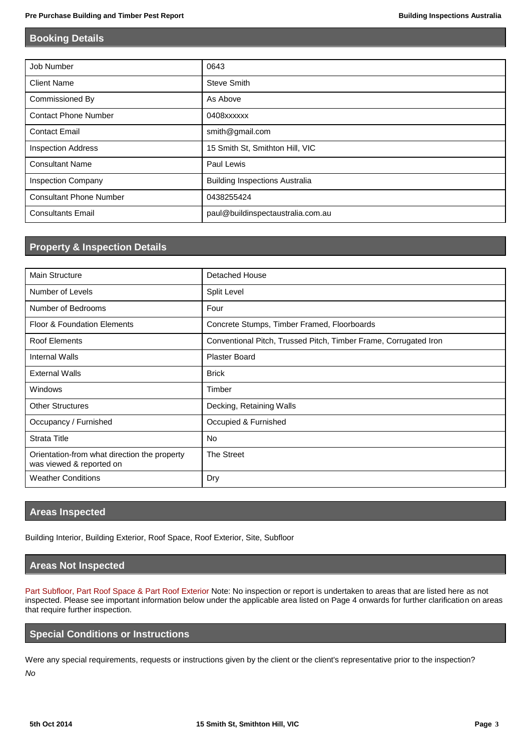## Booking Details

| | |
|---|---|
| Job Number | 0643 |
| Client Name | Steve Smith |
| Commissioned By | As Above |
| Contact Phone Number | 0408xxxxxx |
| Contact Email | smith@gmail.com |
| Inspection Address | 15 Smith St, Smithton Hill, VIC |
| Consultant Name | Paul Lewis |
| Inspection Company | Building Inspections Australia |
| Consultant Phone Number | 0438255424 |
| Consultants Email | paul@buildinspectaustralia.com.au |

## Property & Inspection Details

| | |
|---|---|
| Main Structure | Detached House |
| Number of Levels | Split Level |
| Number of Bedrooms | Four |
| Floor & Foundation Elements | Concrete Stumps, Timber Framed, Floorboards |
| Roof Elements | Conventional Pitch, Trussed Pitch, Timber Frame, Corrugated Iron |
| Internal Walls | Plaster Board |
| External Walls | Brick |
| Windows | Timber |
| Other Structures | Decking, Retaining Walls |
| Occupancy / Furnished | Occupied & Furnished |
| Strata Title | No |
| Orientation-from what direction the property was viewed & reported on | The Street |
| Weather Conditions | Dry |

## Areas Inspected

Building Interior, Building Exterior, Roof Space, Roof Exterior, Site, Subfloor

## Areas Not Inspected

Part Subfloor, Part Roof Space & Part Roof Exterior Note: No inspection or report is undertaken to areas that are listed here as not inspected. Please see important information below under the applicable area listed on Page 4 onwards for further clarification on areas that require further inspection.

## Special Conditions or Instructions

Were any special requirements, requests or instructions given by the client or the client's representative prior to the inspection?

*No*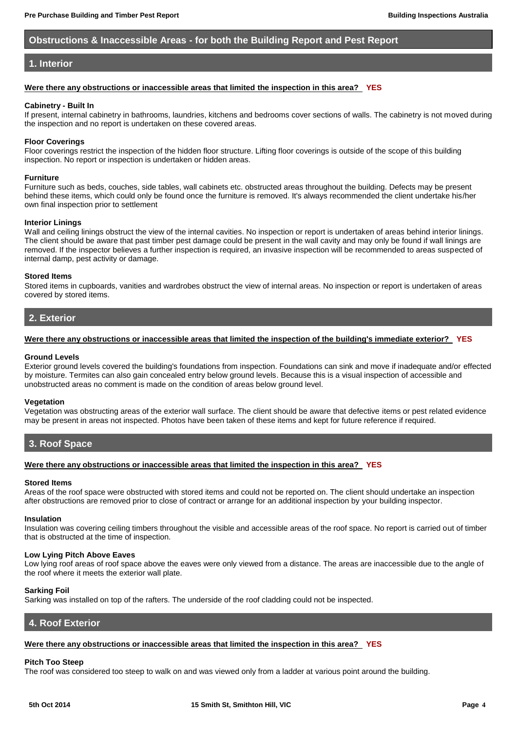## Obstructions & Inaccessible Areas - for both the Building Report and Pest Report

### 1. Interior

**Were there any obstructions or inaccessible areas that limited the inspection in this area? YES**

**Cabinetry - Built In**
If present, internal cabinetry in bathrooms, laundries, kitchens and bedrooms cover sections of walls. The cabinetry is not moved during the inspection and no report is undertaken on these covered areas.

**Floor Coverings**
Floor coverings restrict the inspection of the hidden floor structure. Lifting floor coverings is outside of the scope of this building inspection. No report or inspection is undertaken or hidden areas.

**Furniture**
Furniture such as beds, couches, side tables, wall cabinets etc. obstructed areas throughout the building. Defects may be present behind these items, which could only be found once the furniture is removed. It's always recommended the client undertake his/her own final inspection prior to settlement

**Interior Linings**
Wall and ceiling linings obstruct the view of the internal cavities. No inspection or report is undertaken of areas behind interior linings. The client should be aware that past timber pest damage could be present in the wall cavity and may only be found if wall linings are removed. If the inspector believes a further inspection is required, an invasive inspection will be recommended to areas suspected of internal damp, pest activity or damage.

**Stored Items**
Stored items in cupboards, vanities and wardrobes obstruct the view of internal areas. No inspection or report is undertaken of areas covered by stored items.

### 2. Exterior

**Were there any obstructions or inaccessible areas that limited the inspection of the building's immediate exterior? YES**

**Ground Levels**
Exterior ground levels covered the building's foundations from inspection. Foundations can sink and move if inadequate and/or effected by moisture. Termites can also gain concealed entry below ground levels. Because this is a visual inspection of accessible and unobstructed areas no comment is made on the condition of areas below ground level.

**Vegetation**
Vegetation was obstructing areas of the exterior wall surface. The client should be aware that defective items or pest related evidence may be present in areas not inspected. Photos have been taken of these items and kept for future reference if required.

### 3. Roof Space

**Were there any obstructions or inaccessible areas that limited the inspection in this area? YES**

**Stored Items**
Areas of the roof space were obstructed with stored items and could not be reported on. The client should undertake an inspection after obstructions are removed prior to close of contract or arrange for an additional inspection by your building inspector.

**Insulation**
Insulation was covering ceiling timbers throughout the visible and accessible areas of the roof space. No report is carried out of timber that is obstructed at the time of inspection.

**Low Lying Pitch Above Eaves**
Low lying roof areas of roof space above the eaves were only viewed from a distance. The areas are inaccessible due to the angle of the roof where it meets the exterior wall plate.

**Sarking Foil**
Sarking was installed on top of the rafters. The underside of the roof cladding could not be inspected.

### 4. Roof Exterior

**Were there any obstructions or inaccessible areas that limited the inspection in this area? YES**

**Pitch Too Steep**
The roof was considered too steep to walk on and was viewed only from a ladder at various point around the building.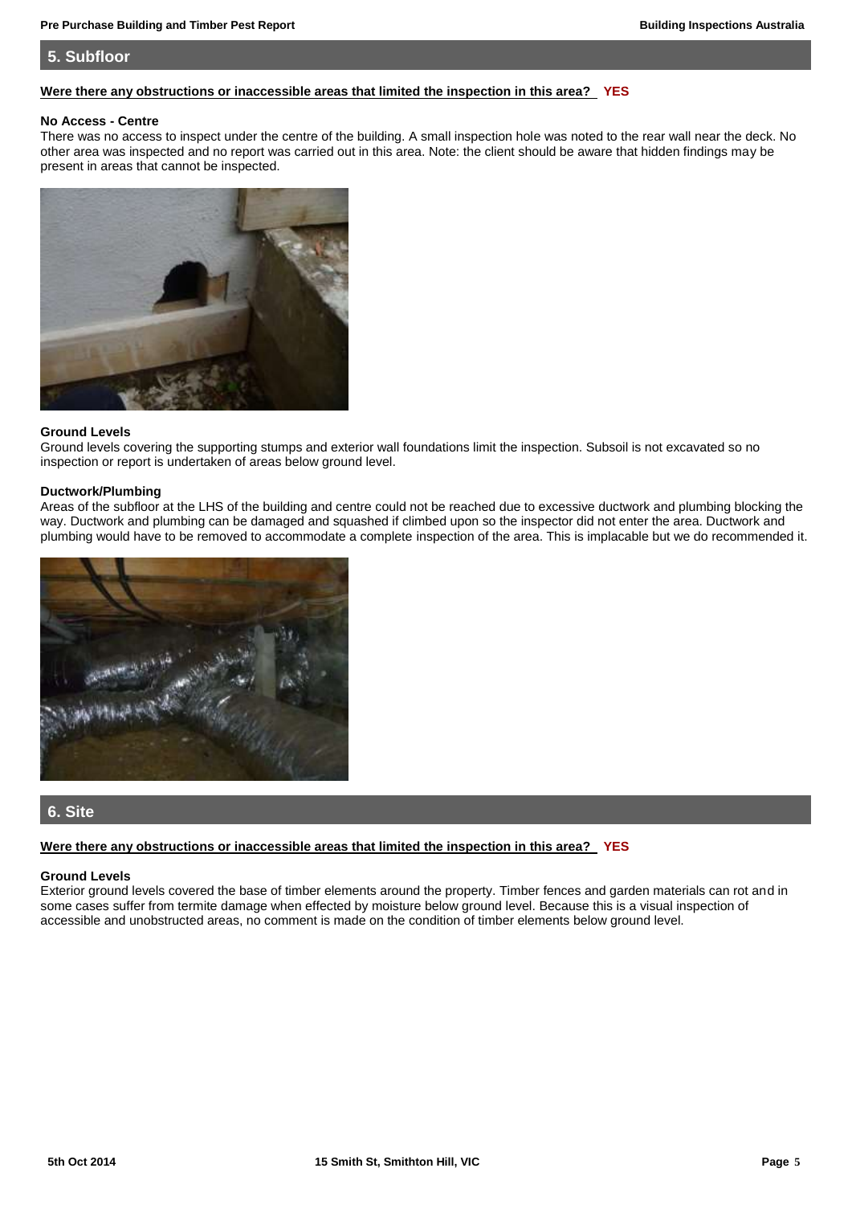## 5. Subfloor

**Were there any obstructions or inaccessible areas that limited the inspection in this area?** **YES**

**No Access - Centre**

There was no access to inspect under the centre of the building. A small inspection hole was noted to the rear wall near the deck. No other area was inspected and no report was carried out in this area. Note: the client should be aware that hidden findings may be present in areas that cannot be inspected.

**Ground Levels**

Ground levels covering the supporting stumps and exterior wall foundations limit the inspection. Subsoil is not excavated so no inspection or report is undertaken of areas below ground level.

**Ductwork/Plumbing**

Areas of the subfloor at the LHS of the building and centre could not be reached due to excessive ductwork and plumbing blocking the way. Ductwork and plumbing can be damaged and squashed if climbed upon so the inspector did not enter the area. Ductwork and plumbing would have to be removed to accommodate a complete inspection of the area. This is implacable but we do recommended it.

## 6. Site

**Were there any obstructions or inaccessible areas that limited the inspection in this area?** **YES**

**Ground Levels**

Exterior ground levels covered the base of timber elements around the property. Timber fences and garden materials can rot and in some cases suffer from termite damage when effected by moisture below ground level. Because this is a visual inspection of accessible and unobstructed areas, no comment is made on the condition of timber elements below ground level.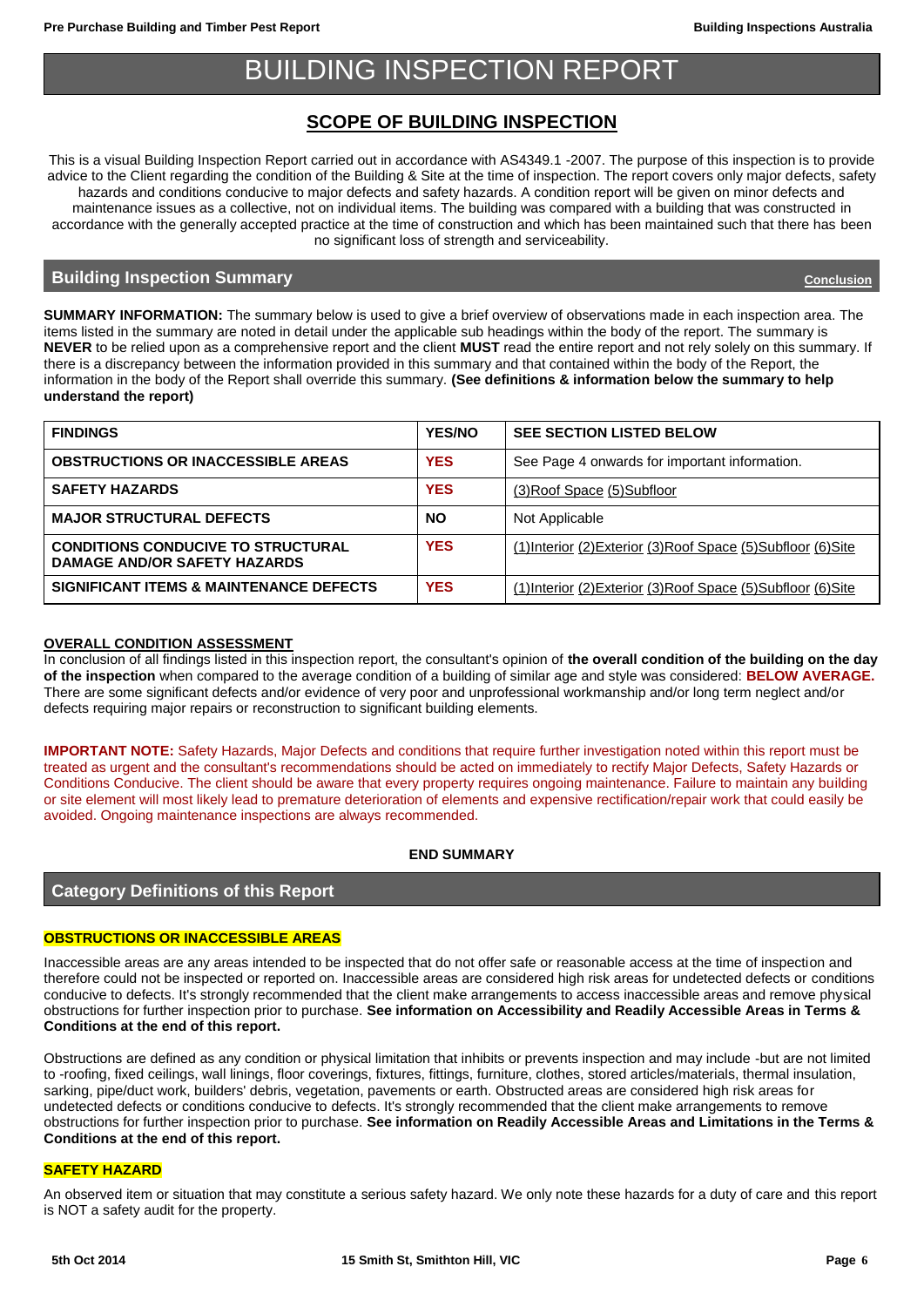# BUILDING INSPECTION REPORT

## SCOPE OF BUILDING INSPECTION

This is a visual Building Inspection Report carried out in accordance with AS4349.1 -2007. The purpose of this inspection is to provide advice to the Client regarding the condition of the Building & Site at the time of inspection. The report covers only major defects, safety hazards and conditions conducive to major defects and safety hazards. A condition report will be given on minor defects and maintenance issues as a collective, not on individual items. The building was compared with a building that was constructed in accordance with the generally accepted practice at the time of construction and which has been maintained such that there has been no significant loss of strength and serviceability.

## Building Inspection Summary

Conclusion

**SUMMARY INFORMATION:** The summary below is used to give a brief overview of observations made in each inspection area. The items listed in the summary are noted in detail under the applicable sub headings within the body of the report. The summary is **NEVER** to be relied upon as a comprehensive report and the client **MUST** read the entire report and not rely solely on this summary. If there is a discrepancy between the information provided in this summary and that contained within the body of the Report, the information in the body of the Report shall override this summary. **(See definitions & information below the summary to help understand the report)**

| FINDINGS | YES/NO | SEE SECTION LISTED BELOW |
|---|---|---|
| **OBSTRUCTIONS OR INACCESSIBLE AREAS** | **YES** | See Page 4 onwards for important information. |
| **SAFETY HAZARDS** | **YES** | (3)Roof Space (5)Subfloor |
| **MAJOR STRUCTURAL DEFECTS** | **NO** | Not Applicable |
| **CONDITIONS CONDUCIVE TO STRUCTURAL DAMAGE AND/OR SAFETY HAZARDS** | **YES** | (1)Interior (2)Exterior (3)Roof Space (5)Subfloor (6)Site |
| **SIGNIFICANT ITEMS & MAINTENANCE DEFECTS** | **YES** | (1)Interior (2)Exterior (3)Roof Space (5)Subfloor (6)Site |

**OVERALL CONDITION ASSESSMENT**

In conclusion of all findings listed in this inspection report, the consultant's opinion of **the overall condition of the building on the day of the inspection** when compared to the average condition of a building of similar age and style was considered: **BELOW AVERAGE.** There are some significant defects and/or evidence of very poor and unprofessional workmanship and/or long term neglect and/or defects requiring major repairs or reconstruction to significant building elements.

**IMPORTANT NOTE:** Safety Hazards, Major Defects and conditions that require further investigation noted within this report must be treated as urgent and the consultant's recommendations should be acted on immediately to rectify Major Defects, Safety Hazards or Conditions Conducive. The client should be aware that every property requires ongoing maintenance. Failure to maintain any building or site element will most likely lead to premature deterioration of elements and expensive rectification/repair work that could easily be avoided. Ongoing maintenance inspections are always recommended.

**END SUMMARY**

## Category Definitions of this Report

**OBSTRUCTIONS OR INACCESSIBLE AREAS**

Inaccessible areas are any areas intended to be inspected that do not offer safe or reasonable access at the time of inspection and therefore could not be inspected or reported on. Inaccessible areas are considered high risk areas for undetected defects or conditions conducive to defects. It's strongly recommended that the client make arrangements to access inaccessible areas and remove physical obstructions for further inspection prior to purchase. **See information on Accessibility and Readily Accessible Areas in Terms & Conditions at the end of this report.**

Obstructions are defined as any condition or physical limitation that inhibits or prevents inspection and may include -but are not limited to -roofing, fixed ceilings, wall linings, floor coverings, fixtures, fittings, furniture, clothes, stored articles/materials, thermal insulation, sarking, pipe/duct work, builders' debris, vegetation, pavements or earth. Obstructed areas are considered high risk areas for undetected defects or conditions conducive to defects. It's strongly recommended that the client make arrangements to remove obstructions for further inspection prior to purchase. **See information on Readily Accessible Areas and Limitations in the Terms & Conditions at the end of this report.**

**SAFETY HAZARD**

An observed item or situation that may constitute a serious safety hazard. We only note these hazards for a duty of care and this report is NOT a safety audit for the property.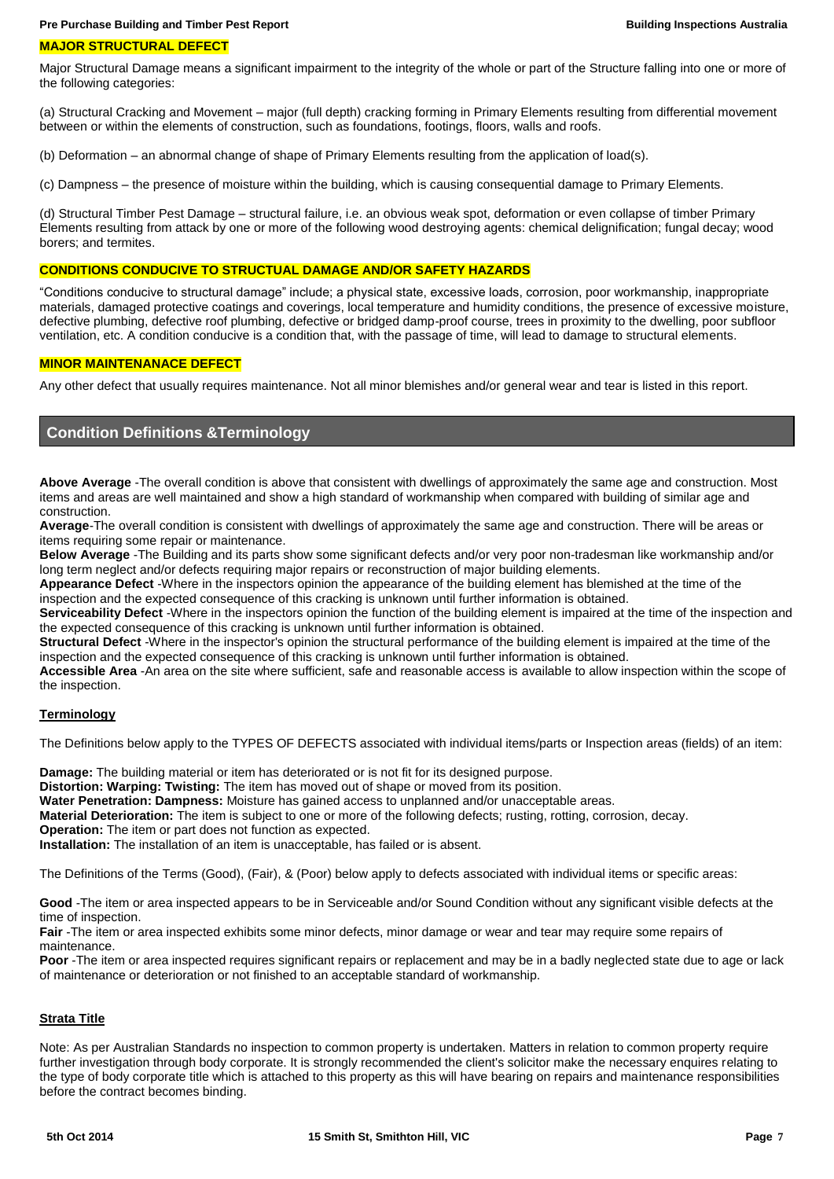### MAJOR STRUCTURAL DEFECT

Major Structural Damage means a significant impairment to the integrity of the whole or part of the Structure falling into one or more of the following categories:

(a) Structural Cracking and Movement – major (full depth) cracking forming in Primary Elements resulting from differential movement between or within the elements of construction, such as foundations, footings, floors, walls and roofs.

(b) Deformation – an abnormal change of shape of Primary Elements resulting from the application of load(s).

(c) Dampness – the presence of moisture within the building, which is causing consequential damage to Primary Elements.

(d) Structural Timber Pest Damage – structural failure, i.e. an obvious weak spot, deformation or even collapse of timber Primary Elements resulting from attack by one or more of the following wood destroying agents: chemical delignification; fungal decay; wood borers; and termites.

### CONDITIONS CONDUCIVE TO STRUCTURAL DAMAGE AND/OR SAFETY HAZARDS

"Conditions conducive to structural damage" include; a physical state, excessive loads, corrosion, poor workmanship, inappropriate materials, damaged protective coatings and coverings, local temperature and humidity conditions, the presence of excessive moisture, defective plumbing, defective roof plumbing, defective or bridged damp-proof course, trees in proximity to the dwelling, poor subfloor ventilation, etc. A condition conducive is a condition that, with the passage of time, will lead to damage to structural elements.

### MINOR MAINTENANACE DEFECT

Any other defect that usually requires maintenance. Not all minor blemishes and/or general wear and tear is listed in this report.

## Condition Definitions &Terminology

**Above Average** -The overall condition is above that consistent with dwellings of approximately the same age and construction. Most items and areas are well maintained and show a high standard of workmanship when compared with building of similar age and construction.
**Average**-The overall condition is consistent with dwellings of approximately the same age and construction. There will be areas or items requiring some repair or maintenance.
**Below Average** -The Building and its parts show some significant defects and/or very poor non-tradesman like workmanship and/or long term neglect and/or defects requiring major repairs or reconstruction of major building elements.
**Appearance Defect** -Where in the inspectors opinion the appearance of the building element has blemished at the time of the inspection and the expected consequence of this cracking is unknown until further information is obtained.
**Serviceability Defect** -Where in the inspectors opinion the function of the building element is impaired at the time of the inspection and the expected consequence of this cracking is unknown until further information is obtained.
**Structural Defect** -Where in the inspector's opinion the structural performance of the building element is impaired at the time of the inspection and the expected consequence of this cracking is unknown until further information is obtained.
**Accessible Area** -An area on the site where sufficient, safe and reasonable access is available to allow inspection within the scope of the inspection.

### Terminology

The Definitions below apply to the TYPES OF DEFECTS associated with individual items/parts or Inspection areas (fields) of an item:

**Damage:** The building material or item has deteriorated or is not fit for its designed purpose.
**Distortion: Warping: Twisting:** The item has moved out of shape or moved from its position.
**Water Penetration: Dampness:** Moisture has gained access to unplanned and/or unacceptable areas.
**Material Deterioration:** The item is subject to one or more of the following defects; rusting, rotting, corrosion, decay.
**Operation:** The item or part does not function as expected.
**Installation:** The installation of an item is unacceptable, has failed or is absent.

The Definitions of the Terms (Good), (Fair), & (Poor) below apply to defects associated with individual items or specific areas:

**Good** -The item or area inspected appears to be in Serviceable and/or Sound Condition without any significant visible defects at the time of inspection.
**Fair** -The item or area inspected exhibits some minor defects, minor damage or wear and tear may require some repairs of maintenance.
**Poor** -The item or area inspected requires significant repairs or replacement and may be in a badly neglected state due to age or lack of maintenance or deterioration or not finished to an acceptable standard of workmanship.

### Strata Title

Note: As per Australian Standards no inspection to common property is undertaken. Matters in relation to common property require further investigation through body corporate. It is strongly recommended the client's solicitor make the necessary enquires relating to the type of body corporate title which is attached to this property as this will have bearing on repairs and maintenance responsibilities before the contract becomes binding.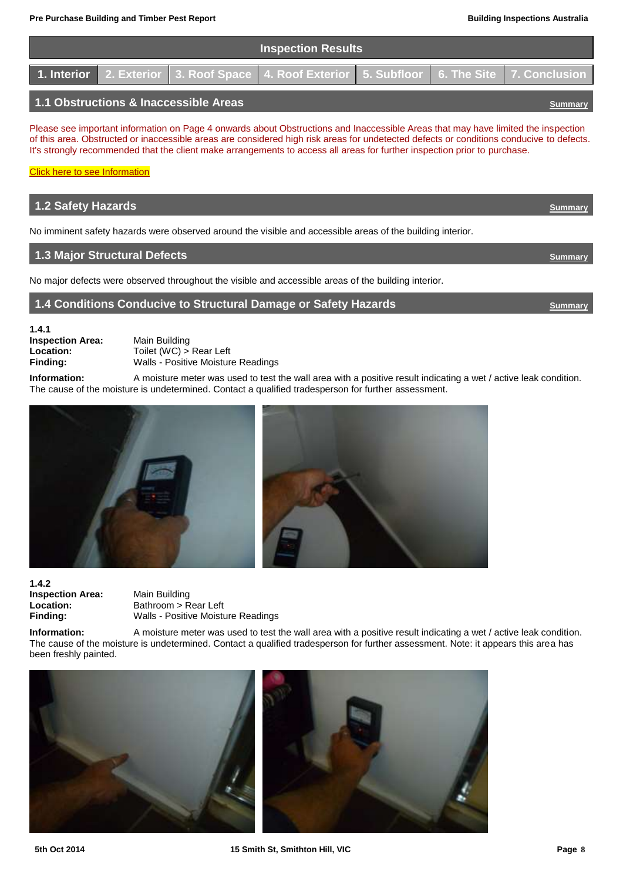## Inspection Results

1. Interior | 2. Exterior | 3. Roof Space | 4. Roof Exterior | 5. Subfloor | 6. The Site | 7. Conclusion

### 1.1 Obstructions & Inaccessible Areas

Summary

Please see important information on Page 4 onwards about Obstructions and Inaccessible Areas that may have limited the inspection of this area. Obstructed or inaccessible areas are considered high risk areas for undetected defects or conditions conducive to defects. It's strongly recommended that the client make arrangements to access all areas for further inspection prior to purchase.

Click here to see Information

### 1.2 Safety Hazards

Summary

No imminent safety hazards were observed around the visible and accessible areas of the building interior.

### 1.3 Major Structural Defects

Summary

No major defects were observed throughout the visible and accessible areas of the building interior.

### 1.4 Conditions Conducive to Structural Damage or Safety Hazards

Summary

**1.4.1**

**Inspection Area:** Main Building
**Location:** Toilet (WC) > Rear Left
**Finding:** Walls - Positive Moisture Readings

**Information:** A moisture meter was used to test the wall area with a positive result indicating a wet / active leak condition. The cause of the moisture is undetermined. Contact a qualified tradesperson for further assessment.

**1.4.2**

**Inspection Area:** Main Building
**Location:** Bathroom > Rear Left
**Finding:** Walls - Positive Moisture Readings

**Information:** A moisture meter was used to test the wall area with a positive result indicating a wet / active leak condition. The cause of the moisture is undetermined. Contact a qualified tradesperson for further assessment. Note: it appears this area has been freshly painted.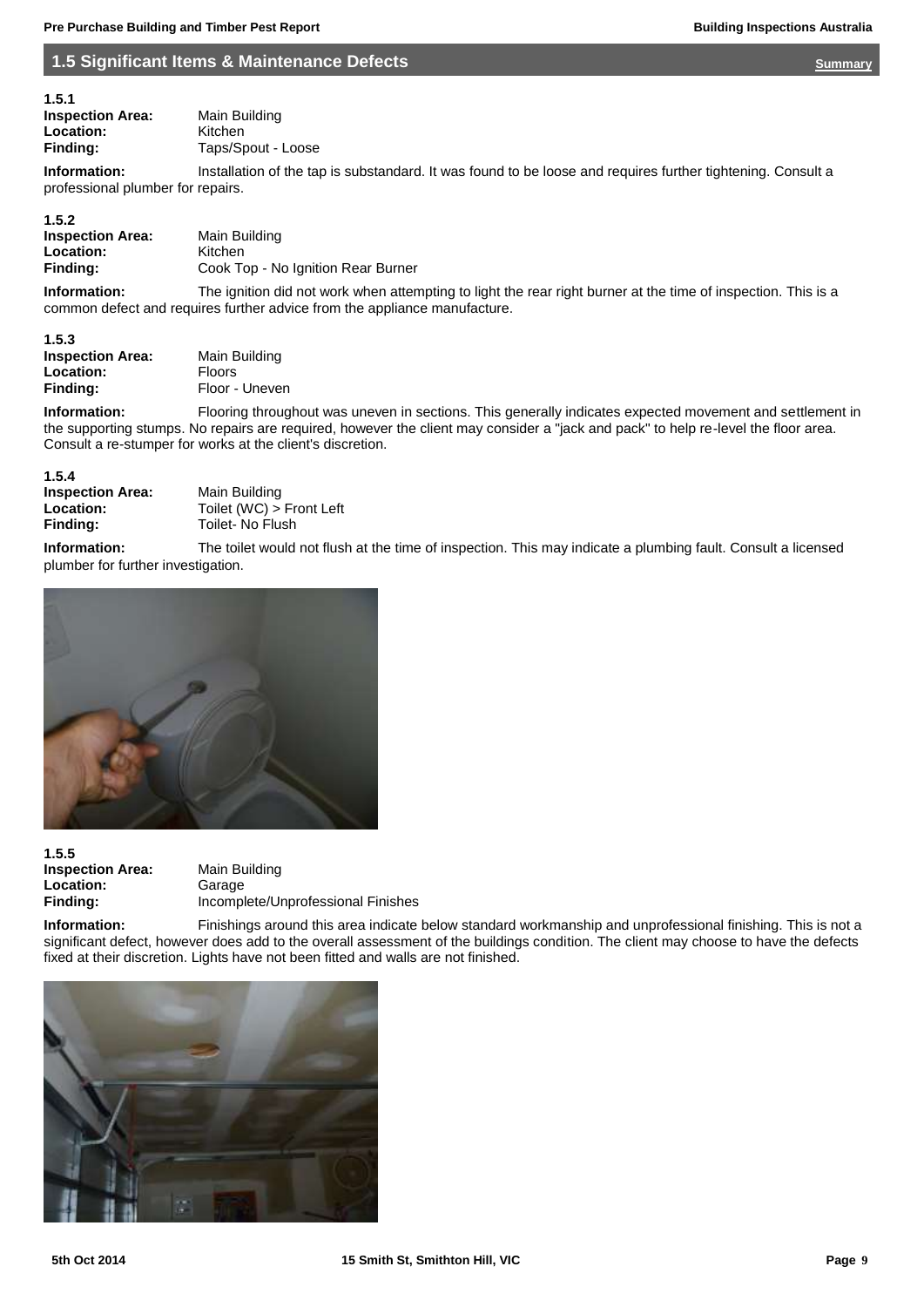## 1.5 Significant Items & Maintenance Defects

Summary

**1.5.1**

**Inspection Area:** Main Building
**Location:** Kitchen
**Finding:** Taps/Spout - Loose

**Information:** Installation of the tap is substandard. It was found to be loose and requires further tightening. Consult a professional plumber for repairs.

**1.5.2**

**Inspection Area:** Main Building
**Location:** Kitchen
**Finding:** Cook Top - No Ignition Rear Burner

**Information:** The ignition did not work when attempting to light the rear right burner at the time of inspection. This is a common defect and requires further advice from the appliance manufacture.

**1.5.3**

**Inspection Area:** Main Building
**Location:** Floors
**Finding:** Floor - Uneven

**Information:** Flooring throughout was uneven in sections. This generally indicates expected movement and settlement in the supporting stumps. No repairs are required, however the client may consider a "jack and pack" to help re-level the floor area. Consult a re-stumper for works at the client's discretion.

**1.5.4**

**Inspection Area:** Main Building
**Location:** Toilet (WC) > Front Left
**Finding:** Toilet- No Flush

**Information:** The toilet would not flush at the time of inspection. This may indicate a plumbing fault. Consult a licensed plumber for further investigation.

**1.5.5**

**Inspection Area:** Main Building
**Location:** Garage
**Finding:** Incomplete/Unprofessional Finishes

**Information:** Finishings around this area indicate below standard workmanship and unprofessional finishing. This is not a significant defect, however does add to the overall assessment of the buildings condition. The client may choose to have the defects fixed at their discretion. Lights have not been fitted and walls are not finished.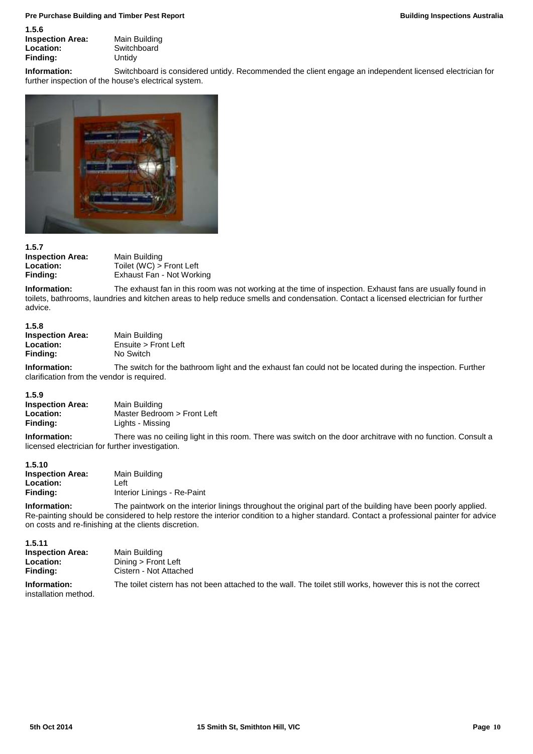**1.5.6**

**Inspection Area:** Main Building
**Location:** Switchboard
**Finding:** Untidy

**Information:** Switchboard is considered untidy. Recommended the client engage an independent licensed electrician for further inspection of the house's electrical system.

**1.5.7**

**Inspection Area:** Main Building
**Location:** Toilet (WC) > Front Left
**Finding:** Exhaust Fan - Not Working

**Information:** The exhaust fan in this room was not working at the time of inspection. Exhaust fans are usually found in toilets, bathrooms, laundries and kitchen areas to help reduce smells and condensation. Contact a licensed electrician for further advice.

**1.5.8**

**Inspection Area:** Main Building
**Location:** Ensuite > Front Left
**Finding:** No Switch

**Information:** The switch for the bathroom light and the exhaust fan could not be located during the inspection. Further clarification from the vendor is required.

**1.5.9**

**Inspection Area:** Main Building
**Location:** Master Bedroom > Front Left
**Finding:** Lights - Missing

**Information:** There was no ceiling light in this room. There was switch on the door architrave with no function. Consult a licensed electrician for further investigation.

**1.5.10**

**Inspection Area:** Main Building
**Location:** Left
**Finding:** Interior Linings - Re-Paint

**Information:** The paintwork on the interior linings throughout the original part of the building have been poorly applied. Re-painting should be considered to help restore the interior condition to a higher standard. Contact a professional painter for advice on costs and re-finishing at the clients discretion.

**1.5.11**

**Inspection Area:** Main Building
**Location:** Dining > Front Left
**Finding:** Cistern - Not Attached

**Information:** The toilet cistern has not been attached to the wall. The toilet still works, however this is not the correct installation method.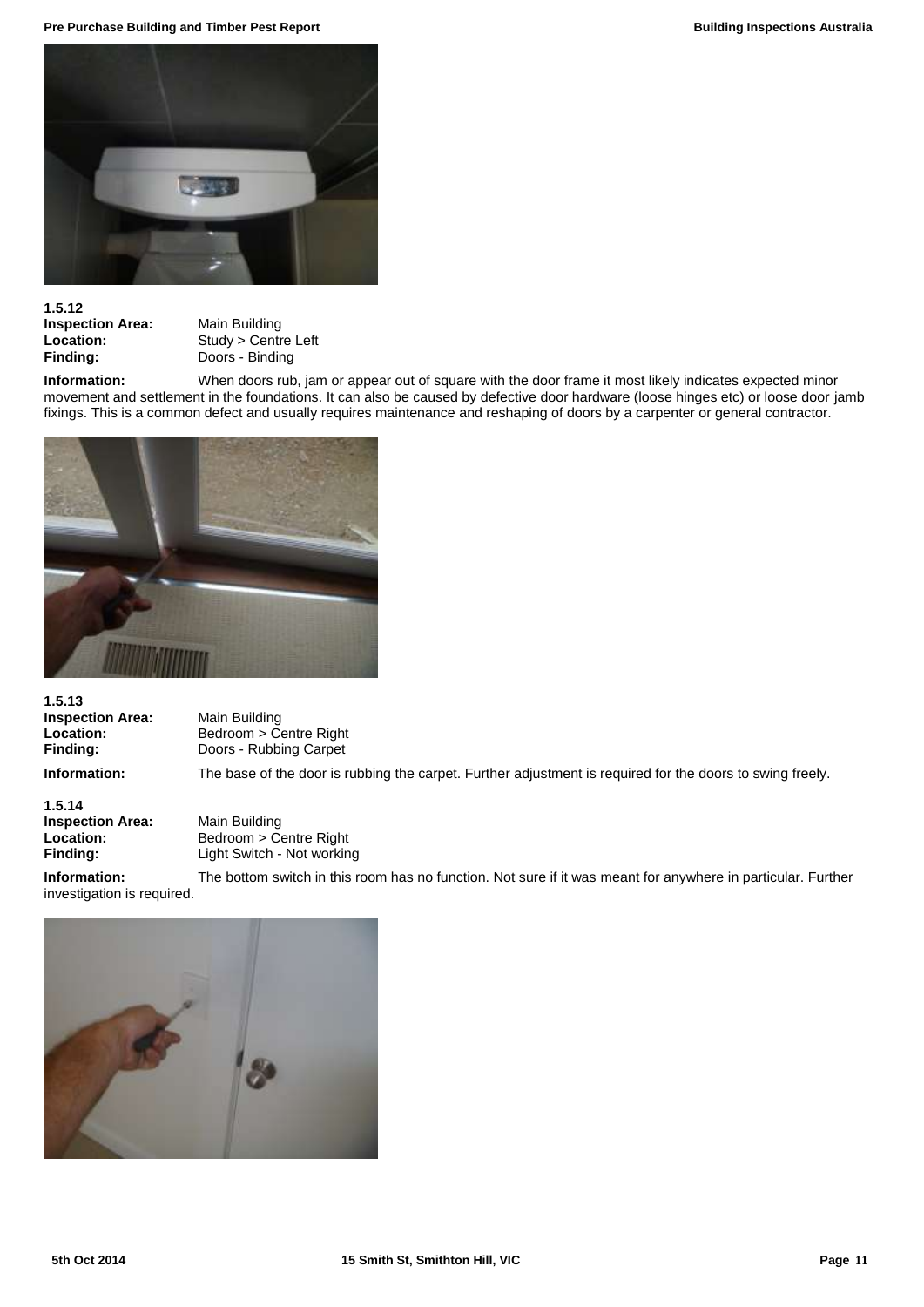**1.5.12**

**Inspection Area:** Main Building
**Location:** Study > Centre Left
**Finding:** Doors - Binding

**Information:** When doors rub, jam or appear out of square with the door frame it most likely indicates expected minor movement and settlement in the foundations. It can also be caused by defective door hardware (loose hinges etc) or loose door jamb fixings. This is a common defect and usually requires maintenance and reshaping of doors by a carpenter or general contractor.

**1.5.13**

**Inspection Area:** Main Building
**Location:** Bedroom > Centre Right
**Finding:** Doors - Rubbing Carpet

**Information:** The base of the door is rubbing the carpet. Further adjustment is required for the doors to swing freely.

**1.5.14**

**Inspection Area:** Main Building
**Location:** Bedroom > Centre Right
**Finding:** Light Switch - Not working

**Information:** The bottom switch in this room has no function. Not sure if it was meant for anywhere in particular. Further investigation is required.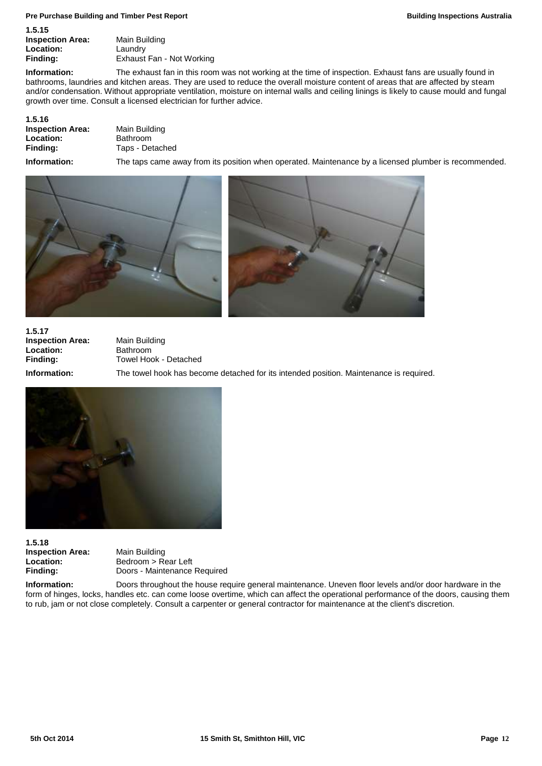**1.5.15**

**Inspection Area:** Main Building
**Location:** Laundry
**Finding:** Exhaust Fan - Not Working

**Information:** The exhaust fan in this room was not working at the time of inspection. Exhaust fans are usually found in bathrooms, laundries and kitchen areas. They are used to reduce the overall moisture content of areas that are affected by steam and/or condensation. Without appropriate ventilation, moisture on internal walls and ceiling linings is likely to cause mould and fungal growth over time. Consult a licensed electrician for further advice.

**1.5.16**

**Inspection Area:** Main Building
**Location:** Bathroom
**Finding:** Taps - Detached

**Information:** The taps came away from its position when operated. Maintenance by a licensed plumber is recommended.

**1.5.17**

**Inspection Area:** Main Building
**Location:** Bathroom
**Finding:** Towel Hook - Detached

**Information:** The towel hook has become detached for its intended position. Maintenance is required.

**1.5.18**

**Inspection Area:** Main Building
**Location:** Bedroom > Rear Left
**Finding:** Doors - Maintenance Required

**Information:** Doors throughout the house require general maintenance. Uneven floor levels and/or door hardware in the form of hinges, locks, handles etc. can come loose overtime, which can affect the operational performance of the doors, causing them to rub, jam or not close completely. Consult a carpenter or general contractor for maintenance at the client's discretion.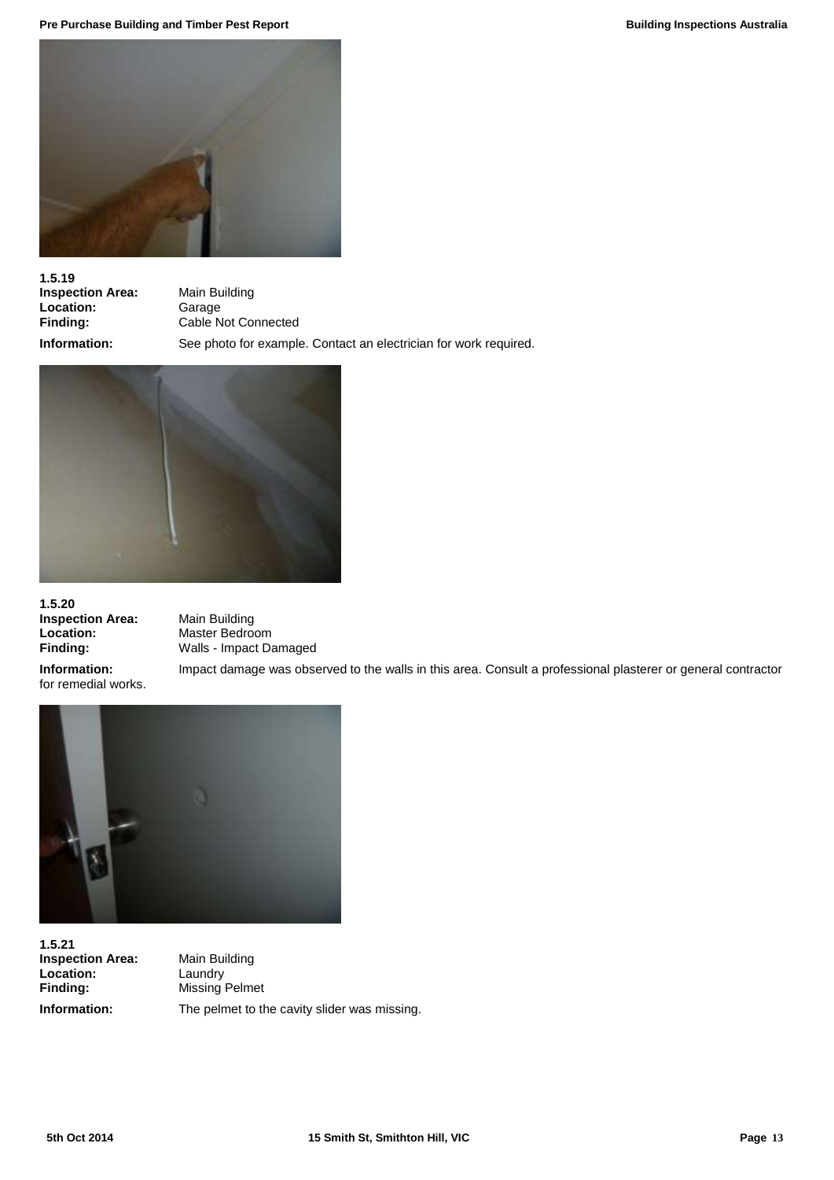**1.5.19**

**Inspection Area:** Main Building
**Location:** Garage
**Finding:** Cable Not Connected
**Information:** See photo for example. Contact an electrician for work required.

**1.5.20**

**Inspection Area:** Main Building
**Location:** Master Bedroom
**Finding:** Walls - Impact Damaged
**Information:** Impact damage was observed to the walls in this area. Consult a professional plasterer or general contractor for remedial works.

**1.5.21**

**Inspection Area:** Main Building
**Location:** Laundry
**Finding:** Missing Pelmet
**Information:** The pelmet to the cavity slider was missing.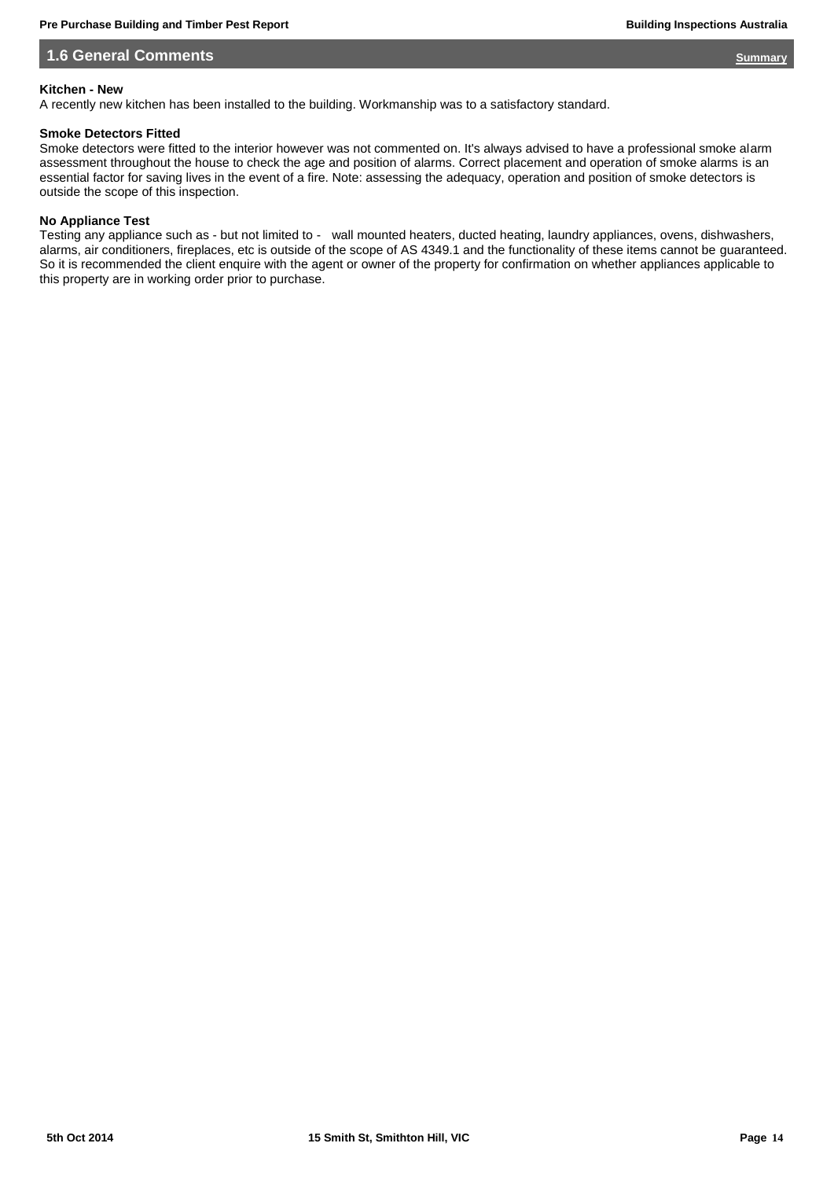## 1.6 General Comments

Summary

**Kitchen - New**

A recently new kitchen has been installed to the building. Workmanship was to a satisfactory standard.

**Smoke Detectors Fitted**

Smoke detectors were fitted to the interior however was not commented on. It's always advised to have a professional smoke alarm assessment throughout the house to check the age and position of alarms. Correct placement and operation of smoke alarms is an essential factor for saving lives in the event of a fire. Note: assessing the adequacy, operation and position of smoke detectors is outside the scope of this inspection.

**No Appliance Test**

Testing any appliance such as - but not limited to - wall mounted heaters, ducted heating, laundry appliances, ovens, dishwashers, alarms, air conditioners, fireplaces, etc is outside of the scope of AS 4349.1 and the functionality of these items cannot be guaranteed. So it is recommended the client enquire with the agent or owner of the property for confirmation on whether appliances applicable to this property are in working order prior to purchase.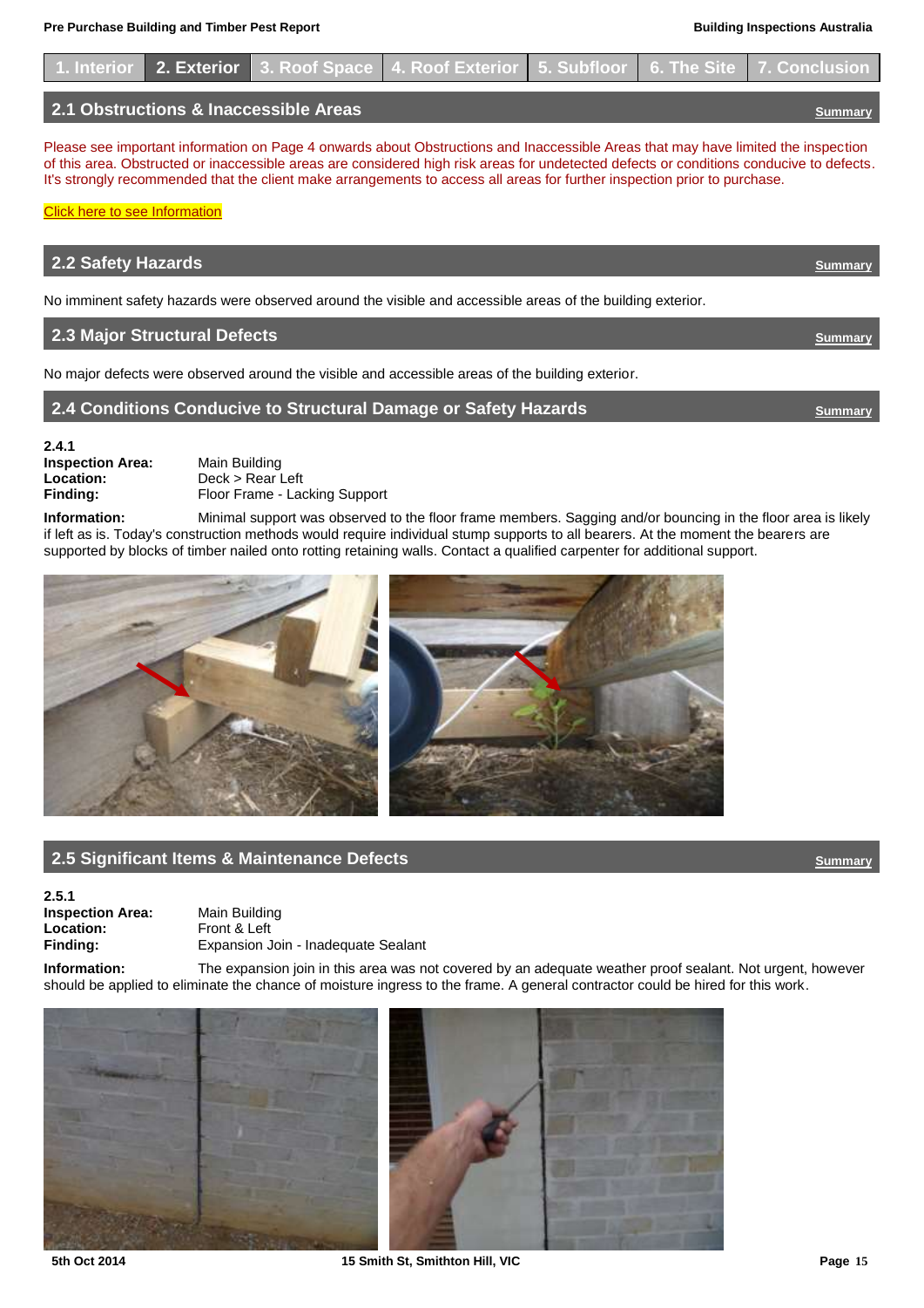1. Interior | **2. Exterior** | 3. Roof Space | 4. Roof Exterior | 5. Subfloor | 6. The Site | 7. Conclusion

## 2.1 Obstructions & Inaccessible Areas

Summary

Please see important information on Page 4 onwards about Obstructions and Inaccessible Areas that may have limited the inspection of this area. Obstructed or inaccessible areas are considered high risk areas for undetected defects or conditions conducive to defects. It's strongly recommended that the client make arrangements to access all areas for further inspection prior to purchase.

Click here to see Information

## 2.2 Safety Hazards

Summary

No imminent safety hazards were observed around the visible and accessible areas of the building exterior.

## 2.3 Major Structural Defects

Summary

No major defects were observed around the visible and accessible areas of the building exterior.

## 2.4 Conditions Conducive to Structural Damage or Safety Hazards

Summary

**2.4.1**

**Inspection Area:** Main Building
**Location:** Deck > Rear Left
**Finding:** Floor Frame - Lacking Support

**Information:** Minimal support was observed to the floor frame members. Sagging and/or bouncing in the floor area is likely if left as is. Today's construction methods would require individual stump supports to all bearers. At the moment the bearers are supported by blocks of timber nailed onto rotting retaining walls. Contact a qualified carpenter for additional support.

## 2.5 Significant Items & Maintenance Defects

Summary

**2.5.1**

**Inspection Area:** Main Building
**Location:** Front & Left
**Finding:** Expansion Join - Inadequate Sealant

**Information:** The expansion join in this area was not covered by an adequate weather proof sealant. Not urgent, however should be applied to eliminate the chance of moisture ingress to the frame. A general contractor could be hired for this work.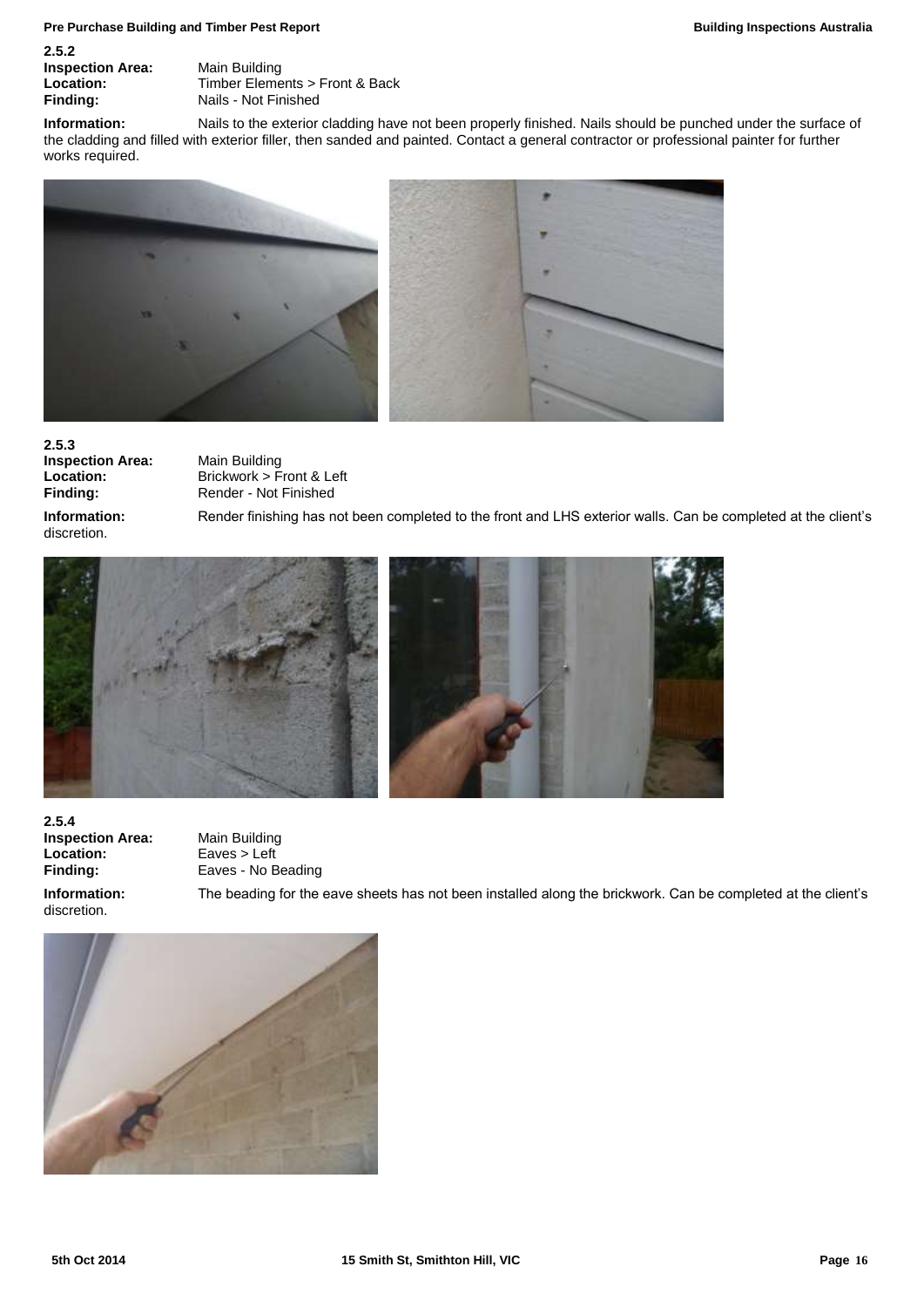**2.5.2**

**Inspection Area:** Main Building
**Location:** Timber Elements > Front & Back
**Finding:** Nails - Not Finished

**Information:** Nails to the exterior cladding have not been properly finished. Nails should be punched under the surface of the cladding and filled with exterior filler, then sanded and painted. Contact a general contractor or professional painter for further works required.

**2.5.3**

**Inspection Area:** Main Building
**Location:** Brickwork > Front & Left
**Finding:** Render - Not Finished

**Information:** Render finishing has not been completed to the front and LHS exterior walls. Can be completed at the client's discretion.

**2.5.4**

**Inspection Area:** Main Building
**Location:** Eaves > Left
**Finding:** Eaves - No Beading

**Information:** The beading for the eave sheets has not been installed along the brickwork. Can be completed at the client's discretion.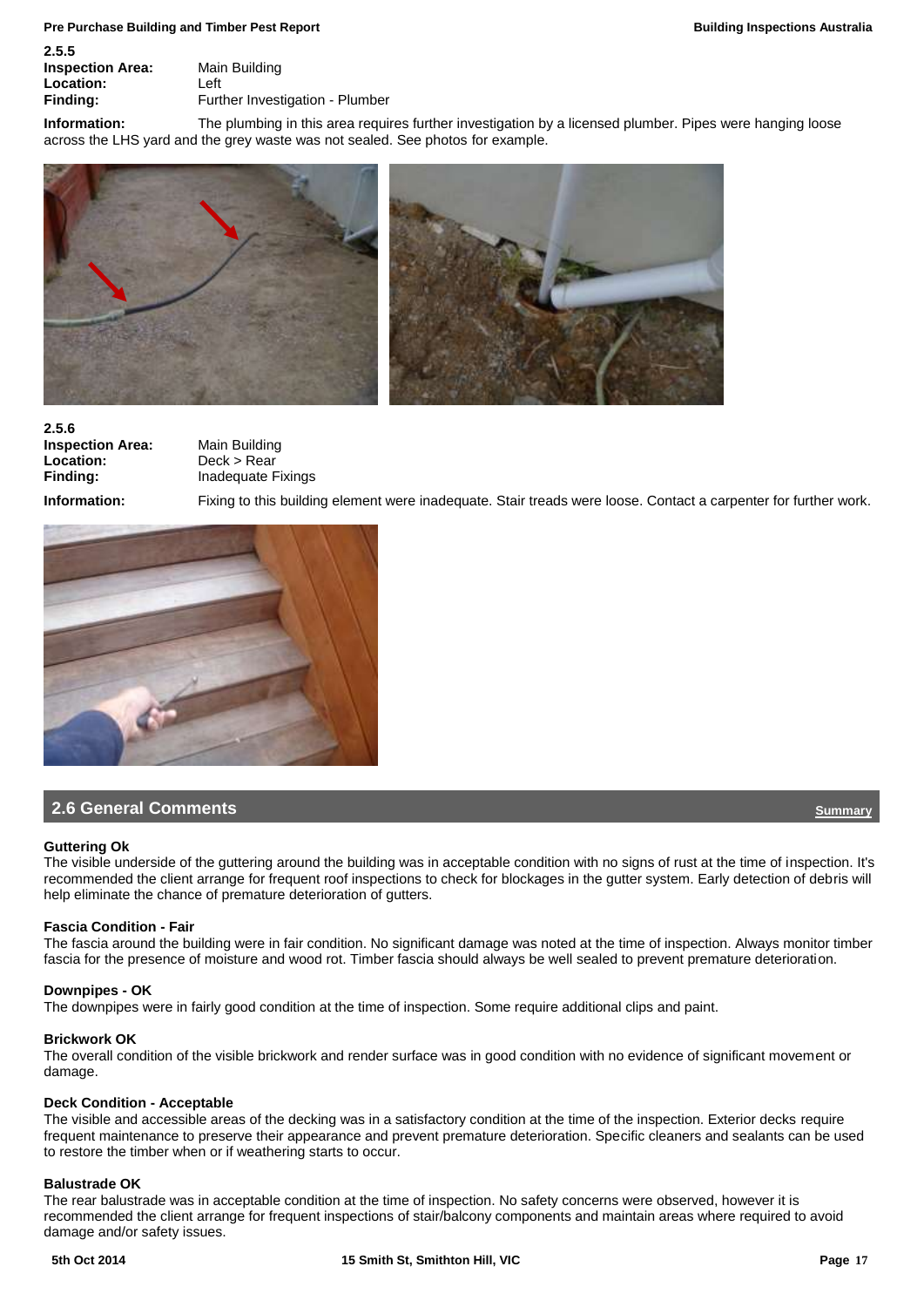**2.5.5**

**Inspection Area:** Main Building
**Location:** Left
**Finding:** Further Investigation - Plumber

**Information:** The plumbing in this area requires further investigation by a licensed plumber. Pipes were hanging loose across the LHS yard and the grey waste was not sealed. See photos for example.

**2.5.6**

**Inspection Area:** Main Building
**Location:** Deck > Rear
**Finding:** Inadequate Fixings

**Information:** Fixing to this building element were inadequate. Stair treads were loose. Contact a carpenter for further work.

## 2.6 General Comments

Summary

**Guttering Ok**

The visible underside of the guttering around the building was in acceptable condition with no signs of rust at the time of inspection. It's recommended the client arrange for frequent roof inspections to check for blockages in the gutter system. Early detection of debris will help eliminate the chance of premature deterioration of gutters.

**Fascia Condition - Fair**

The fascia around the building were in fair condition. No significant damage was noted at the time of inspection. Always monitor timber fascia for the presence of moisture and wood rot. Timber fascia should always be well sealed to prevent premature deterioration.

**Downpipes - OK**

The downpipes were in fairly good condition at the time of inspection. Some require additional clips and paint.

**Brickwork OK**

The overall condition of the visible brickwork and render surface was in good condition with no evidence of significant movement or damage.

**Deck Condition - Acceptable**

The visible and accessible areas of the decking was in a satisfactory condition at the time of the inspection. Exterior decks require frequent maintenance to preserve their appearance and prevent premature deterioration. Specific cleaners and sealants can be used to restore the timber when or if weathering starts to occur.

**Balustrade OK**

The rear balustrade was in acceptable condition at the time of inspection. No safety concerns were observed, however it is recommended the client arrange for frequent inspections of stair/balcony components and maintain areas where required to avoid damage and/or safety issues.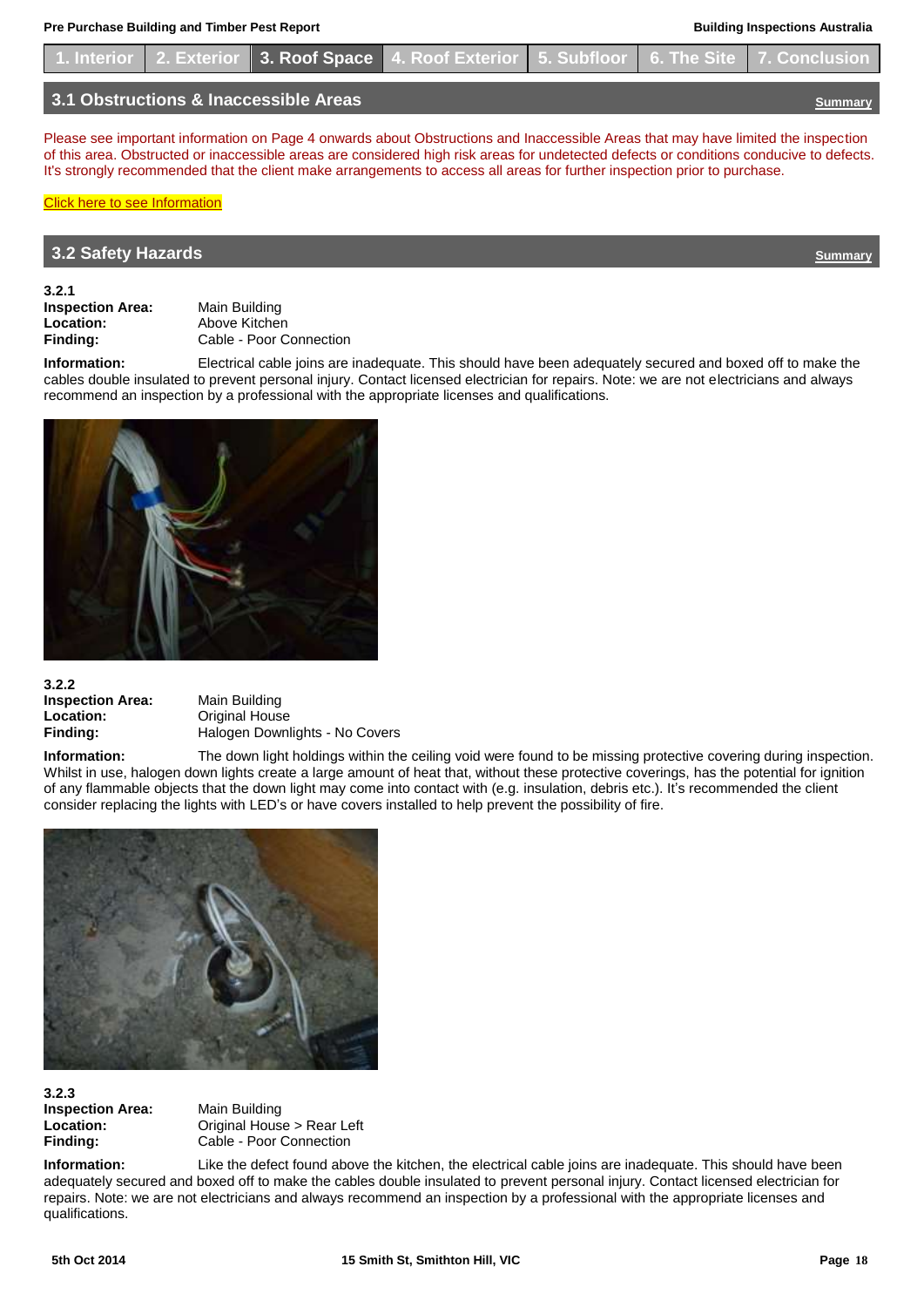1. Interior | 2. Exterior | 3. Roof Space | 4. Roof Exterior | 5. Subfloor | 6. The Site | 7. Conclusion

## 3.1 Obstructions & Inaccessible Areas

Summary

Please see important information on Page 4 onwards about Obstructions and Inaccessible Areas that may have limited the inspection of this area. Obstructed or inaccessible areas are considered high risk areas for undetected defects or conditions conducive to defects. It's strongly recommended that the client make arrangements to access all areas for further inspection prior to purchase.

Click here to see Information

## 3.2 Safety Hazards

Summary

**3.2.1**
**Inspection Area:** Main Building
**Location:** Above Kitchen
**Finding:** Cable - Poor Connection

**Information:** Electrical cable joins are inadequate. This should have been adequately secured and boxed off to make the cables double insulated to prevent personal injury. Contact licensed electrician for repairs. Note: we are not electricians and always recommend an inspection by a professional with the appropriate licenses and qualifications.

**3.2.2**
**Inspection Area:** Main Building
**Location:** Original House
**Finding:** Halogen Downlights - No Covers

**Information:** The down light holdings within the ceiling void were found to be missing protective covering during inspection. Whilst in use, halogen down lights create a large amount of heat that, without these protective coverings, has the potential for ignition of any flammable objects that the down light may come into contact with (e.g. insulation, debris etc.). It's recommended the client consider replacing the lights with LED's or have covers installed to help prevent the possibility of fire.

**3.2.3**
**Inspection Area:** Main Building
**Location:** Original House > Rear Left
**Finding:** Cable - Poor Connection

**Information:** Like the defect found above the kitchen, the electrical cable joins are inadequate. This should have been adequately secured and boxed off to make the cables double insulated to prevent personal injury. Contact licensed electrician for repairs. Note: we are not electricians and always recommend an inspection by a professional with the appropriate licenses and qualifications.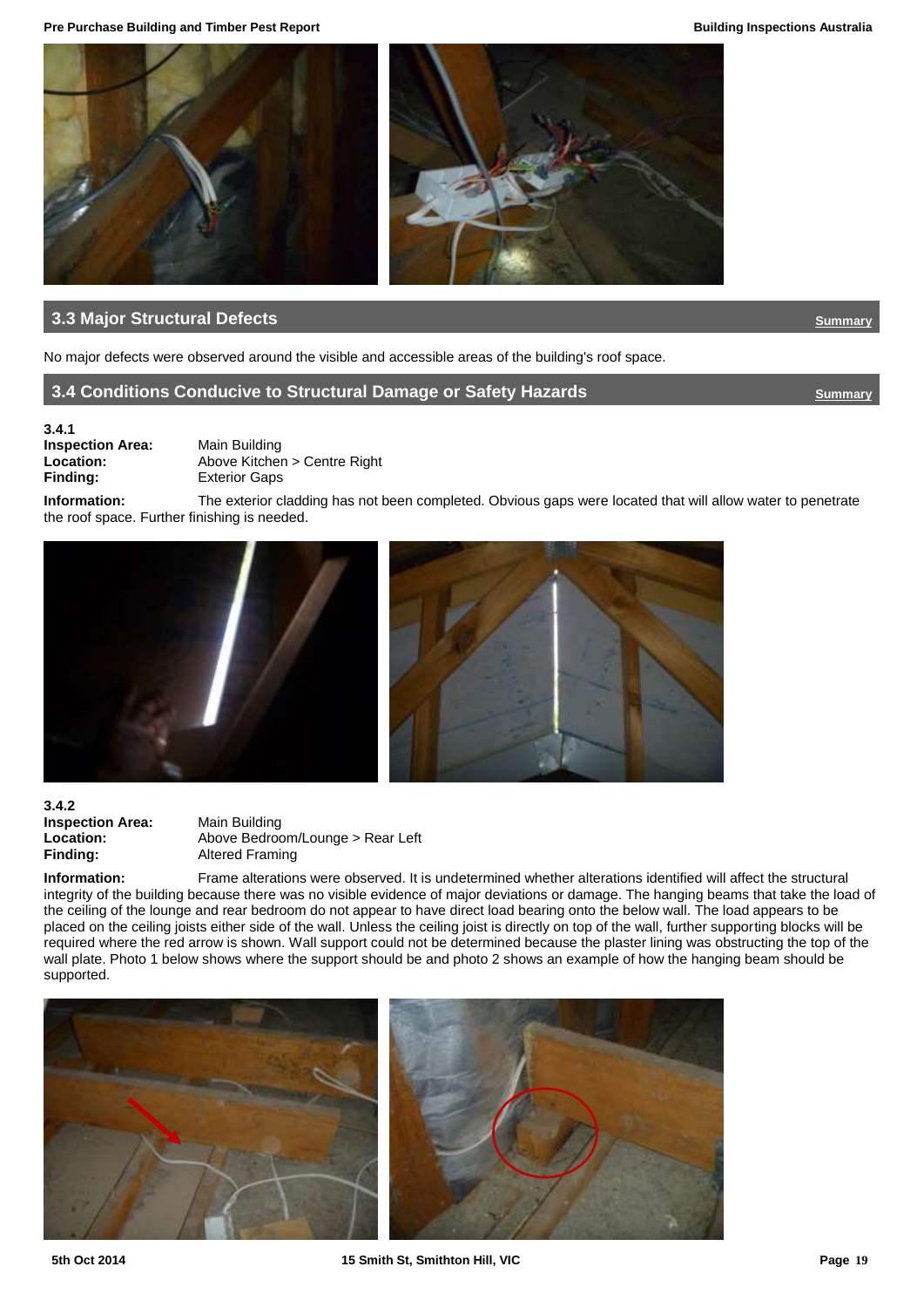## 3.3 Major Structural Defects

[Summary]

No major defects were observed around the visible and accessible areas of the building's roof space.

## 3.4 Conditions Conducive to Structural Damage or Safety Hazards

[Summary]

**3.4.1**

**Inspection Area:** Main Building
**Location:** Above Kitchen > Centre Right
**Finding:** Exterior Gaps

**Information:** The exterior cladding has not been completed. Obvious gaps were located that will allow water to penetrate the roof space. Further finishing is needed.

**3.4.2**

**Inspection Area:** Main Building
**Location:** Above Bedroom/Lounge > Rear Left
**Finding:** Altered Framing

**Information:** Frame alterations were observed. It is undetermined whether alterations identified will affect the structural integrity of the building because there was no visible evidence of major deviations or damage. The hanging beams that take the load of the ceiling of the lounge and rear bedroom do not appear to have direct load bearing onto the below wall. The load appears to be placed on the ceiling joists either side of the wall. Unless the ceiling joist is directly on top of the wall, further supporting blocks will be required where the red arrow is shown. Wall support could not be determined because the plaster lining was obstructing the top of the wall plate. Photo 1 below shows where the support should be and photo 2 shows an example of how the hanging beam should be supported.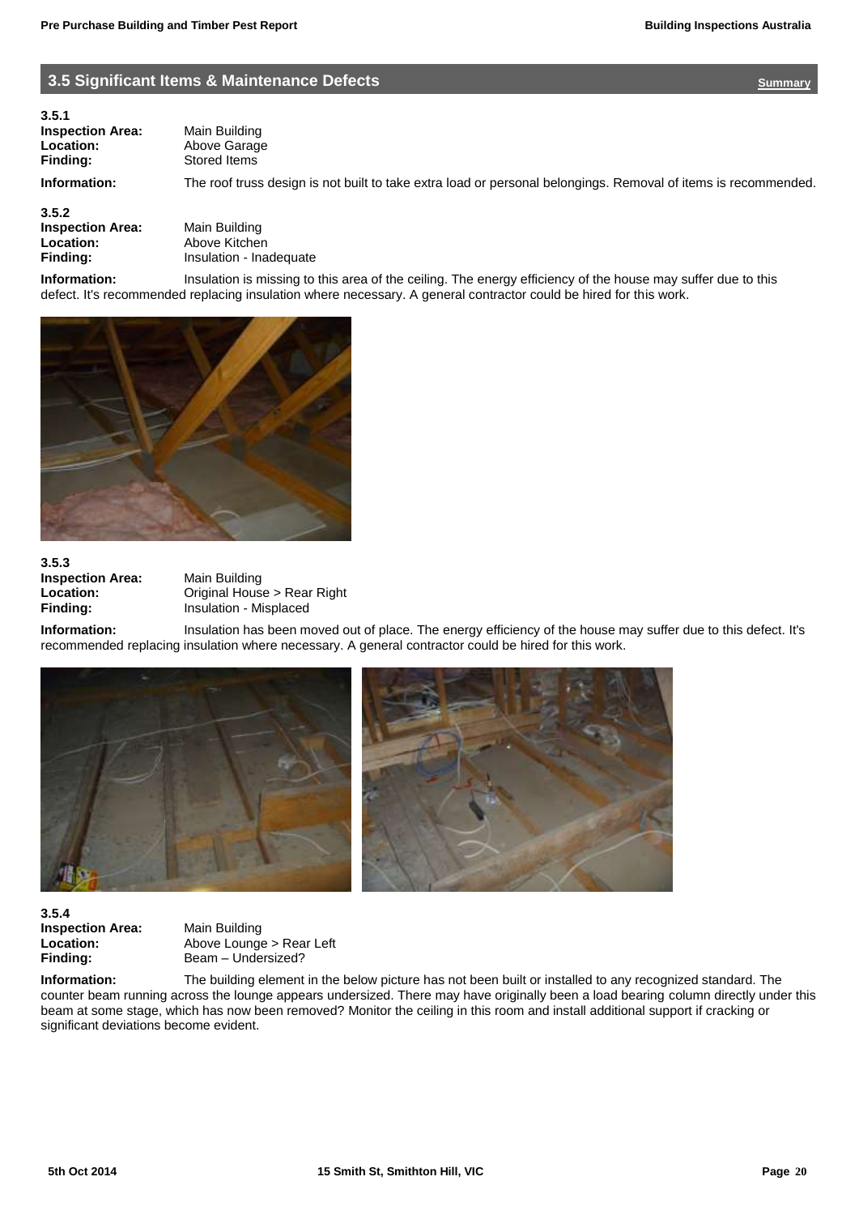## 3.5 Significant Items & Maintenance Defects

Summary

**3.5.1**

**Inspection Area:** Main Building
**Location:** Above Garage
**Finding:** Stored Items

**Information:** The roof truss design is not built to take extra load or personal belongings. Removal of items is recommended.

**3.5.2**

**Inspection Area:** Main Building
**Location:** Above Kitchen
**Finding:** Insulation - Inadequate

**Information:** Insulation is missing to this area of the ceiling. The energy efficiency of the house may suffer due to this defect. It's recommended replacing insulation where necessary. A general contractor could be hired for this work.

**3.5.3**

**Inspection Area:** Main Building
**Location:** Original House > Rear Right
**Finding:** Insulation - Misplaced

**Information:** Insulation has been moved out of place. The energy efficiency of the house may suffer due to this defect. It's recommended replacing insulation where necessary. A general contractor could be hired for this work.

**3.5.4**

**Inspection Area:** Main Building
**Location:** Above Lounge > Rear Left
**Finding:** Beam – Undersized?

**Information:** The building element in the below picture has not been built or installed to any recognized standard. The counter beam running across the lounge appears undersized. There may have originally been a load bearing column directly under this beam at some stage, which has now been removed? Monitor the ceiling in this room and install additional support if cracking or significant deviations become evident.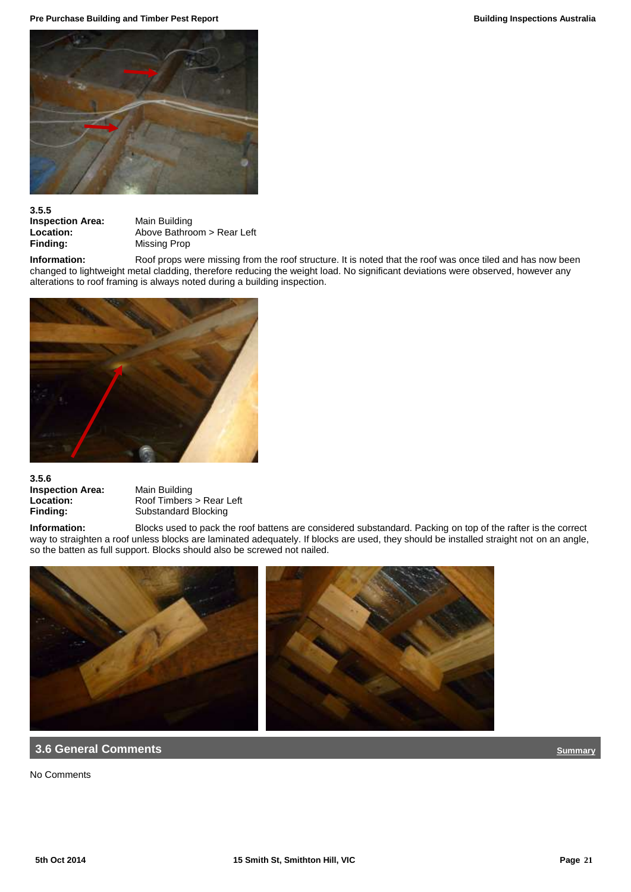**3.5.5**

**Inspection Area:** Main Building
**Location:** Above Bathroom > Rear Left
**Finding:** Missing Prop

**Information:** Roof props were missing from the roof structure. It is noted that the roof was once tiled and has now been changed to lightweight metal cladding, therefore reducing the weight load. No significant deviations were observed, however any alterations to roof framing is always noted during a building inspection.

**3.5.6**

**Inspection Area:** Main Building
**Location:** Roof Timbers > Rear Left
**Finding:** Substandard Blocking

**Information:** Blocks used to pack the roof battens are considered substandard. Packing on top of the rafter is the correct way to straighten a roof unless blocks are laminated adequately. If blocks are used, they should be installed straight not on an angle, so the batten as full support. Blocks should also be screwed not nailed.

## 3.6 General Comments

Summary

No Comments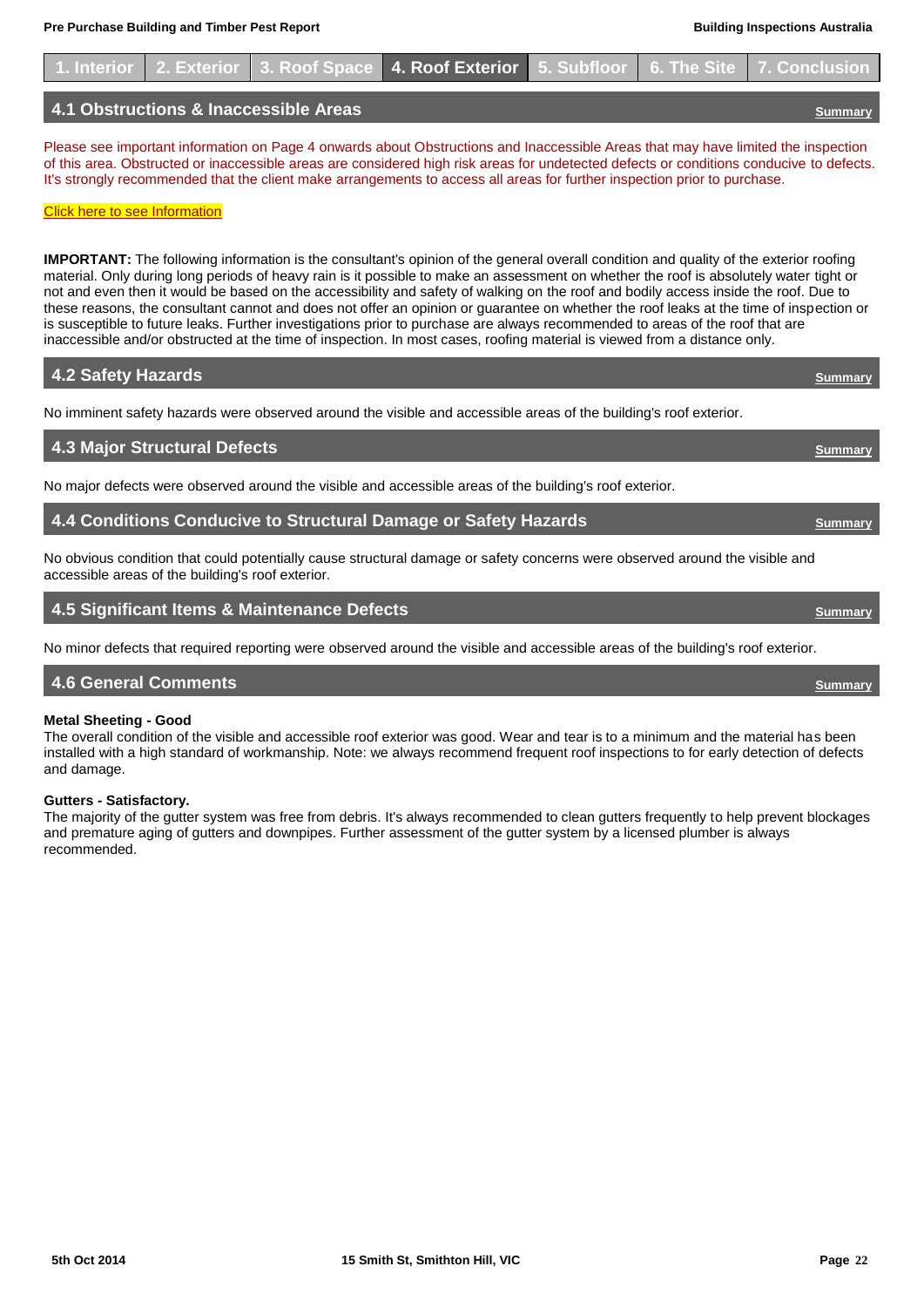1. Interior | 2. Exterior | 3. Roof Space | 4. Roof Exterior | 5. Subfloor | 6. The Site | 7. Conclusion

## 4.1 Obstructions & Inaccessible Areas

Summary

Please see important information on Page 4 onwards about Obstructions and Inaccessible Areas that may have limited the inspection of this area. Obstructed or inaccessible areas are considered high risk areas for undetected defects or conditions conducive to defects. It's strongly recommended that the client make arrangements to access all areas for further inspection prior to purchase.

Click here to see Information

**IMPORTANT:** The following information is the consultant's opinion of the general overall condition and quality of the exterior roofing material. Only during long periods of heavy rain is it possible to make an assessment on whether the roof is absolutely water tight or not and even then it would be based on the accessibility and safety of walking on the roof and bodily access inside the roof. Due to these reasons, the consultant cannot and does not offer an opinion or guarantee on whether the roof leaks at the time of inspection or is susceptible to future leaks. Further investigations prior to purchase are always recommended to areas of the roof that are inaccessible and/or obstructed at the time of inspection. In most cases, roofing material is viewed from a distance only.

## 4.2 Safety Hazards

Summary

No imminent safety hazards were observed around the visible and accessible areas of the building's roof exterior.

## 4.3 Major Structural Defects

Summary

No major defects were observed around the visible and accessible areas of the building's roof exterior.

## 4.4 Conditions Conducive to Structural Damage or Safety Hazards

Summary

No obvious condition that could potentially cause structural damage or safety concerns were observed around the visible and accessible areas of the building's roof exterior.

## 4.5 Significant Items & Maintenance Defects

Summary

No minor defects that required reporting were observed around the visible and accessible areas of the building's roof exterior.

## 4.6 General Comments

Summary

**Metal Sheeting - Good**
The overall condition of the visible and accessible roof exterior was good. Wear and tear is to a minimum and the material has been installed with a high standard of workmanship. Note: we always recommend frequent roof inspections to for early detection of defects and damage.

**Gutters - Satisfactory.**
The majority of the gutter system was free from debris. It's always recommended to clean gutters frequently to help prevent blockages and premature aging of gutters and downpipes. Further assessment of the gutter system by a licensed plumber is always recommended.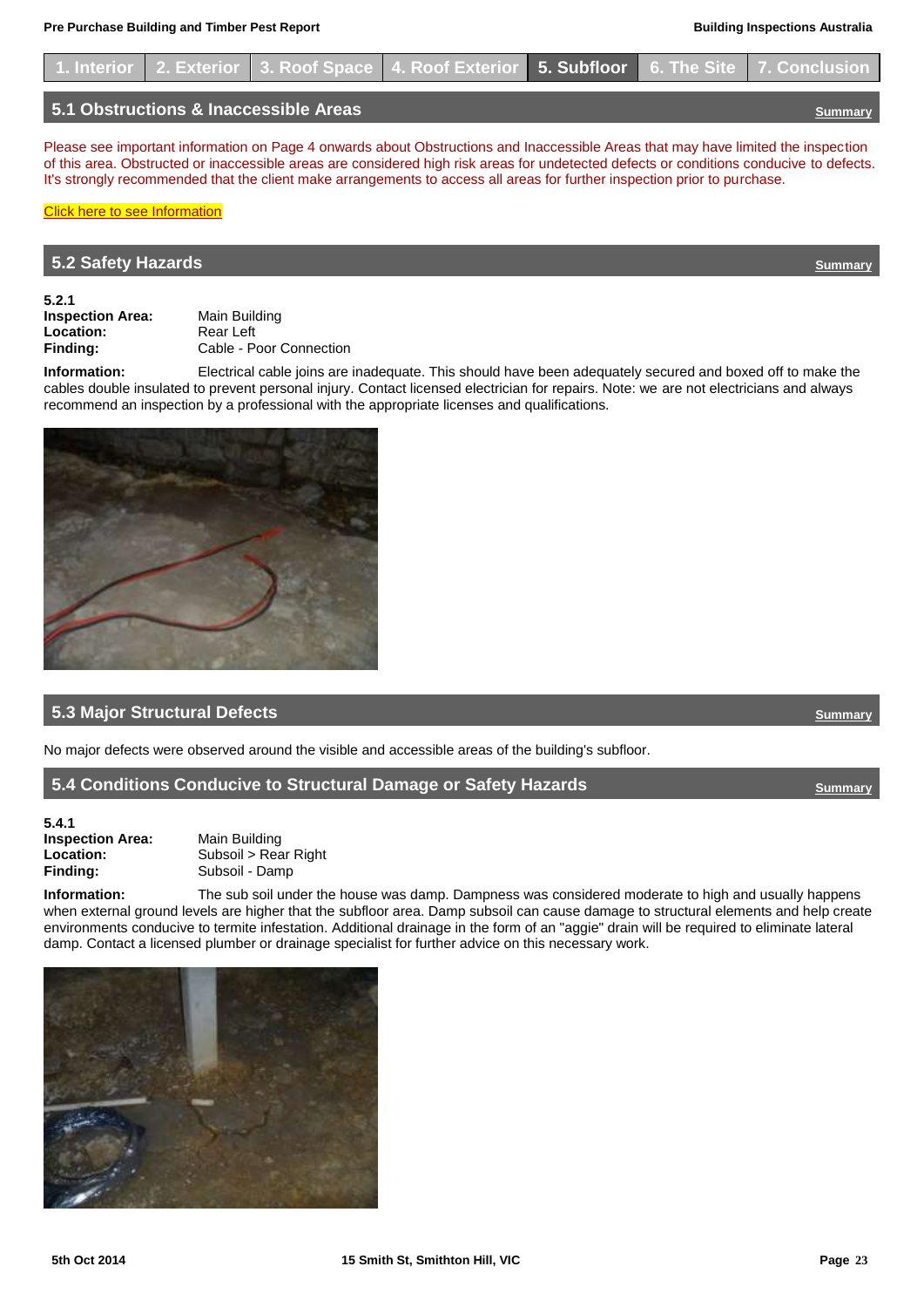1. Interior | 2. Exterior | 3. Roof Space | 4. Roof Exterior | 5. Subfloor | 6. The Site | 7. Conclusion

## 5.1 Obstructions & Inaccessible Areas

Summary

Please see important information on Page 4 onwards about Obstructions and Inaccessible Areas that may have limited the inspection of this area. Obstructed or inaccessible areas are considered high risk areas for undetected defects or conditions conducive to defects. It's strongly recommended that the client make arrangements to access all areas for further inspection prior to purchase.

Click here to see Information

## 5.2 Safety Hazards

Summary

**5.2.1**
**Inspection Area:** Main Building
**Location:** Rear Left
**Finding:** Cable - Poor Connection

**Information:** Electrical cable joins are inadequate. This should have been adequately secured and boxed off to make the cables double insulated to prevent personal injury. Contact licensed electrician for repairs. Note: we are not electricians and always recommend an inspection by a professional with the appropriate licenses and qualifications.

## 5.3 Major Structural Defects

Summary

No major defects were observed around the visible and accessible areas of the building's subfloor.

## 5.4 Conditions Conducive to Structural Damage or Safety Hazards

Summary

**5.4.1**
**Inspection Area:** Main Building
**Location:** Subsoil > Rear Right
**Finding:** Subsoil - Damp

**Information:** The sub soil under the house was damp. Dampness was considered moderate to high and usually happens when external ground levels are higher that the subfloor area. Damp subsoil can cause damage to structural elements and help create environments conducive to termite infestation. Additional drainage in the form of an "aggie" drain will be required to eliminate lateral damp. Contact a licensed plumber or drainage specialist for further advice on this necessary work.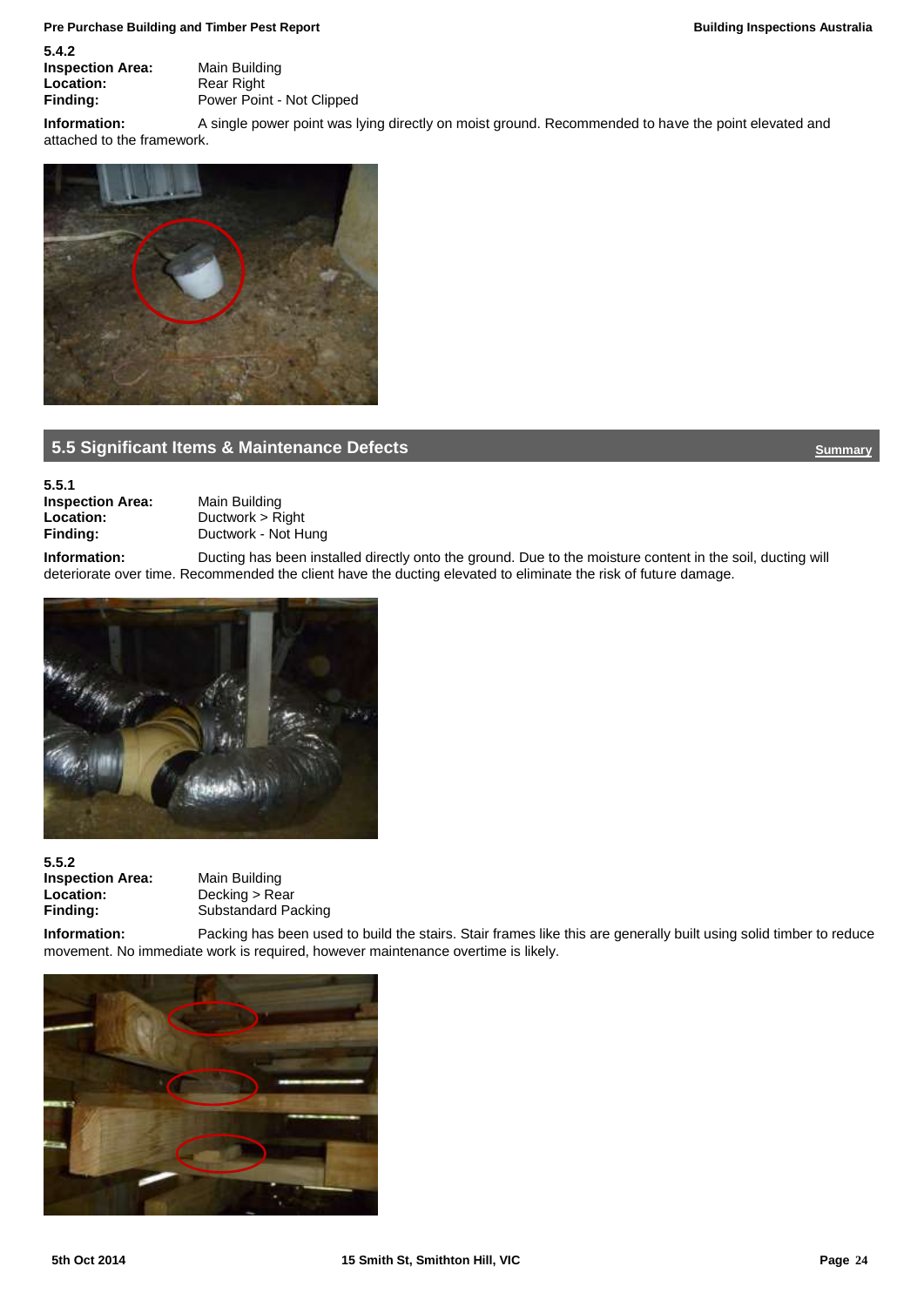**5.4.2**

**Inspection Area:** Main Building
**Location:** Rear Right
**Finding:** Power Point - Not Clipped

**Information:** A single power point was lying directly on moist ground. Recommended to have the point elevated and attached to the framework.

## 5.5 Significant Items & Maintenance Defects

Summary

**5.5.1**

**Inspection Area:** Main Building
**Location:** Ductwork > Right
**Finding:** Ductwork - Not Hung

**Information:** Ducting has been installed directly onto the ground. Due to the moisture content in the soil, ducting will deteriorate over time. Recommended the client have the ducting elevated to eliminate the risk of future damage.

**5.5.2**

**Inspection Area:** Main Building
**Location:** Decking > Rear
**Finding:** Substandard Packing

**Information:** Packing has been used to build the stairs. Stair frames like this are generally built using solid timber to reduce movement. No immediate work is required, however maintenance overtime is likely.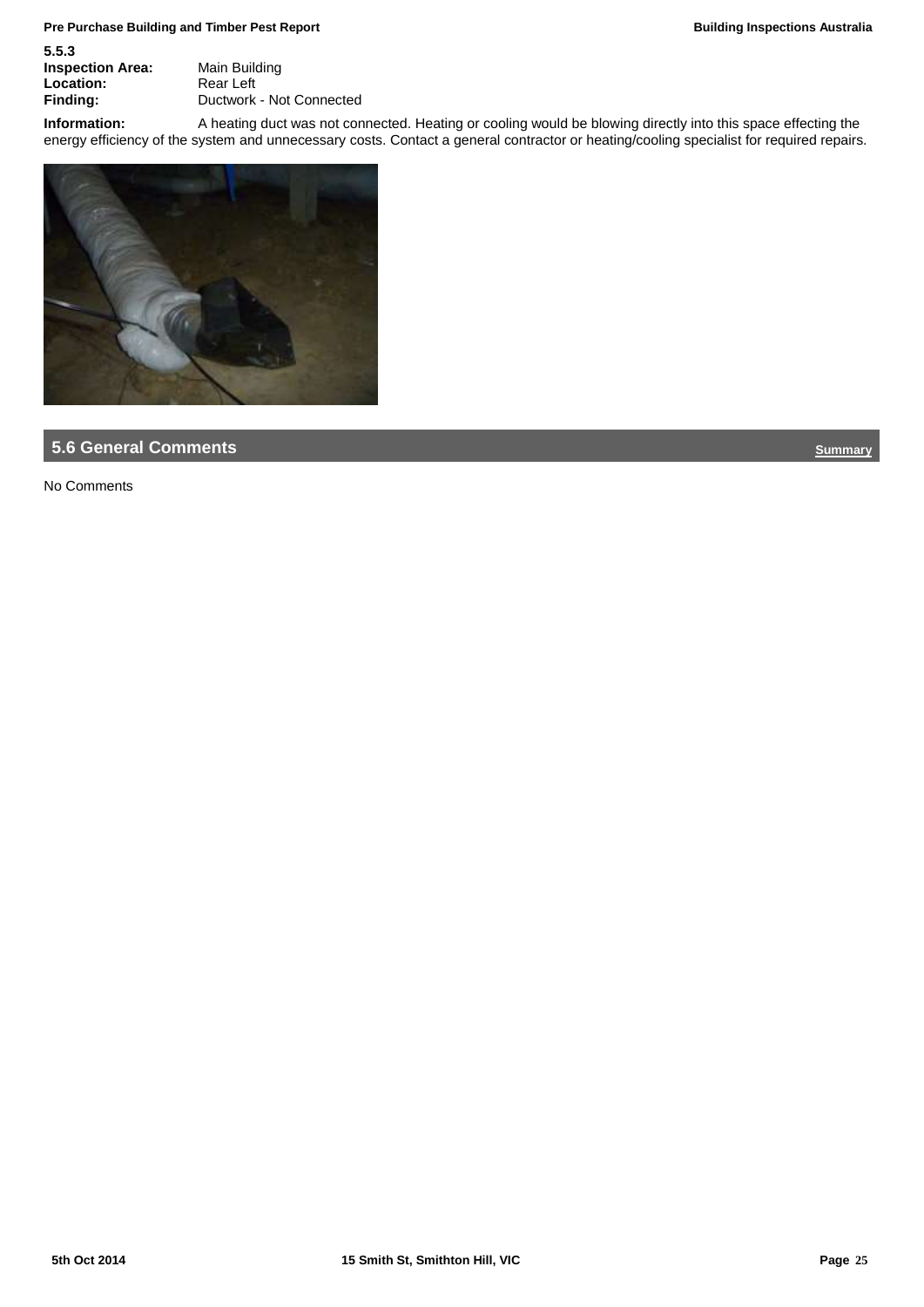**5.5.3**

**Inspection Area:** Main Building
**Location:** Rear Left
**Finding:** Ductwork - Not Connected

**Information:** A heating duct was not connected. Heating or cooling would be blowing directly into this space effecting the energy efficiency of the system and unnecessary costs. Contact a general contractor or heating/cooling specialist for required repairs.

## 5.6 General Comments

Summary

No Comments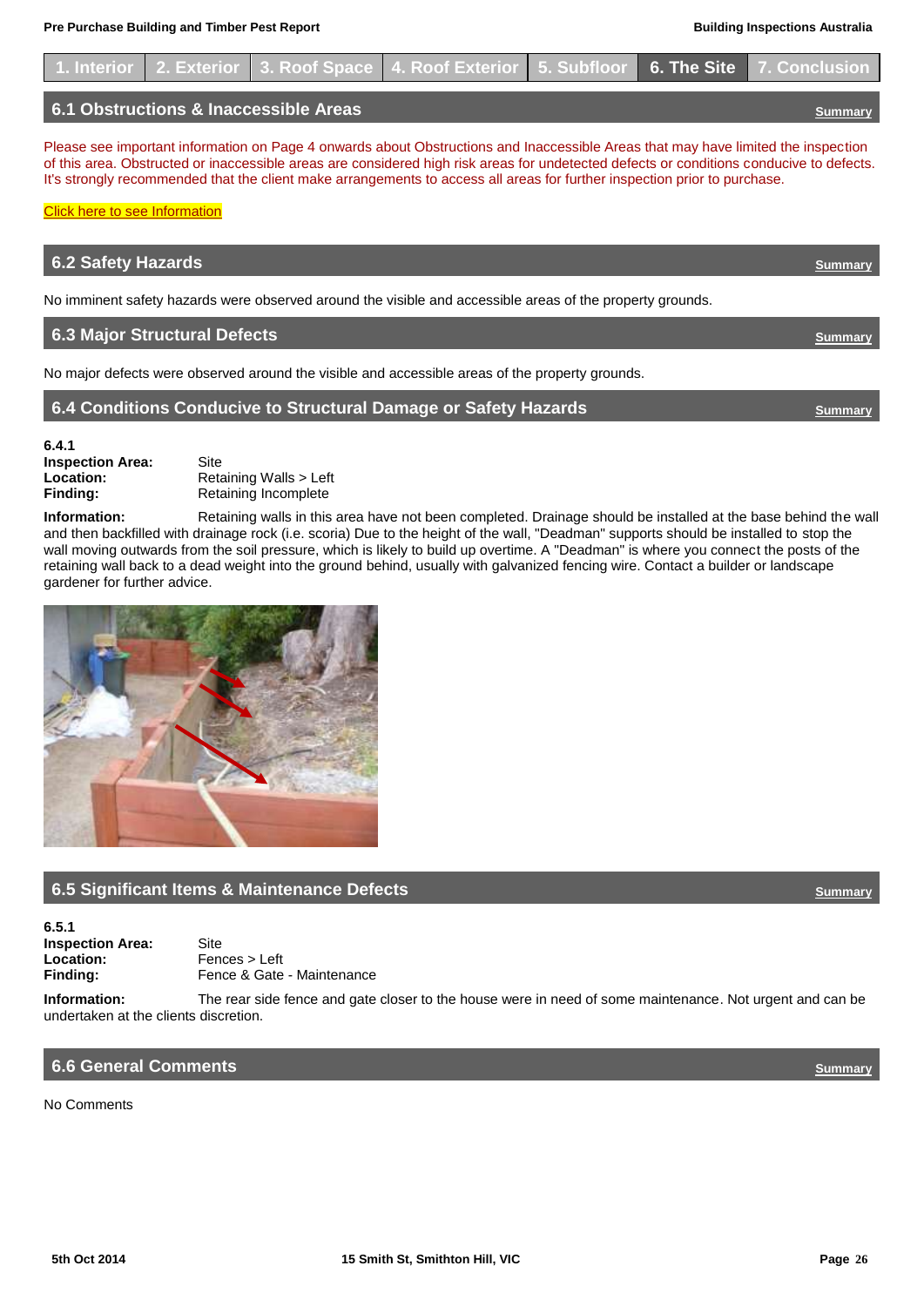1. Interior | 2. Exterior | 3. Roof Space | 4. Roof Exterior | 5. Subfloor | 6. The Site | 7. Conclusion

## 6.1 Obstructions & Inaccessible Areas

Summary

Please see important information on Page 4 onwards about Obstructions and Inaccessible Areas that may have limited the inspection of this area. Obstructed or inaccessible areas are considered high risk areas for undetected defects or conditions conducive to defects. It's strongly recommended that the client make arrangements to access all areas for further inspection prior to purchase.

Click here to see Information

## 6.2 Safety Hazards

Summary

No imminent safety hazards were observed around the visible and accessible areas of the property grounds.

## 6.3 Major Structural Defects

Summary

No major defects were observed around the visible and accessible areas of the property grounds.

## 6.4 Conditions Conducive to Structural Damage or Safety Hazards

Summary

**6.4.1**
**Inspection Area:** Site
**Location:** Retaining Walls > Left
**Finding:** Retaining Incomplete

**Information:** Retaining walls in this area have not been completed. Drainage should be installed at the base behind the wall and then backfilled with drainage rock (i.e. scoria) Due to the height of the wall, "Deadman" supports should be installed to stop the wall moving outwards from the soil pressure, which is likely to build up overtime. A "Deadman" is where you connect the posts of the retaining wall back to a dead weight into the ground behind, usually with galvanized fencing wire. Contact a builder or landscape gardener for further advice.

## 6.5 Significant Items & Maintenance Defects

Summary

**6.5.1**
**Inspection Area:** Site
**Location:** Fences > Left
**Finding:** Fence & Gate - Maintenance

**Information:** The rear side fence and gate closer to the house were in need of some maintenance. Not urgent and can be undertaken at the clients discretion.

## 6.6 General Comments

Summary

No Comments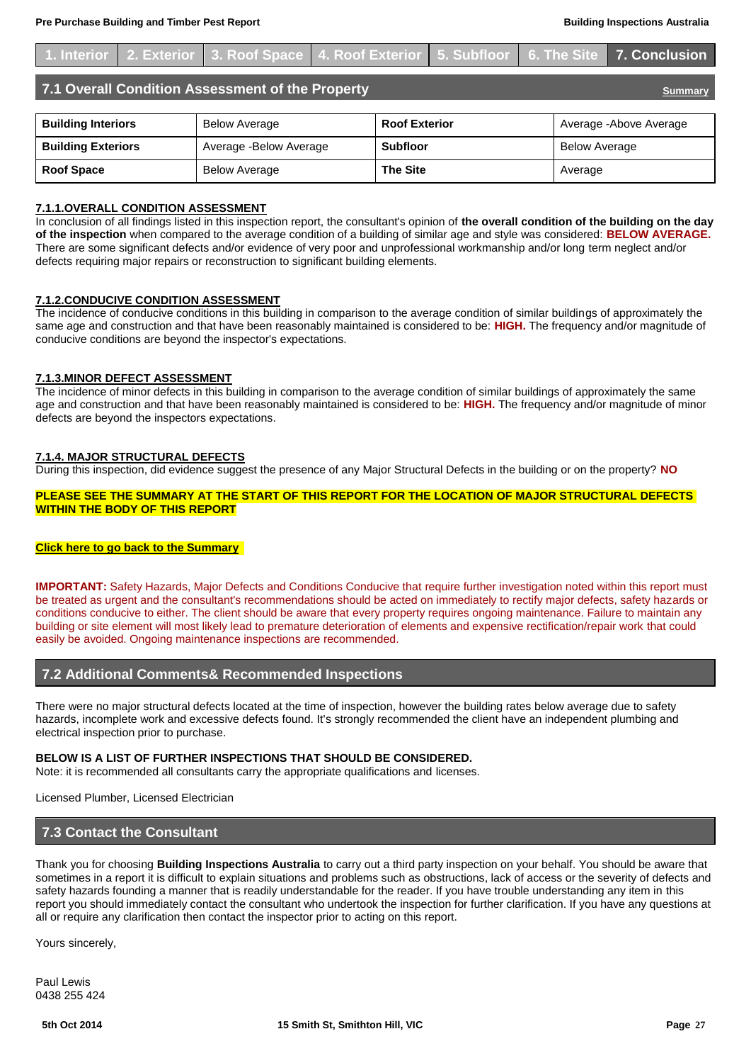1. Interior | 2. Exterior | 3. Roof Space | 4. Roof Exterior | 5. Subfloor | 6. The Site | 7. Conclusion

## 7.1 Overall Condition Assessment of the Property

Summary

| Building Interiors | Below Average | Roof Exterior | Average -Above Average |
|---|---|---|---|
| Building Exteriors | Average -Below Average | Subfloor | Below Average |
| Roof Space | Below Average | The Site | Average |

### 7.1.1.OVERALL CONDITION ASSESSMENT

In conclusion of all findings listed in this inspection report, the consultant's opinion of **the overall condition of the building on the day of the inspection** when compared to the average condition of a building of similar age and style was considered: **BELOW AVERAGE.** There are some significant defects and/or evidence of very poor and unprofessional workmanship and/or long term neglect and/or defects requiring major repairs or reconstruction to significant building elements.

### 7.1.2.CONDUCIVE CONDITION ASSESSMENT

The incidence of conducive conditions in this building in comparison to the average condition of similar buildings of approximately the same age and construction and that have been reasonably maintained is considered to be: **HIGH.** The frequency and/or magnitude of conducive conditions are beyond the inspector's expectations.

### 7.1.3.MINOR DEFECT ASSESSMENT

The incidence of minor defects in this building in comparison to the average condition of similar buildings of approximately the same age and construction and that have been reasonably maintained is considered to be: **HIGH.** The frequency and/or magnitude of minor defects are beyond the inspectors expectations.

### 7.1.4. MAJOR STRUCTURAL DEFECTS

During this inspection, did evidence suggest the presence of any Major Structural Defects in the building or on the property? **NO**

**PLEASE SEE THE SUMMARY AT THE START OF THIS REPORT FOR THE LOCATION OF MAJOR STRUCTURAL DEFECTS WITHIN THE BODY OF THIS REPORT**

**Click here to go back to the Summary**

**IMPORTANT:** Safety Hazards, Major Defects and Conditions Conducive that require further investigation noted within this report must be treated as urgent and the consultant's recommendations should be acted on immediately to rectify major defects, safety hazards or conditions conducive to either. The client should be aware that every property requires ongoing maintenance. Failure to maintain any building or site element will most likely lead to premature deterioration of elements and expensive rectification/repair work that could easily be avoided. Ongoing maintenance inspections are recommended.

## 7.2 Additional Comments& Recommended Inspections

There were no major structural defects located at the time of inspection, however the building rates below average due to safety hazards, incomplete work and excessive defects found. It's strongly recommended the client have an independent plumbing and electrical inspection prior to purchase.

**BELOW IS A LIST OF FURTHER INSPECTIONS THAT SHOULD BE CONSIDERED.**
Note: it is recommended all consultants carry the appropriate qualifications and licenses.

Licensed Plumber, Licensed Electrician

## 7.3 Contact the Consultant

Thank you for choosing **Building Inspections Australia** to carry out a third party inspection on your behalf. You should be aware that sometimes in a report it is difficult to explain situations and problems such as obstructions, lack of access or the severity of defects and safety hazards founding a manner that is readily understandable for the reader. If you have trouble understanding any item in this report you should immediately contact the consultant who undertook the inspection for further clarification. If you have any questions at all or require any clarification then contact the inspector prior to acting on this report.

Yours sincerely,

Paul Lewis
0438 255 424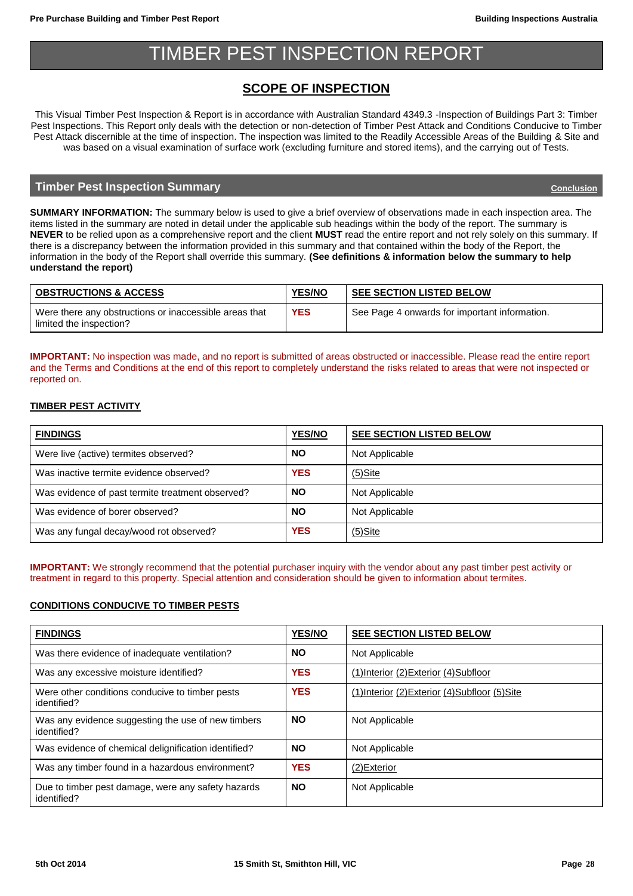# TIMBER PEST INSPECTION REPORT

## SCOPE OF INSPECTION

This Visual Timber Pest Inspection & Report is in accordance with Australian Standard 4349.3 -Inspection of Buildings Part 3: Timber Pest Inspections. This Report only deals with the detection or non-detection of Timber Pest Attack and Conditions Conducive to Timber Pest Attack discernible at the time of inspection. The inspection was limited to the Readily Accessible Areas of the Building & Site and was based on a visual examination of surface work (excluding furniture and stored items), and the carrying out of Tests.

## Timber Pest Inspection Summary

Conclusion

**SUMMARY INFORMATION:** The summary below is used to give a brief overview of observations made in each inspection area. The items listed in the summary are noted in detail under the applicable sub headings within the body of the report. The summary is **NEVER** to be relied upon as a comprehensive report and the client **MUST** read the entire report and not rely solely on this summary. If there is a discrepancy between the information provided in this summary and that contained within the body of the Report, the information in the body of the Report shall override this summary. **(See definitions & information below the summary to help understand the report)**

| OBSTRUCTIONS & ACCESS | YES/NO | SEE SECTION LISTED BELOW |
|---|---|---|
| Were there any obstructions or inaccessible areas that limited the inspection? | YES | See Page 4 onwards for important information. |

**IMPORTANT:** No inspection was made, and no report is submitted of areas obstructed or inaccessible. Please read the entire report and the Terms and Conditions at the end of this report to completely understand the risks related to areas that were not inspected or reported on.

**TIMBER PEST ACTIVITY**

| FINDINGS | YES/NO | SEE SECTION LISTED BELOW |
|---|---|---|
| Were live (active) termites observed? | NO | Not Applicable |
| Was inactive termite evidence observed? | YES | (5)Site |
| Was evidence of past termite treatment observed? | NO | Not Applicable |
| Was evidence of borer observed? | NO | Not Applicable |
| Was any fungal decay/wood rot observed? | YES | (5)Site |

**IMPORTANT:** We strongly recommend that the potential purchaser inquiry with the vendor about any past timber pest activity or treatment in regard to this property. Special attention and consideration should be given to information about termites.

**CONDITIONS CONDUCIVE TO TIMBER PESTS**

| FINDINGS | YES/NO | SEE SECTION LISTED BELOW |
|---|---|---|
| Was there evidence of inadequate ventilation? | NO | Not Applicable |
| Was any excessive moisture identified? | YES | (1)Interior (2)Exterior (4)Subfloor |
| Were other conditions conducive to timber pests identified? | YES | (1)Interior (2)Exterior (4)Subfloor (5)Site |
| Was any evidence suggesting the use of new timbers identified? | NO | Not Applicable |
| Was evidence of chemical delignification identified? | NO | Not Applicable |
| Was any timber found in a hazardous environment? | YES | (2)Exterior |
| Due to timber pest damage, were any safety hazards identified? | NO | Not Applicable |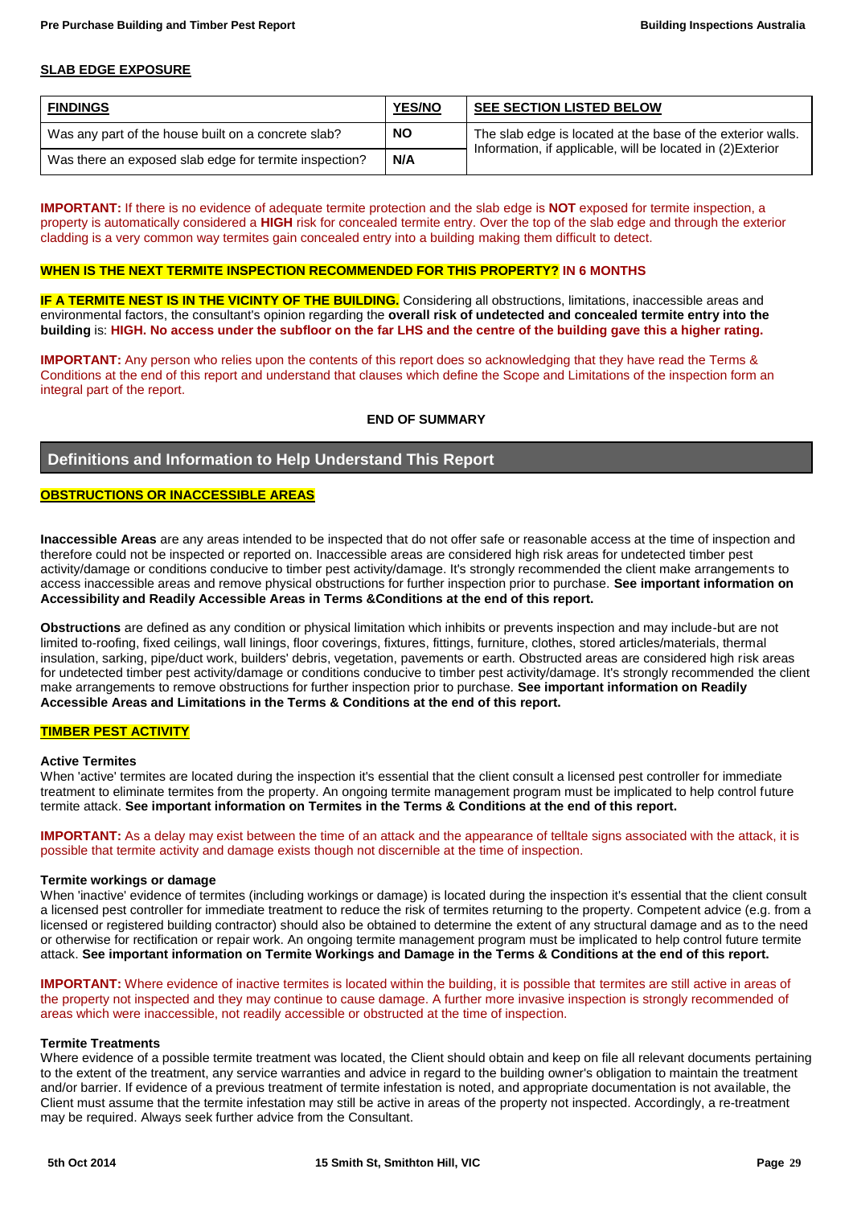## SLAB EDGE EXPOSURE

| FINDINGS | YES/NO | SEE SECTION LISTED BELOW |
|---|---|---|
| Was any part of the house built on a concrete slab? | NO | The slab edge is located at the base of the exterior walls. Information, if applicable, will be located in (2)Exterior |
| Was there an exposed slab edge for termite inspection? | N/A | |

**IMPORTANT:** If there is no evidence of adequate termite protection and the slab edge is **NOT** exposed for termite inspection, a property is automatically considered a **HIGH** risk for concealed termite entry. Over the top of the slab edge and through the exterior cladding is a very common way termites gain concealed entry into a building making them difficult to detect.

**WHEN IS THE NEXT TERMITE INSPECTION RECOMMENDED FOR THIS PROPERTY? IN 6 MONTHS**

**IF A TERMITE NEST IS IN THE VICINTY OF THE BUILDING.** Considering all obstructions, limitations, inaccessible areas and environmental factors, the consultant's opinion regarding the **overall risk of undetected and concealed termite entry into the building** is: **HIGH. No access under the subfloor on the far LHS and the centre of the building gave this a higher rating.**

**IMPORTANT:** Any person who relies upon the contents of this report does so acknowledging that they have read the Terms & Conditions at the end of this report and understand that clauses which define the Scope and Limitations of the inspection form an integral part of the report.

**END OF SUMMARY**

## Definitions and Information to Help Understand This Report

### OBSTRUCTIONS OR INACCESSIBLE AREAS

**Inaccessible Areas** are any areas intended to be inspected that do not offer safe or reasonable access at the time of inspection and therefore could not be inspected or reported on. Inaccessible areas are considered high risk areas for undetected timber pest activity/damage or conditions conducive to timber pest activity/damage. It's strongly recommended the client make arrangements to access inaccessible areas and remove physical obstructions for further inspection prior to purchase. **See important information on Accessibility and Readily Accessible Areas in Terms &Conditions at the end of this report.**

**Obstructions** are defined as any condition or physical limitation which inhibits or prevents inspection and may include-but are not limited to-roofing, fixed ceilings, wall linings, floor coverings, fixtures, fittings, furniture, clothes, stored articles/materials, thermal insulation, sarking, pipe/duct work, builders' debris, vegetation, pavements or earth. Obstructed areas are considered high risk areas for undetected timber pest activity/damage or conditions conducive to timber pest activity/damage. It's strongly recommended the client make arrangements to remove obstructions for further inspection prior to purchase. **See important information on Readily Accessible Areas and Limitations in the Terms & Conditions at the end of this report.**

### TIMBER PEST ACTIVITY

**Active Termites**
When 'active' termites are located during the inspection it's essential that the client consult a licensed pest controller for immediate treatment to eliminate termites from the property. An ongoing termite management program must be implicated to help control future termite attack. **See important information on Termites in the Terms & Conditions at the end of this report.**

**IMPORTANT:** As a delay may exist between the time of an attack and the appearance of telltale signs associated with the attack, it is possible that termite activity and damage exists though not discernible at the time of inspection.

**Termite workings or damage**
When 'inactive' evidence of termites (including workings or damage) is located during the inspection it's essential that the client consult a licensed pest controller for immediate treatment to reduce the risk of termites returning to the property. Competent advice (e.g. from a licensed or registered building contractor) should also be obtained to determine the extent of any structural damage and as to the need or otherwise for rectification or repair work. An ongoing termite management program must be implicated to help control future termite attack. **See important information on Termite Workings and Damage in the Terms & Conditions at the end of this report.**

**IMPORTANT:** Where evidence of inactive termites is located within the building, it is possible that termites are still active in areas of the property not inspected and they may continue to cause damage. A further more invasive inspection is strongly recommended of areas which were inaccessible, not readily accessible or obstructed at the time of inspection.

**Termite Treatments**
Where evidence of a possible termite treatment was located, the Client should obtain and keep on file all relevant documents pertaining to the extent of the treatment, any service warranties and advice in regard to the building owner's obligation to maintain the treatment and/or barrier. If evidence of a previous treatment of termite infestation is noted, and appropriate documentation is not available, the Client must assume that the termite infestation may still be active in areas of the property not inspected. Accordingly, a re-treatment may be required. Always seek further advice from the Consultant.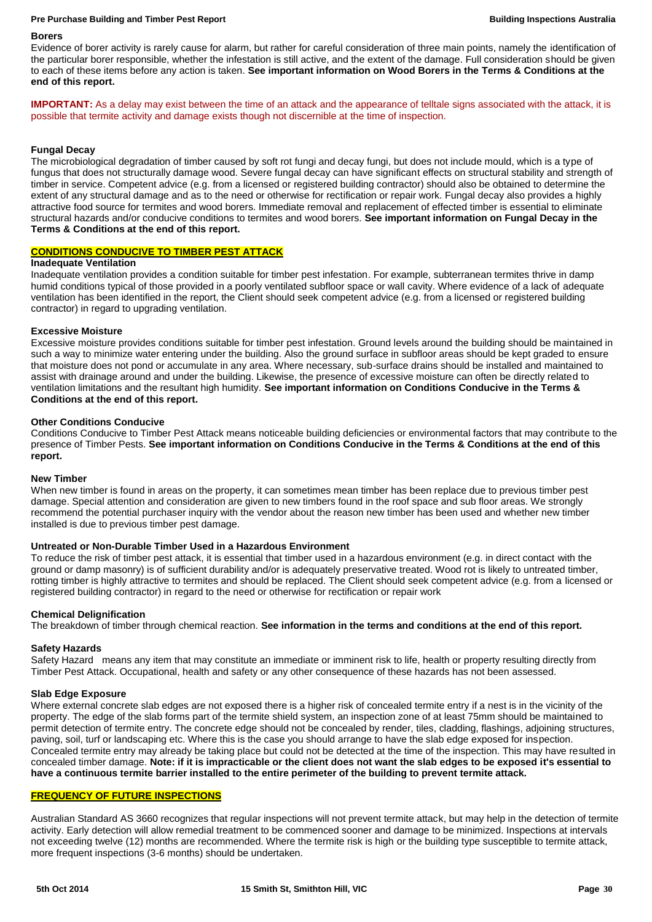### Borers

Evidence of borer activity is rarely cause for alarm, but rather for careful consideration of three main points, namely the identification of the particular borer responsible, whether the infestation is still active, and the extent of the damage. Full consideration should be given to each of these items before any action is taken. **See important information on Wood Borers in the Terms & Conditions at the end of this report.**

**IMPORTANT:** As a delay may exist between the time of an attack and the appearance of telltale signs associated with the attack, it is possible that termite activity and damage exists though not discernible at the time of inspection.

### Fungal Decay

The microbiological degradation of timber caused by soft rot fungi and decay fungi, but does not include mould, which is a type of fungus that does not structurally damage wood. Severe fungal decay can have significant effects on structural stability and strength of timber in service. Competent advice (e.g. from a licensed or registered building contractor) should also be obtained to determine the extent of any structural damage and as to the need or otherwise for rectification or repair work. Fungal decay also provides a highly attractive food source for termites and wood borers. Immediate removal and replacement of effected timber is essential to eliminate structural hazards and/or conducive conditions to termites and wood borers. **See important information on Fungal Decay in the Terms & Conditions at the end of this report.**

## CONDITIONS CONDUCIVE TO TIMBER PEST ATTACK

### Inadequate Ventilation

Inadequate ventilation provides a condition suitable for timber pest infestation. For example, subterranean termites thrive in damp humid conditions typical of those provided in a poorly ventilated subfloor space or wall cavity. Where evidence of a lack of adequate ventilation has been identified in the report, the Client should seek competent advice (e.g. from a licensed or registered building contractor) in regard to upgrading ventilation.

### Excessive Moisture

Excessive moisture provides conditions suitable for timber pest infestation. Ground levels around the building should be maintained in such a way to minimize water entering under the building. Also the ground surface in subfloor areas should be kept graded to ensure that moisture does not pond or accumulate in any area. Where necessary, sub-surface drains should be installed and maintained to assist with drainage around and under the building. Likewise, the presence of excessive moisture can often be directly related to ventilation limitations and the resultant high humidity. **See important information on Conditions Conducive in the Terms & Conditions at the end of this report.**

### Other Conditions Conducive

Conditions Conducive to Timber Pest Attack means noticeable building deficiencies or environmental factors that may contribute to the presence of Timber Pests. **See important information on Conditions Conducive in the Terms & Conditions at the end of this report.**

### New Timber

When new timber is found in areas on the property, it can sometimes mean timber has been replace due to previous timber pest damage. Special attention and consideration are given to new timbers found in the roof space and sub floor areas. We strongly recommend the potential purchaser inquiry with the vendor about the reason new timber has been used and whether new timber installed is due to previous timber pest damage.

### Untreated or Non-Durable Timber Used in a Hazardous Environment

To reduce the risk of timber pest attack, it is essential that timber used in a hazardous environment (e.g. in direct contact with the ground or damp masonry) is of sufficient durability and/or is adequately preservative treated. Wood rot is likely to untreated timber, rotting timber is highly attractive to termites and should be replaced. The Client should seek competent advice (e.g. from a licensed or registered building contractor) in regard to the need or otherwise for rectification or repair work

### Chemical Delignification

The breakdown of timber through chemical reaction. **See information in the terms and conditions at the end of this report.**

### Safety Hazards

Safety Hazard means any item that may constitute an immediate or imminent risk to life, health or property resulting directly from Timber Pest Attack. Occupational, health and safety or any other consequence of these hazards has not been assessed.

### Slab Edge Exposure

Where external concrete slab edges are not exposed there is a higher risk of concealed termite entry if a nest is in the vicinity of the property. The edge of the slab forms part of the termite shield system, an inspection zone of at least 75mm should be maintained to permit detection of termite entry. The concrete edge should not be concealed by render, tiles, cladding, flashings, adjoining structures, paving, soil, turf or landscaping etc. Where this is the case you should arrange to have the slab edge exposed for inspection. Concealed termite entry may already be taking place but could not be detected at the time of the inspection. This may have resulted in concealed timber damage. **Note: if it is impracticable or the client does not want the slab edges to be exposed it's essential to have a continuous termite barrier installed to the entire perimeter of the building to prevent termite attack.**

## FREQUENCY OF FUTURE INSPECTIONS

Australian Standard AS 3660 recognizes that regular inspections will not prevent termite attack, but may help in the detection of termite activity. Early detection will allow remedial treatment to be commenced sooner and damage to be minimized. Inspections at intervals not exceeding twelve (12) months are recommended. Where the termite risk is high or the building type susceptible to termite attack, more frequent inspections (3-6 months) should be undertaken.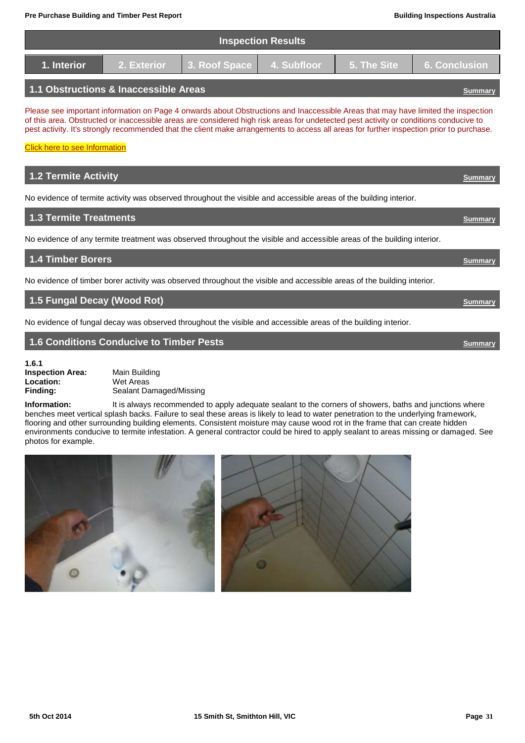## Inspection Results

| 1. Interior | 2. Exterior | 3. Roof Space | 4. Subfloor | 5. The Site | 6. Conclusion |
|---|---|---|---|---|---|

### 1.1 Obstructions & Inaccessible Areas

Summary

Please see important information on Page 4 onwards about Obstructions and Inaccessible Areas that may have limited the inspection of this area. Obstructed or inaccessible areas are considered high risk areas for undetected pest activity or conditions conducive to pest activity. It's strongly recommended that the client make arrangements to access all areas for further inspection prior to purchase.

Click here to see Information

### 1.2 Termite Activity

Summary

No evidence of termite activity was observed throughout the visible and accessible areas of the building interior.

### 1.3 Termite Treatments

Summary

No evidence of any termite treatment was observed throughout the visible and accessible areas of the building interior.

### 1.4 Timber Borers

Summary

No evidence of timber borer activity was observed throughout the visible and accessible areas of the building interior.

### 1.5 Fungal Decay (Wood Rot)

Summary

No evidence of fungal decay was observed throughout the visible and accessible areas of the building interior.

### 1.6 Conditions Conducive to Timber Pests

Summary

**1.6.1**

**Inspection Area:** Main Building
**Location:** Wet Areas
**Finding:** Sealant Damaged/Missing

**Information:** It is always recommended to apply adequate sealant to the corners of showers, baths and junctions where benches meet vertical splash backs. Failure to seal these areas is likely to lead to water penetration to the underlying framework, flooring and other surrounding building elements. Consistent moisture may cause wood rot in the frame that can create hidden environments conducive to termite infestation. A general contractor could be hired to apply sealant to areas missing or damaged. See photos for example.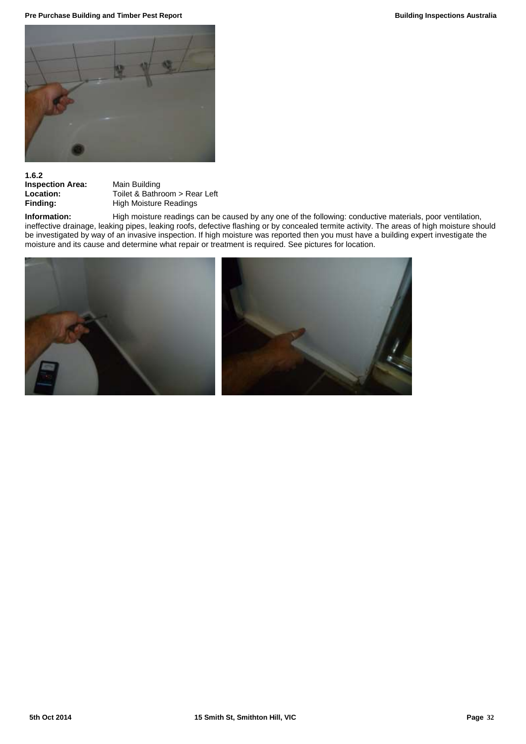**1.6.2**

**Inspection Area:** Main Building
**Location:** Toilet & Bathroom > Rear Left
**Finding:** High Moisture Readings

**Information:** High moisture readings can be caused by any one of the following: conductive materials, poor ventilation, ineffective drainage, leaking pipes, leaking roofs, defective flashing or by concealed termite activity. The areas of high moisture should be investigated by way of an invasive inspection. If high moisture was reported then you must have a building expert investigate the moisture and its cause and determine what repair or treatment is required. See pictures for location.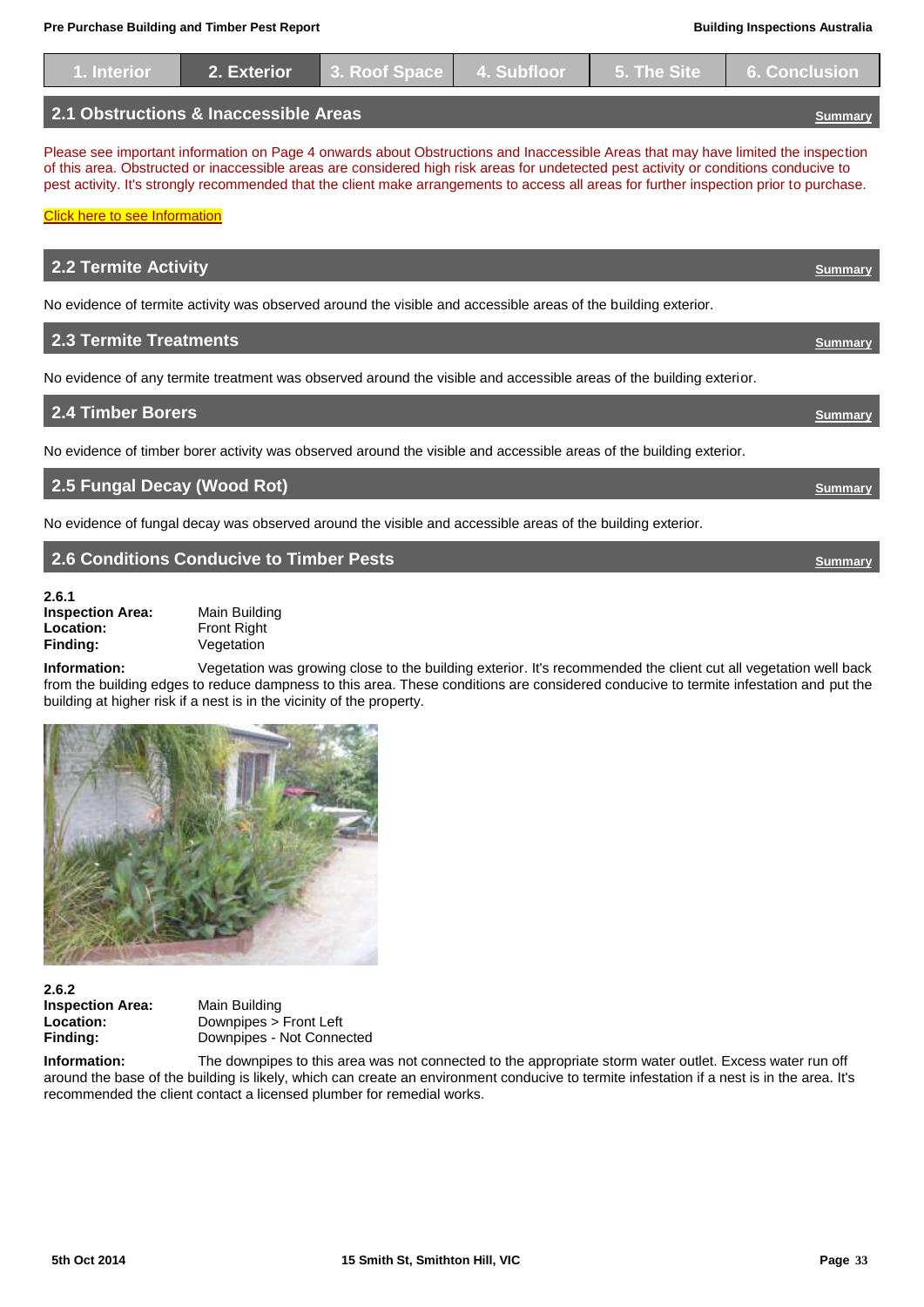| 1. Interior | 2. Exterior | 3. Roof Space | 4. Subfloor | 5. The Site | 6. Conclusion |
|---|---|---|---|---|---|

## 2.1 Obstructions & Inaccessible Areas

Summary

Please see important information on Page 4 onwards about Obstructions and Inaccessible Areas that may have limited the inspection of this area. Obstructed or inaccessible areas are considered high risk areas for undetected pest activity or conditions conducive to pest activity. It's strongly recommended that the client make arrangements to access all areas for further inspection prior to purchase.

Click here to see Information

## 2.2 Termite Activity

Summary

No evidence of termite activity was observed around the visible and accessible areas of the building exterior.

## 2.3 Termite Treatments

Summary

No evidence of any termite treatment was observed around the visible and accessible areas of the building exterior.

## 2.4 Timber Borers

Summary

No evidence of timber borer activity was observed around the visible and accessible areas of the building exterior.

## 2.5 Fungal Decay (Wood Rot)

Summary

No evidence of fungal decay was observed around the visible and accessible areas of the building exterior.

## 2.6 Conditions Conducive to Timber Pests

Summary

**2.6.1**
**Inspection Area:** Main Building
**Location:** Front Right
**Finding:** Vegetation

**Information:** Vegetation was growing close to the building exterior. It's recommended the client cut all vegetation well back from the building edges to reduce dampness to this area. These conditions are considered conducive to termite infestation and put the building at higher risk if a nest is in the vicinity of the property.

**2.6.2**
**Inspection Area:** Main Building
**Location:** Downpipes > Front Left
**Finding:** Downpipes - Not Connected

**Information:** The downpipes to this area was not connected to the appropriate storm water outlet. Excess water run off around the base of the building is likely, which can create an environment conducive to termite infestation if a nest is in the area. It's recommended the client contact a licensed plumber for remedial works.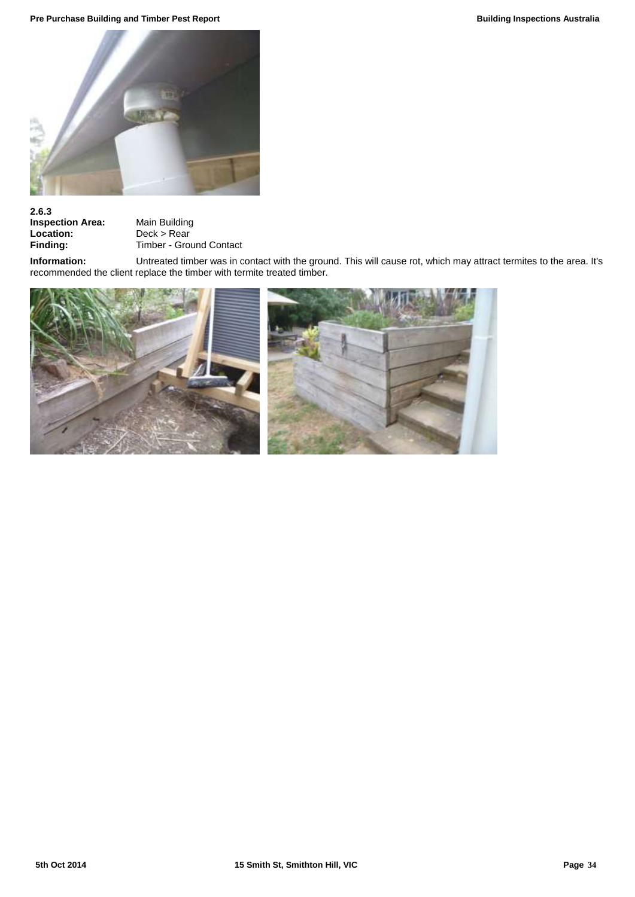**2.6.3**

**Inspection Area:** Main Building
**Location:** Deck > Rear
**Finding:** Timber - Ground Contact

**Information:** Untreated timber was in contact with the ground. This will cause rot, which may attract termites to the area. It's recommended the client replace the timber with termite treated timber.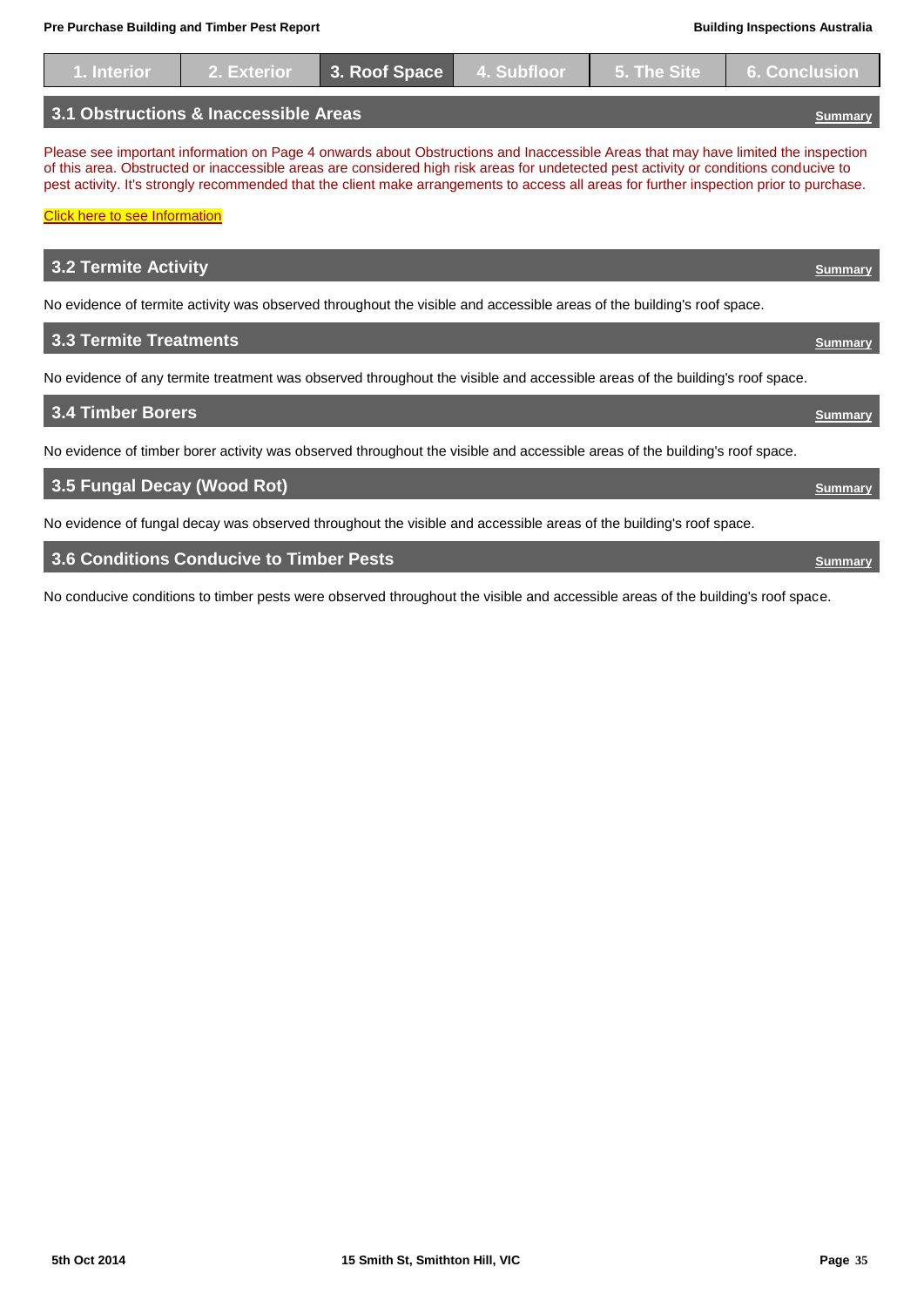1. Interior | 2. Exterior | 3. Roof Space | 4. Subfloor | 5. The Site | 6. Conclusion

## 3.1 Obstructions & Inaccessible Areas

Summary

Please see important information on Page 4 onwards about Obstructions and Inaccessible Areas that may have limited the inspection of this area. Obstructed or inaccessible areas are considered high risk areas for undetected pest activity or conditions conducive to pest activity. It's strongly recommended that the client make arrangements to access all areas for further inspection prior to purchase.

Click here to see Information

## 3.2 Termite Activity

Summary

No evidence of termite activity was observed throughout the visible and accessible areas of the building's roof space.

## 3.3 Termite Treatments

Summary

No evidence of any termite treatment was observed throughout the visible and accessible areas of the building's roof space.

## 3.4 Timber Borers

Summary

No evidence of timber borer activity was observed throughout the visible and accessible areas of the building's roof space.

## 3.5 Fungal Decay (Wood Rot)

Summary

No evidence of fungal decay was observed throughout the visible and accessible areas of the building's roof space.

## 3.6 Conditions Conducive to Timber Pests

Summary

No conducive conditions to timber pests were observed throughout the visible and accessible areas of the building's roof space.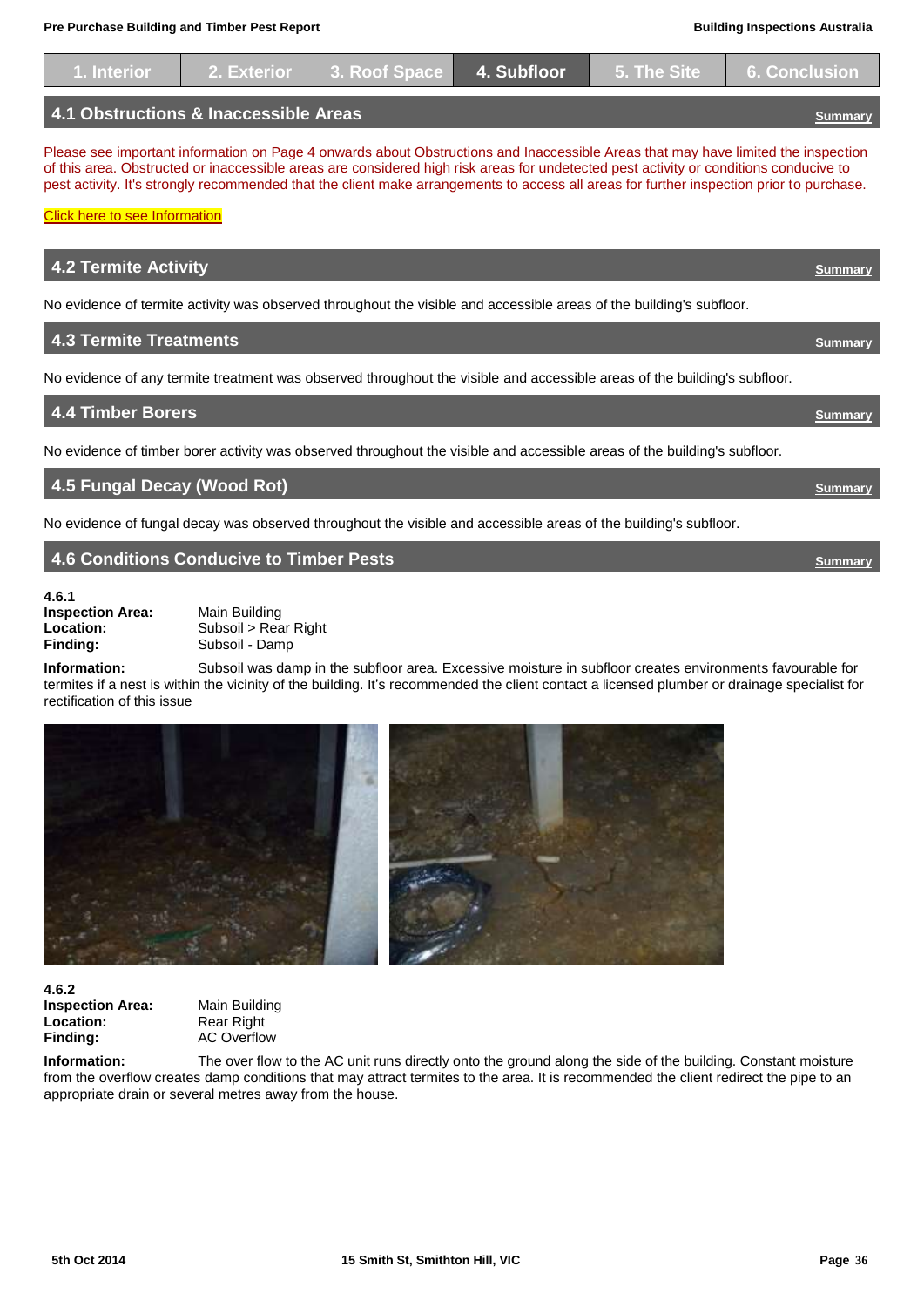1. Interior | 2. Exterior | 3. Roof Space | 4. Subfloor | 5. The Site | 6. Conclusion

## 4.1 Obstructions & Inaccessible Areas

Summary

Please see important information on Page 4 onwards about Obstructions and Inaccessible Areas that may have limited the inspection of this area. Obstructed or inaccessible areas are considered high risk areas for undetected pest activity or conditions conducive to pest activity. It's strongly recommended that the client make arrangements to access all areas for further inspection prior to purchase.

Click here to see Information

## 4.2 Termite Activity

Summary

No evidence of termite activity was observed throughout the visible and accessible areas of the building's subfloor.

## 4.3 Termite Treatments

Summary

No evidence of any termite treatment was observed throughout the visible and accessible areas of the building's subfloor.

## 4.4 Timber Borers

Summary

No evidence of timber borer activity was observed throughout the visible and accessible areas of the building's subfloor.

## 4.5 Fungal Decay (Wood Rot)

Summary

No evidence of fungal decay was observed throughout the visible and accessible areas of the building's subfloor.

## 4.6 Conditions Conducive to Timber Pests

Summary

**4.6.1**
**Inspection Area:** Main Building
**Location:** Subsoil > Rear Right
**Finding:** Subsoil - Damp

**Information:** Subsoil was damp in the subfloor area. Excessive moisture in subfloor creates environments favourable for termites if a nest is within the vicinity of the building. It's recommended the client contact a licensed plumber or drainage specialist for rectification of this issue

**4.6.2**
**Inspection Area:** Main Building
**Location:** Rear Right
**Finding:** AC Overflow

**Information:** The over flow to the AC unit runs directly onto the ground along the side of the building. Constant moisture from the overflow creates damp conditions that may attract termites to the area. It is recommended the client redirect the pipe to an appropriate drain or several metres away from the house.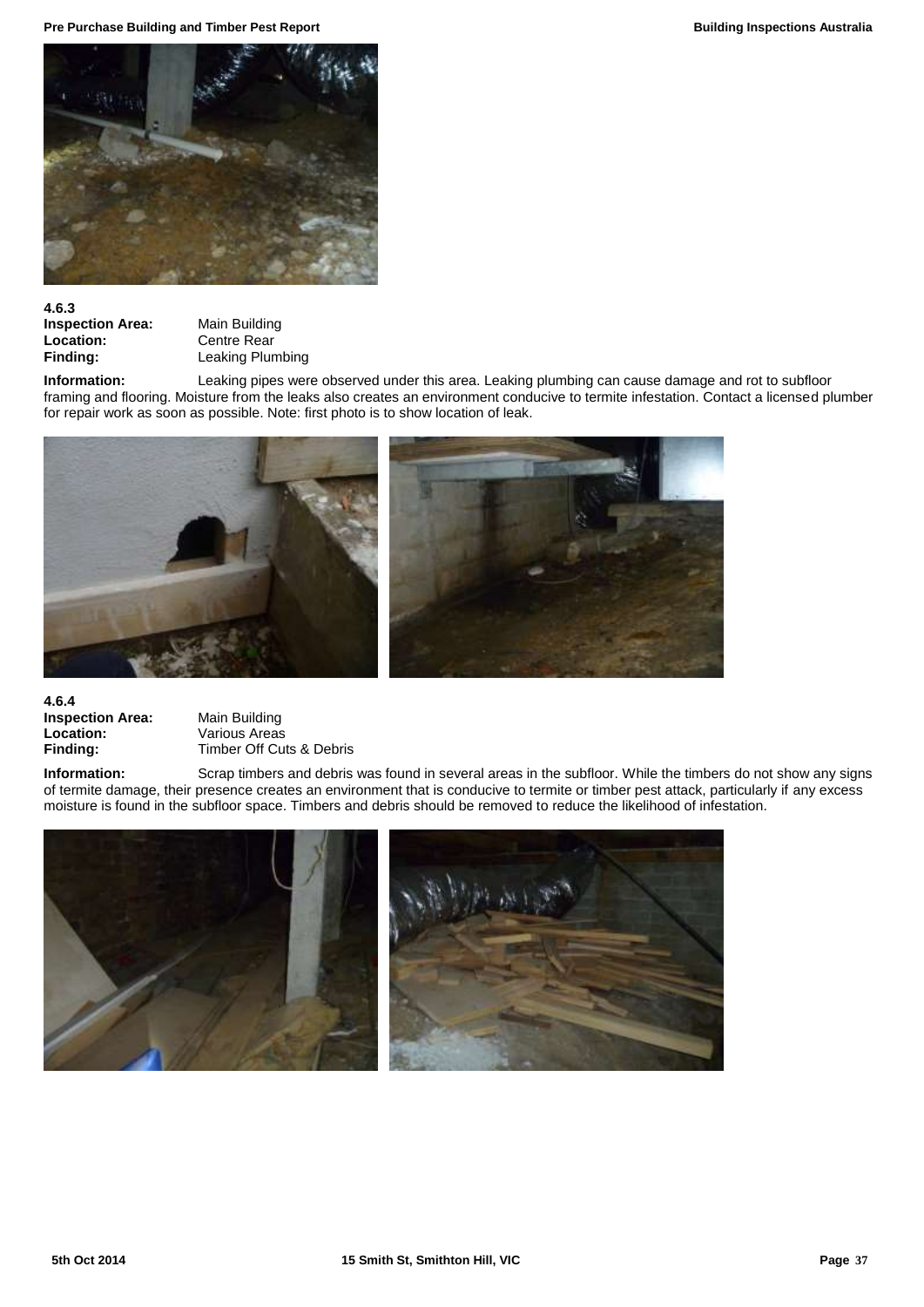### 4.6.3

**Inspection Area:** Main Building
**Location:** Centre Rear
**Finding:** Leaking Plumbing

**Information:** Leaking pipes were observed under this area. Leaking plumbing can cause damage and rot to subfloor framing and flooring. Moisture from the leaks also creates an environment conducive to termite infestation. Contact a licensed plumber for repair work as soon as possible. Note: first photo is to show location of leak.

### 4.6.4

**Inspection Area:** Main Building
**Location:** Various Areas
**Finding:** Timber Off Cuts & Debris

**Information:** Scrap timbers and debris was found in several areas in the subfloor. While the timbers do not show any signs of termite damage, their presence creates an environment that is conducive to termite or timber pest attack, particularly if any excess moisture is found in the subfloor space. Timbers and debris should be removed to reduce the likelihood of infestation.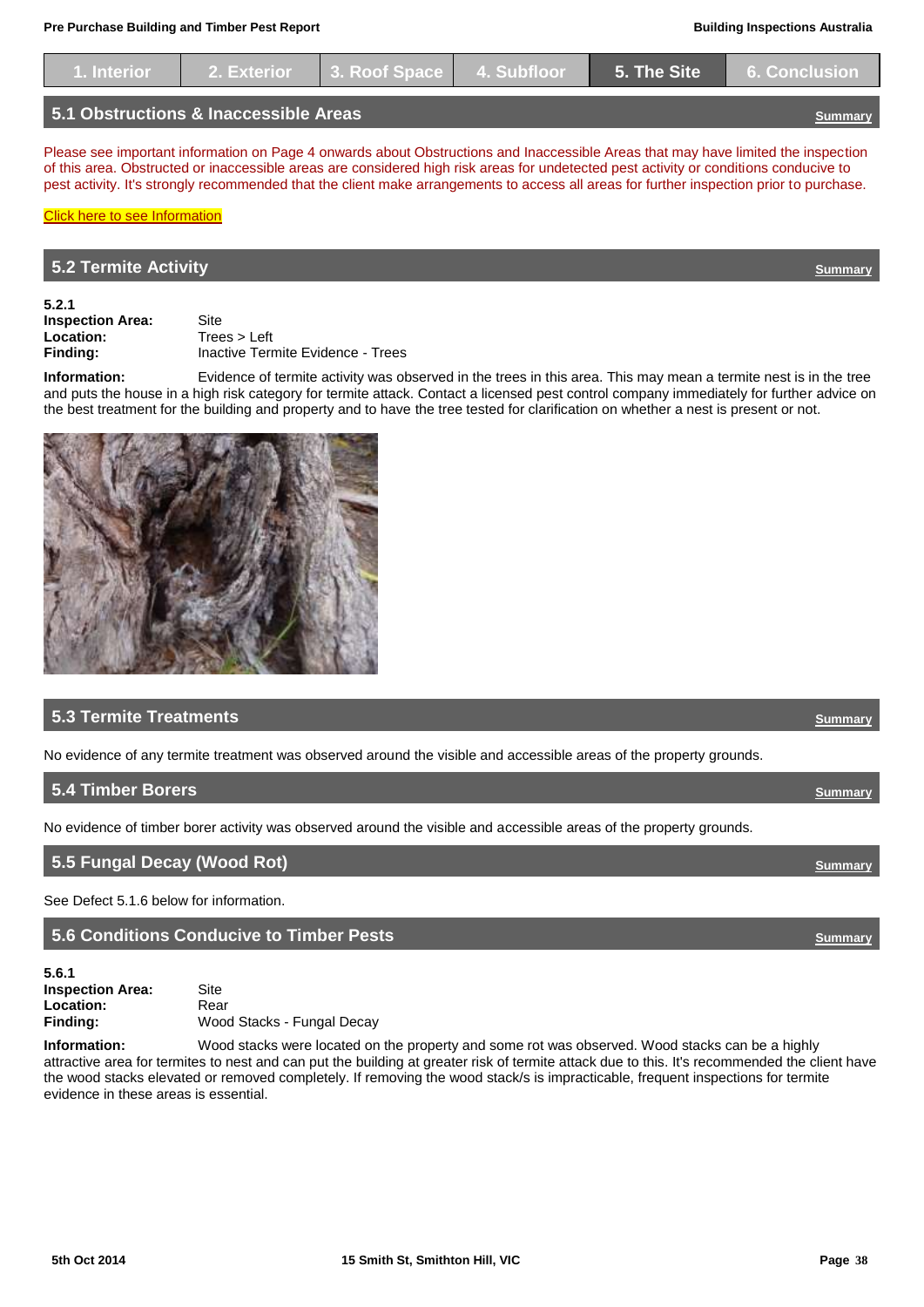| 1. Interior | 2. Exterior | 3. Roof Space | 4. Subfloor | 5. The Site | 6. Conclusion |
|---|---|---|---|---|---|

## 5.1 Obstructions & Inaccessible Areas

Summary

Please see important information on Page 4 onwards about Obstructions and Inaccessible Areas that may have limited the inspection of this area. Obstructed or inaccessible areas are considered high risk areas for undetected pest activity or conditions conducive to pest activity. It's strongly recommended that the client make arrangements to access all areas for further inspection prior to purchase.

Click here to see Information

## 5.2 Termite Activity

Summary

**5.2.1**
**Inspection Area:** Site
**Location:** Trees > Left
**Finding:** Inactive Termite Evidence - Trees

**Information:** Evidence of termite activity was observed in the trees in this area. This may mean a termite nest is in the tree and puts the house in a high risk category for termite attack. Contact a licensed pest control company immediately for further advice on the best treatment for the building and property and to have the tree tested for clarification on whether a nest is present or not.

## 5.3 Termite Treatments

Summary

No evidence of any termite treatment was observed around the visible and accessible areas of the property grounds.

## 5.4 Timber Borers

Summary

No evidence of timber borer activity was observed around the visible and accessible areas of the property grounds.

## 5.5 Fungal Decay (Wood Rot)

Summary

See Defect 5.1.6 below for information.

## 5.6 Conditions Conducive to Timber Pests

Summary

**5.6.1**
**Inspection Area:** Site
**Location:** Rear
**Finding:** Wood Stacks - Fungal Decay

**Information:** Wood stacks were located on the property and some rot was observed. Wood stacks can be a highly attractive area for termites to nest and can put the building at greater risk of termite attack due to this. It's recommended the client have the wood stacks elevated or removed completely. If removing the wood stack/s is impracticable, frequent inspections for termite evidence in these areas is essential.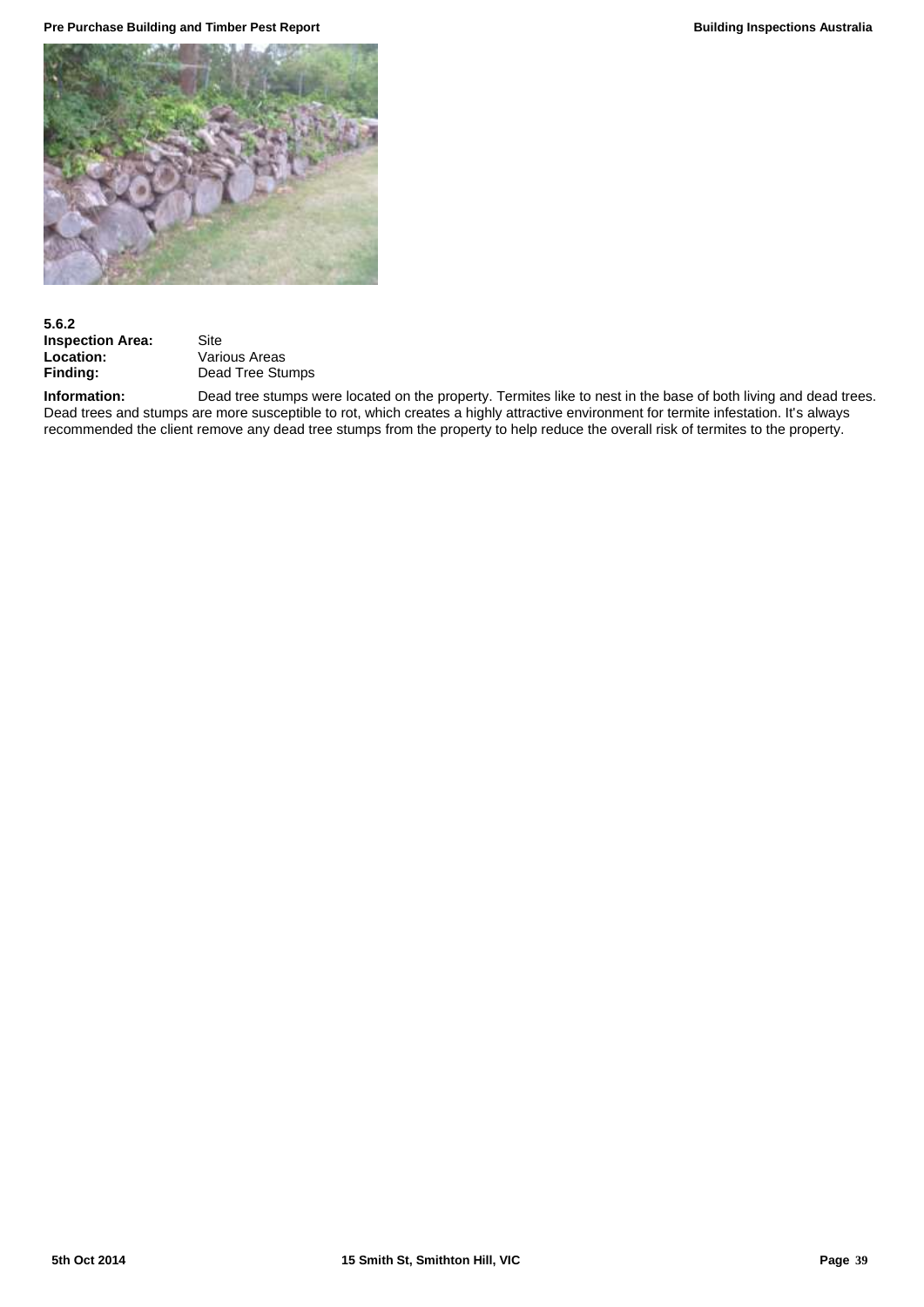**5.6.2**

**Inspection Area:** Site
**Location:** Various Areas
**Finding:** Dead Tree Stumps

**Information:** Dead tree stumps were located on the property. Termites like to nest in the base of both living and dead trees. Dead trees and stumps are more susceptible to rot, which creates a highly attractive environment for termite infestation. It's always recommended the client remove any dead tree stumps from the property to help reduce the overall risk of termites to the property.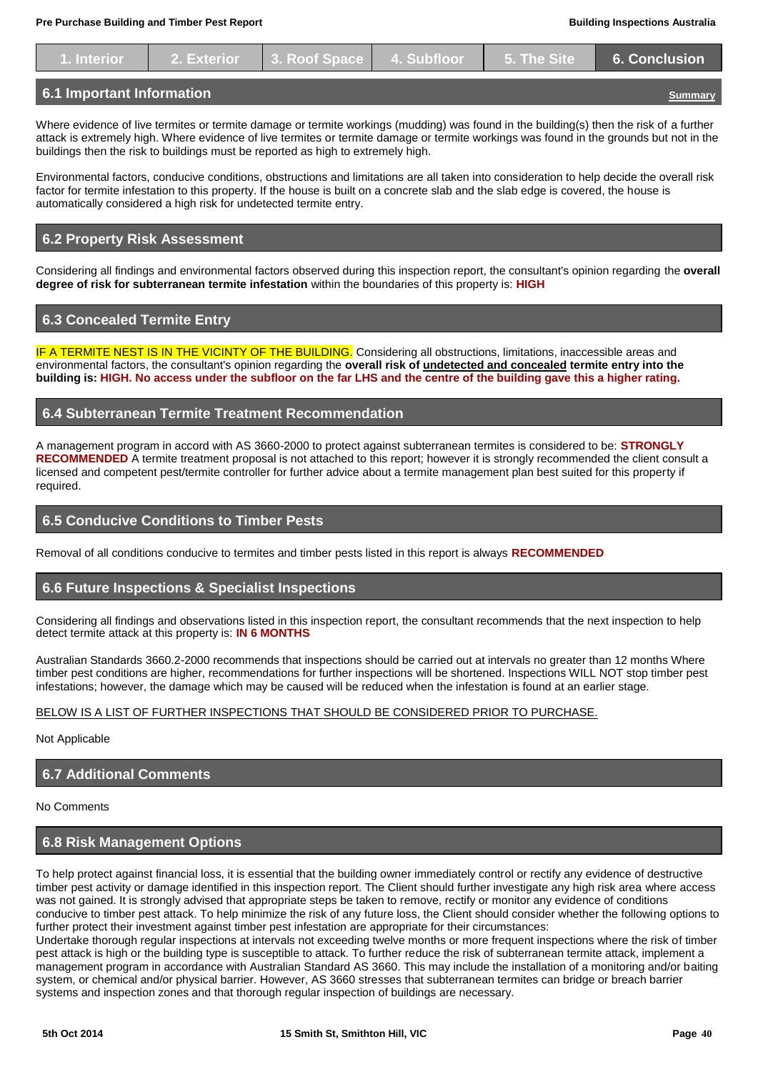| 1. Interior | 2. Exterior | 3. Roof Space | 4. Subfloor | 5. The Site | 6. Conclusion |
|---|---|---|---|---|---|

## 6.1 Important Information

Summary

Where evidence of live termites or termite damage or termite workings (mudding) was found in the building(s) then the risk of a further attack is extremely high. Where evidence of live termites or termite damage or termite workings was found in the grounds but not in the buildings then the risk to buildings must be reported as high to extremely high.

Environmental factors, conducive conditions, obstructions and limitations are all taken into consideration to help decide the overall risk factor for termite infestation to this property. If the house is built on a concrete slab and the slab edge is covered, the house is automatically considered a high risk for undetected termite entry.

## 6.2 Property Risk Assessment

Considering all findings and environmental factors observed during this inspection report, the consultant's opinion regarding the **overall degree of risk for subterranean termite infestation** within the boundaries of this property is: **HIGH**

## 6.3 Concealed Termite Entry

IF A TERMITE NEST IS IN THE VICINTY OF THE BUILDING. Considering all obstructions, limitations, inaccessible areas and environmental factors, the consultant's opinion regarding the **overall risk of undetected and concealed termite entry into the building is: HIGH. No access under the subfloor on the far LHS and the centre of the building gave this a higher rating.**

## 6.4 Subterranean Termite Treatment Recommendation

A management program in accord with AS 3660-2000 to protect against subterranean termites is considered to be: **STRONGLY RECOMMENDED** A termite treatment proposal is not attached to this report; however it is strongly recommended the client consult a licensed and competent pest/termite controller for further advice about a termite management plan best suited for this property if required.

## 6.5 Conducive Conditions to Timber Pests

Removal of all conditions conducive to termites and timber pests listed in this report is always **RECOMMENDED**

## 6.6 Future Inspections & Specialist Inspections

Considering all findings and observations listed in this inspection report, the consultant recommends that the next inspection to help detect termite attack at this property is: **IN 6 MONTHS**

Australian Standards 3660.2-2000 recommends that inspections should be carried out at intervals no greater than 12 months Where timber pest conditions are higher, recommendations for further inspections will be shortened. Inspections WILL NOT stop timber pest infestations; however, the damage which may be caused will be reduced when the infestation is found at an earlier stage.

BELOW IS A LIST OF FURTHER INSPECTIONS THAT SHOULD BE CONSIDERED PRIOR TO PURCHASE.

Not Applicable

## 6.7 Additional Comments

No Comments

## 6.8 Risk Management Options

To help protect against financial loss, it is essential that the building owner immediately control or rectify any evidence of destructive timber pest activity or damage identified in this inspection report. The Client should further investigate any high risk area where access was not gained. It is strongly advised that appropriate steps be taken to remove, rectify or monitor any evidence of conditions conducive to timber pest attack. To help minimize the risk of any future loss, the Client should consider whether the following options to further protect their investment against timber pest infestation are appropriate for their circumstances:
Undertake thorough regular inspections at intervals not exceeding twelve months or more frequent inspections where the risk of timber pest attack is high or the building type is susceptible to attack. To further reduce the risk of subterranean termite attack, implement a management program in accordance with Australian Standard AS 3660. This may include the installation of a monitoring and/or baiting system, or chemical and/or physical barrier. However, AS 3660 stresses that subterranean termites can bridge or breach barrier systems and inspection zones and that thorough regular inspection of buildings are necessary.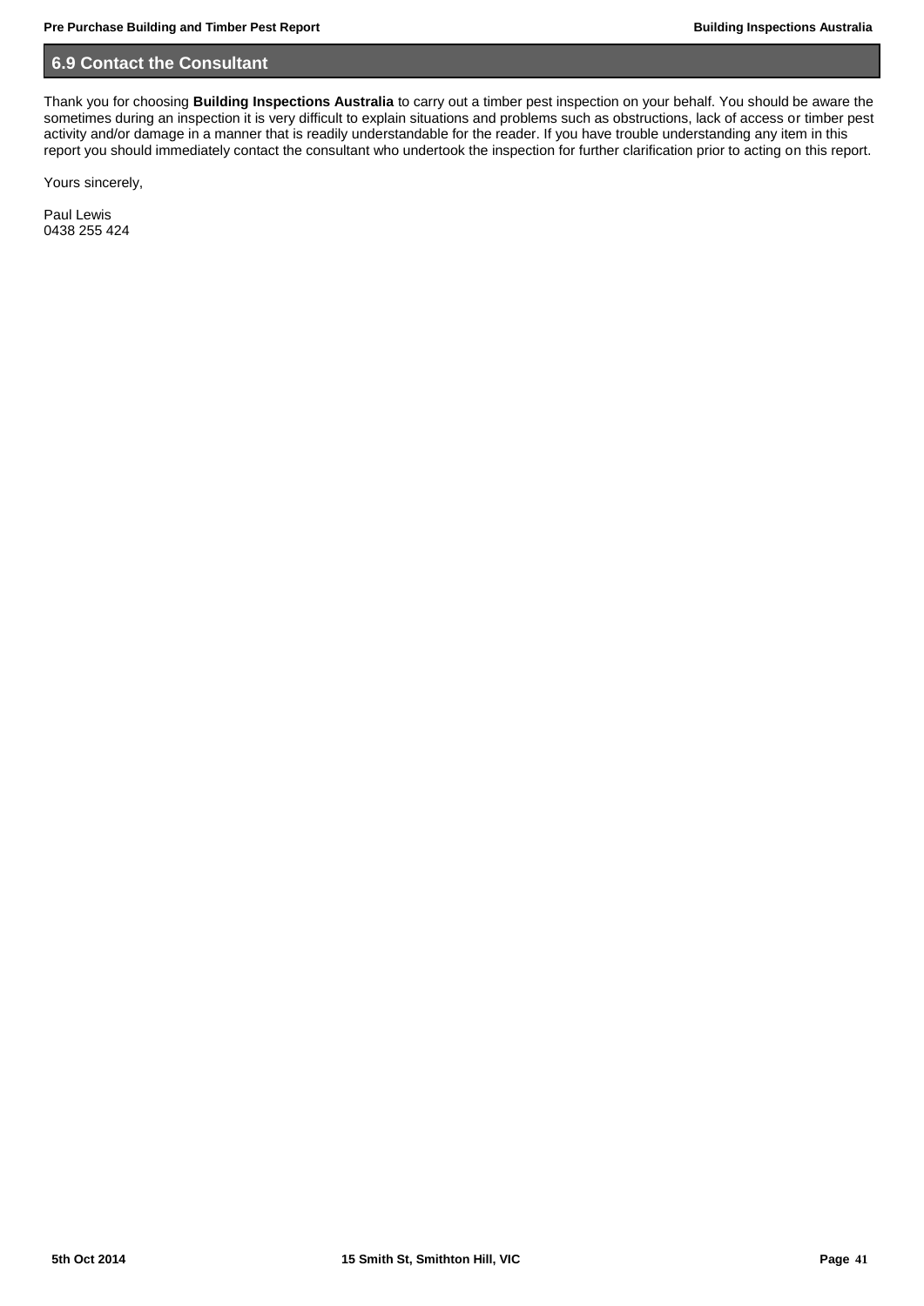## 6.9 Contact the Consultant

Thank you for choosing **Building Inspections Australia** to carry out a timber pest inspection on your behalf. You should be aware the sometimes during an inspection it is very difficult to explain situations and problems such as obstructions, lack of access or timber pest activity and/or damage in a manner that is readily understandable for the reader. If you have trouble understanding any item in this report you should immediately contact the consultant who undertook the inspection for further clarification prior to acting on this report.

Yours sincerely,

Paul Lewis
0438 255 424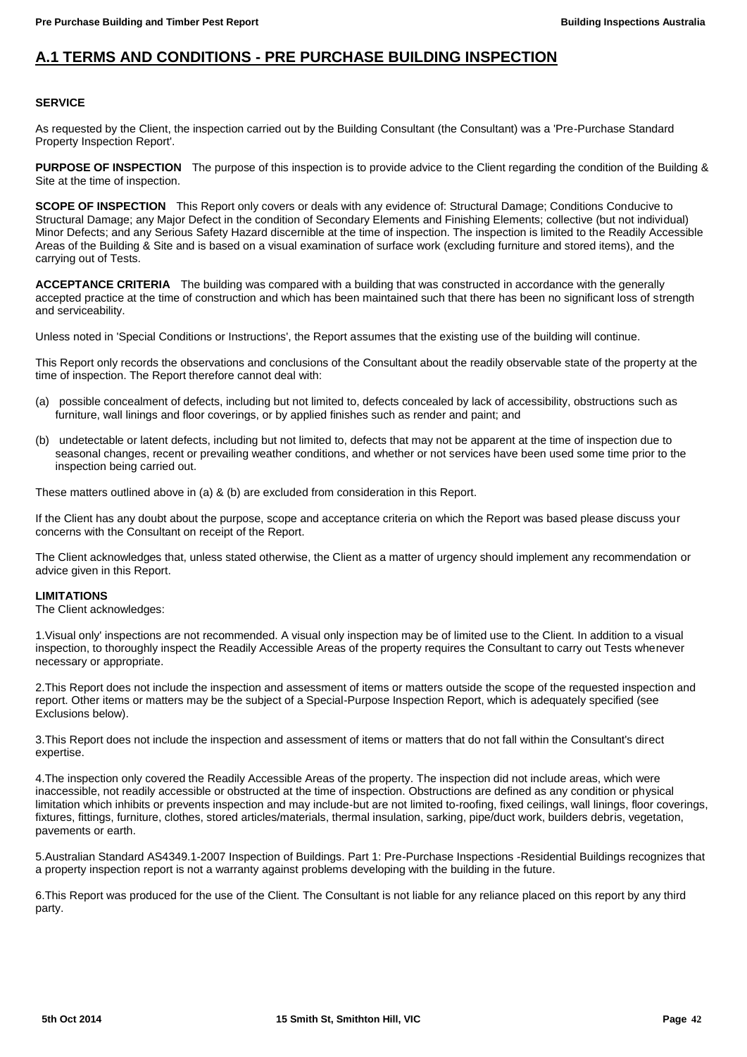## A.1 TERMS AND CONDITIONS - PRE PURCHASE BUILDING INSPECTION

**SERVICE**

As requested by the Client, the inspection carried out by the Building Consultant (the Consultant) was a 'Pre-Purchase Standard Property Inspection Report'.

**PURPOSE OF INSPECTION** The purpose of this inspection is to provide advice to the Client regarding the condition of the Building & Site at the time of inspection.

**SCOPE OF INSPECTION** This Report only covers or deals with any evidence of: Structural Damage; Conditions Conducive to Structural Damage; any Major Defect in the condition of Secondary Elements and Finishing Elements; collective (but not individual) Minor Defects; and any Serious Safety Hazard discernible at the time of inspection. The inspection is limited to the Readily Accessible Areas of the Building & Site and is based on a visual examination of surface work (excluding furniture and stored items), and the carrying out of Tests.

**ACCEPTANCE CRITERIA** The building was compared with a building that was constructed in accordance with the generally accepted practice at the time of construction and which has been maintained such that there has been no significant loss of strength and serviceability.

Unless noted in 'Special Conditions or Instructions', the Report assumes that the existing use of the building will continue.

This Report only records the observations and conclusions of the Consultant about the readily observable state of the property at the time of inspection. The Report therefore cannot deal with:

(a) possible concealment of defects, including but not limited to, defects concealed by lack of accessibility, obstructions such as furniture, wall linings and floor coverings, or by applied finishes such as render and paint; and

(b) undetectable or latent defects, including but not limited to, defects that may not be apparent at the time of inspection due to seasonal changes, recent or prevailing weather conditions, and whether or not services have been used some time prior to the inspection being carried out.

These matters outlined above in (a) & (b) are excluded from consideration in this Report.

If the Client has any doubt about the purpose, scope and acceptance criteria on which the Report was based please discuss your concerns with the Consultant on receipt of the Report.

The Client acknowledges that, unless stated otherwise, the Client as a matter of urgency should implement any recommendation or advice given in this Report.

**LIMITATIONS**

The Client acknowledges:

1.Visual only' inspections are not recommended. A visual only inspection may be of limited use to the Client. In addition to a visual inspection, to thoroughly inspect the Readily Accessible Areas of the property requires the Consultant to carry out Tests whenever necessary or appropriate.

2.This Report does not include the inspection and assessment of items or matters outside the scope of the requested inspection and report. Other items or matters may be the subject of a Special-Purpose Inspection Report, which is adequately specified (see Exclusions below).

3.This Report does not include the inspection and assessment of items or matters that do not fall within the Consultant's direct expertise.

4.The inspection only covered the Readily Accessible Areas of the property. The inspection did not include areas, which were inaccessible, not readily accessible or obstructed at the time of inspection. Obstructions are defined as any condition or physical limitation which inhibits or prevents inspection and may include-but are not limited to-roofing, fixed ceilings, wall linings, floor coverings, fixtures, fittings, furniture, clothes, stored articles/materials, thermal insulation, sarking, pipe/duct work, builders debris, vegetation, pavements or earth.

5.Australian Standard AS4349.1-2007 Inspection of Buildings. Part 1: Pre-Purchase Inspections -Residential Buildings recognizes that a property inspection report is not a warranty against problems developing with the building in the future.

6.This Report was produced for the use of the Client. The Consultant is not liable for any reliance placed on this report by any third party.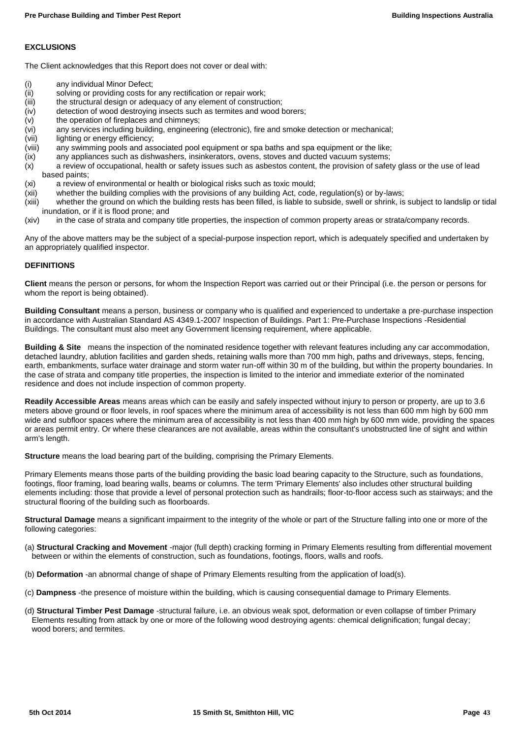## EXCLUSIONS

The Client acknowledges that this Report does not cover or deal with:

- (i) any individual Minor Defect;
- (ii) solving or providing costs for any rectification or repair work;
- (iii) the structural design or adequacy of any element of construction;
- (iv) detection of wood destroying insects such as termites and wood borers;
- (v) the operation of fireplaces and chimneys;
- (vi) any services including building, engineering (electronic), fire and smoke detection or mechanical;
- (vii) lighting or energy efficiency;
- (viii) any swimming pools and associated pool equipment or spa baths and spa equipment or the like;
- (ix) any appliances such as dishwashers, insinkerators, ovens, stoves and ducted vacuum systems;
- (x) a review of occupational, health or safety issues such as asbestos content, the provision of safety glass or the use of lead based paints;
- (xi) a review of environmental or health or biological risks such as toxic mould;
- (xii) whether the building complies with the provisions of any building Act, code, regulation(s) or by-laws;
- (xiii) whether the ground on which the building rests has been filled, is liable to subside, swell or shrink, is subject to landslip or tidal inundation, or if it is flood prone; and
- (xiv) in the case of strata and company title properties, the inspection of common property areas or strata/company records.

Any of the above matters may be the subject of a special-purpose inspection report, which is adequately specified and undertaken by an appropriately qualified inspector.

## DEFINITIONS

**Client** means the person or persons, for whom the Inspection Report was carried out or their Principal (i.e. the person or persons for whom the report is being obtained).

**Building Consultant** means a person, business or company who is qualified and experienced to undertake a pre-purchase inspection in accordance with Australian Standard AS 4349.1-2007 Inspection of Buildings. Part 1: Pre-Purchase Inspections -Residential Buildings. The consultant must also meet any Government licensing requirement, where applicable.

**Building & Site** means the inspection of the nominated residence together with relevant features including any car accommodation, detached laundry, ablution facilities and garden sheds, retaining walls more than 700 mm high, paths and driveways, steps, fencing, earth, embankments, surface water drainage and storm water run-off within 30 m of the building, but within the property boundaries. In the case of strata and company title properties, the inspection is limited to the interior and immediate exterior of the nominated residence and does not include inspection of common property.

**Readily Accessible Areas** means areas which can be easily and safely inspected without injury to person or property, are up to 3.6 meters above ground or floor levels, in roof spaces where the minimum area of accessibility is not less than 600 mm high by 600 mm wide and subfloor spaces where the minimum area of accessibility is not less than 400 mm high by 600 mm wide, providing the spaces or areas permit entry. Or where these clearances are not available, areas within the consultant's unobstructed line of sight and within arm's length.

**Structure** means the load bearing part of the building, comprising the Primary Elements.

Primary Elements means those parts of the building providing the basic load bearing capacity to the Structure, such as foundations, footings, floor framing, load bearing walls, beams or columns. The term 'Primary Elements' also includes other structural building elements including: those that provide a level of personal protection such as handrails; floor-to-floor access such as stairways; and the structural flooring of the building such as floorboards.

**Structural Damage** means a significant impairment to the integrity of the whole or part of the Structure falling into one or more of the following categories:

(a) **Structural Cracking and Movement** -major (full depth) cracking forming in Primary Elements resulting from differential movement between or within the elements of construction, such as foundations, footings, floors, walls and roofs.

(b) **Deformation** -an abnormal change of shape of Primary Elements resulting from the application of load(s).

(c) **Dampness** -the presence of moisture within the building, which is causing consequential damage to Primary Elements.

(d) **Structural Timber Pest Damage** -structural failure, i.e. an obvious weak spot, deformation or even collapse of timber Primary Elements resulting from attack by one or more of the following wood destroying agents: chemical delignification; fungal decay; wood borers; and termites.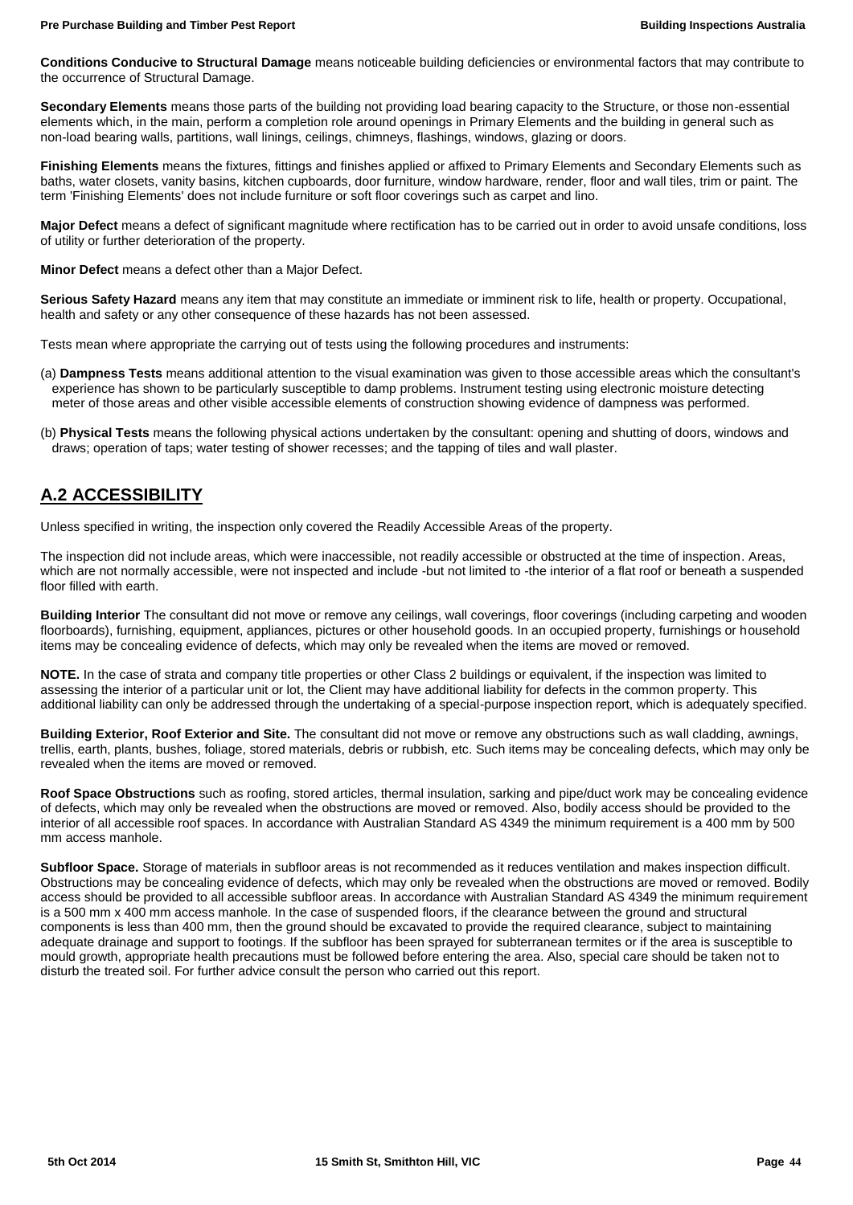**Conditions Conducive to Structural Damage** means noticeable building deficiencies or environmental factors that may contribute to the occurrence of Structural Damage.

**Secondary Elements** means those parts of the building not providing load bearing capacity to the Structure, or those non-essential elements which, in the main, perform a completion role around openings in Primary Elements and the building in general such as non-load bearing walls, partitions, wall linings, ceilings, chimneys, flashings, windows, glazing or doors.

**Finishing Elements** means the fixtures, fittings and finishes applied or affixed to Primary Elements and Secondary Elements such as baths, water closets, vanity basins, kitchen cupboards, door furniture, window hardware, render, floor and wall tiles, trim or paint. The term 'Finishing Elements' does not include furniture or soft floor coverings such as carpet and lino.

**Major Defect** means a defect of significant magnitude where rectification has to be carried out in order to avoid unsafe conditions, loss of utility or further deterioration of the property.

**Minor Defect** means a defect other than a Major Defect.

**Serious Safety Hazard** means any item that may constitute an immediate or imminent risk to life, health or property. Occupational, health and safety or any other consequence of these hazards has not been assessed.

Tests mean where appropriate the carrying out of tests using the following procedures and instruments:

(a) **Dampness Tests** means additional attention to the visual examination was given to those accessible areas which the consultant's experience has shown to be particularly susceptible to damp problems. Instrument testing using electronic moisture detecting meter of those areas and other visible accessible elements of construction showing evidence of dampness was performed.

(b) **Physical Tests** means the following physical actions undertaken by the consultant: opening and shutting of doors, windows and draws; operation of taps; water testing of shower recesses; and the tapping of tiles and wall plaster.

## A.2 ACCESSIBILITY

Unless specified in writing, the inspection only covered the Readily Accessible Areas of the property.

The inspection did not include areas, which were inaccessible, not readily accessible or obstructed at the time of inspection. Areas, which are not normally accessible, were not inspected and include -but not limited to -the interior of a flat roof or beneath a suspended floor filled with earth.

**Building Interior** The consultant did not move or remove any ceilings, wall coverings, floor coverings (including carpeting and wooden floorboards), furnishing, equipment, appliances, pictures or other household goods. In an occupied property, furnishings or household items may be concealing evidence of defects, which may only be revealed when the items are moved or removed.

**NOTE.** In the case of strata and company title properties or other Class 2 buildings or equivalent, if the inspection was limited to assessing the interior of a particular unit or lot, the Client may have additional liability for defects in the common property. This additional liability can only be addressed through the undertaking of a special-purpose inspection report, which is adequately specified.

**Building Exterior, Roof Exterior and Site.** The consultant did not move or remove any obstructions such as wall cladding, awnings, trellis, earth, plants, bushes, foliage, stored materials, debris or rubbish, etc. Such items may be concealing defects, which may only be revealed when the items are moved or removed.

**Roof Space Obstructions** such as roofing, stored articles, thermal insulation, sarking and pipe/duct work may be concealing evidence of defects, which may only be revealed when the obstructions are moved or removed. Also, bodily access should be provided to the interior of all accessible roof spaces. In accordance with Australian Standard AS 4349 the minimum requirement is a 400 mm by 500 mm access manhole.

**Subfloor Space.** Storage of materials in subfloor areas is not recommended as it reduces ventilation and makes inspection difficult. Obstructions may be concealing evidence of defects, which may only be revealed when the obstructions are moved or removed. Bodily access should be provided to all accessible subfloor areas. In accordance with Australian Standard AS 4349 the minimum requirement is a 500 mm x 400 mm access manhole. In the case of suspended floors, if the clearance between the ground and structural components is less than 400 mm, then the ground should be excavated to provide the required clearance, subject to maintaining adequate drainage and support to footings. If the subfloor has been sprayed for subterranean termites or if the area is susceptible to mould growth, appropriate health precautions must be followed before entering the area. Also, special care should be taken not to disturb the treated soil. For further advice consult the person who carried out this report.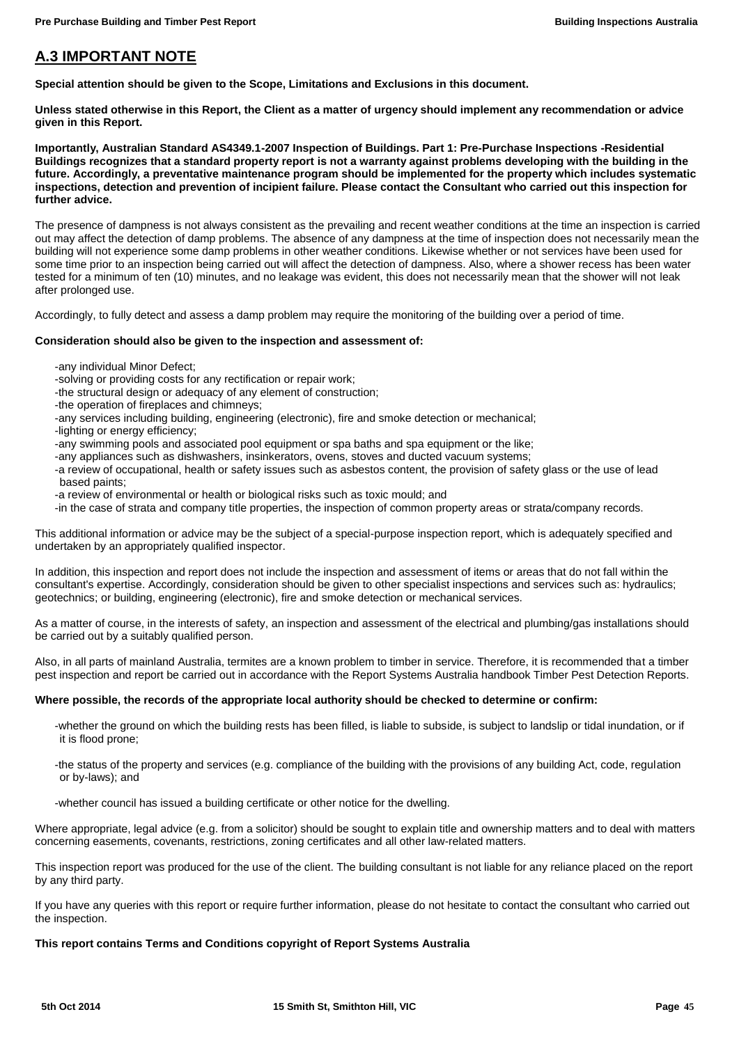## A.3 IMPORTANT NOTE

**Special attention should be given to the Scope, Limitations and Exclusions in this document.**

**Unless stated otherwise in this Report, the Client as a matter of urgency should implement any recommendation or advice given in this Report.**

**Importantly, Australian Standard AS4349.1-2007 Inspection of Buildings. Part 1: Pre-Purchase Inspections -Residential Buildings recognizes that a standard property report is not a warranty against problems developing with the building in the future. Accordingly, a preventative maintenance program should be implemented for the property which includes systematic inspections, detection and prevention of incipient failure. Please contact the Consultant who carried out this inspection for further advice.**

The presence of dampness is not always consistent as the prevailing and recent weather conditions at the time an inspection is carried out may affect the detection of damp problems. The absence of any dampness at the time of inspection does not necessarily mean the building will not experience some damp problems in other weather conditions. Likewise whether or not services have been used for some time prior to an inspection being carried out will affect the detection of dampness. Also, where a shower recess has been water tested for a minimum of ten (10) minutes, and no leakage was evident, this does not necessarily mean that the shower will not leak after prolonged use.

Accordingly, to fully detect and assess a damp problem may require the monitoring of the building over a period of time.

**Consideration should also be given to the inspection and assessment of:**

- -any individual Minor Defect;
- -solving or providing costs for any rectification or repair work;
- -the structural design or adequacy of any element of construction;
- -the operation of fireplaces and chimneys;
- -any services including building, engineering (electronic), fire and smoke detection or mechanical;
- -lighting or energy efficiency;
- -any swimming pools and associated pool equipment or spa baths and spa equipment or the like;
- -any appliances such as dishwashers, insinkerators, ovens, stoves and ducted vacuum systems;
- -a review of occupational, health or safety issues such as asbestos content, the provision of safety glass or the use of lead based paints;
- -a review of environmental or health or biological risks such as toxic mould; and
- -in the case of strata and company title properties, the inspection of common property areas or strata/company records.

This additional information or advice may be the subject of a special-purpose inspection report, which is adequately specified and undertaken by an appropriately qualified inspector.

In addition, this inspection and report does not include the inspection and assessment of items or areas that do not fall within the consultant's expertise. Accordingly, consideration should be given to other specialist inspections and services such as: hydraulics; geotechnics; or building, engineering (electronic), fire and smoke detection or mechanical services.

As a matter of course, in the interests of safety, an inspection and assessment of the electrical and plumbing/gas installations should be carried out by a suitably qualified person.

Also, in all parts of mainland Australia, termites are a known problem to timber in service. Therefore, it is recommended that a timber pest inspection and report be carried out in accordance with the Report Systems Australia handbook Timber Pest Detection Reports.

**Where possible, the records of the appropriate local authority should be checked to determine or confirm:**

- -whether the ground on which the building rests has been filled, is liable to subside, is subject to landslip or tidal inundation, or if it is flood prone;
- -the status of the property and services (e.g. compliance of the building with the provisions of any building Act, code, regulation or by-laws); and
- -whether council has issued a building certificate or other notice for the dwelling.

Where appropriate, legal advice (e.g. from a solicitor) should be sought to explain title and ownership matters and to deal with matters concerning easements, covenants, restrictions, zoning certificates and all other law-related matters.

This inspection report was produced for the use of the client. The building consultant is not liable for any reliance placed on the report by any third party.

If you have any queries with this report or require further information, please do not hesitate to contact the consultant who carried out the inspection.

**This report contains Terms and Conditions copyright of Report Systems Australia**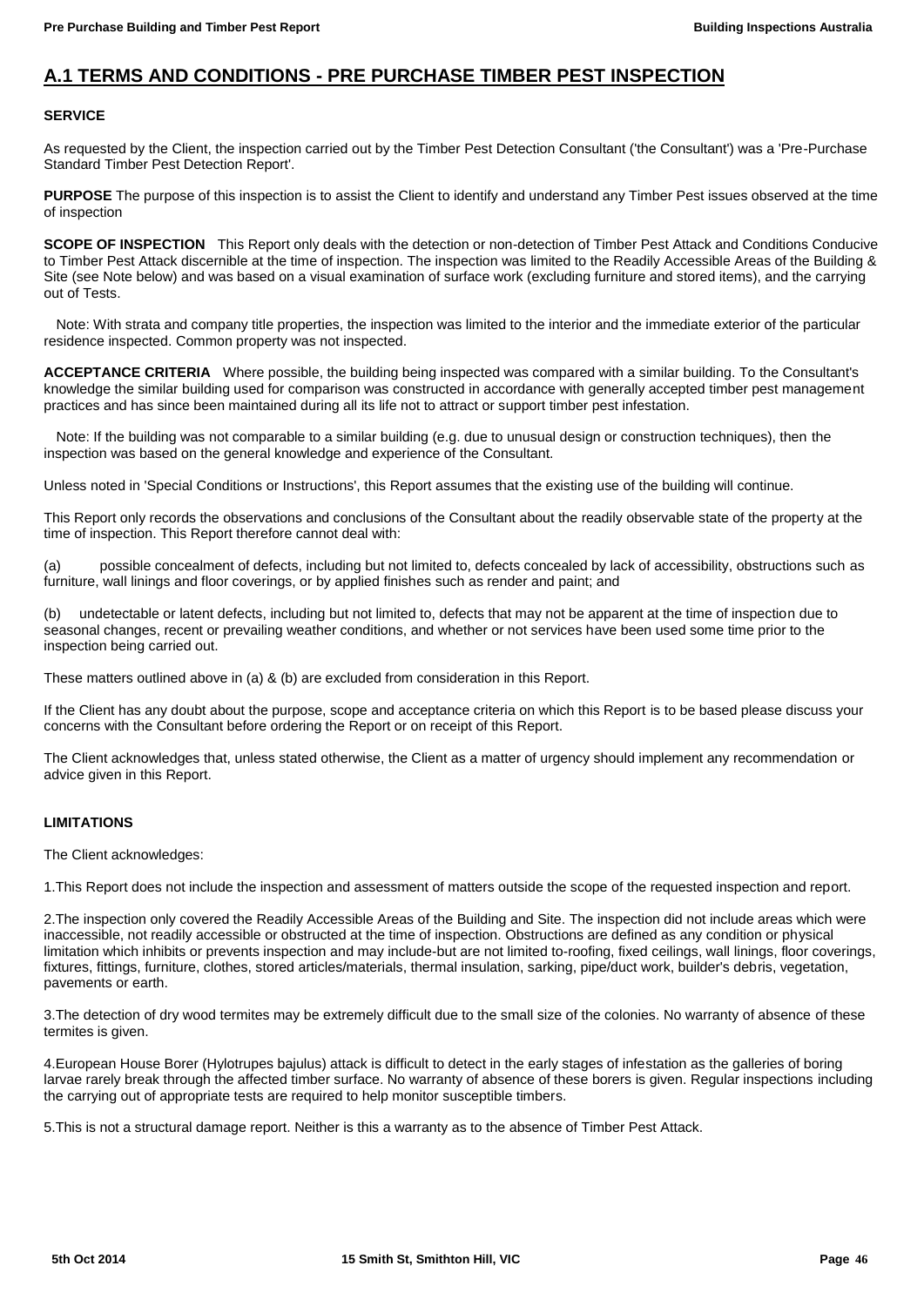## A.1 TERMS AND CONDITIONS - PRE PURCHASE TIMBER PEST INSPECTION

**SERVICE**

As requested by the Client, the inspection carried out by the Timber Pest Detection Consultant ('the Consultant') was a 'Pre-Purchase Standard Timber Pest Detection Report'.

**PURPOSE** The purpose of this inspection is to assist the Client to identify and understand any Timber Pest issues observed at the time of inspection

**SCOPE OF INSPECTION** This Report only deals with the detection or non-detection of Timber Pest Attack and Conditions Conducive to Timber Pest Attack discernible at the time of inspection. The inspection was limited to the Readily Accessible Areas of the Building & Site (see Note below) and was based on a visual examination of surface work (excluding furniture and stored items), and the carrying out of Tests.

Note: With strata and company title properties, the inspection was limited to the interior and the immediate exterior of the particular residence inspected. Common property was not inspected.

**ACCEPTANCE CRITERIA** Where possible, the building being inspected was compared with a similar building. To the Consultant's knowledge the similar building used for comparison was constructed in accordance with generally accepted timber pest management practices and has since been maintained during all its life not to attract or support timber pest infestation.

Note: If the building was not comparable to a similar building (e.g. due to unusual design or construction techniques), then the inspection was based on the general knowledge and experience of the Consultant.

Unless noted in 'Special Conditions or Instructions', this Report assumes that the existing use of the building will continue.

This Report only records the observations and conclusions of the Consultant about the readily observable state of the property at the time of inspection. This Report therefore cannot deal with:

(a) possible concealment of defects, including but not limited to, defects concealed by lack of accessibility, obstructions such as furniture, wall linings and floor coverings, or by applied finishes such as render and paint; and

(b) undetectable or latent defects, including but not limited to, defects that may not be apparent at the time of inspection due to seasonal changes, recent or prevailing weather conditions, and whether or not services have been used some time prior to the inspection being carried out.

These matters outlined above in (a) & (b) are excluded from consideration in this Report.

If the Client has any doubt about the purpose, scope and acceptance criteria on which this Report is to be based please discuss your concerns with the Consultant before ordering the Report or on receipt of this Report.

The Client acknowledges that, unless stated otherwise, the Client as a matter of urgency should implement any recommendation or advice given in this Report.

**LIMITATIONS**

The Client acknowledges:

1.This Report does not include the inspection and assessment of matters outside the scope of the requested inspection and report.

2.The inspection only covered the Readily Accessible Areas of the Building and Site. The inspection did not include areas which were inaccessible, not readily accessible or obstructed at the time of inspection. Obstructions are defined as any condition or physical limitation which inhibits or prevents inspection and may include-but are not limited to-roofing, fixed ceilings, wall linings, floor coverings, fixtures, fittings, furniture, clothes, stored articles/materials, thermal insulation, sarking, pipe/duct work, builder's debris, vegetation, pavements or earth.

3.The detection of dry wood termites may be extremely difficult due to the small size of the colonies. No warranty of absence of these termites is given.

4.European House Borer (Hylotrupes bajulus) attack is difficult to detect in the early stages of infestation as the galleries of boring larvae rarely break through the affected timber surface. No warranty of absence of these borers is given. Regular inspections including the carrying out of appropriate tests are required to help monitor susceptible timbers.

5.This is not a structural damage report. Neither is this a warranty as to the absence of Timber Pest Attack.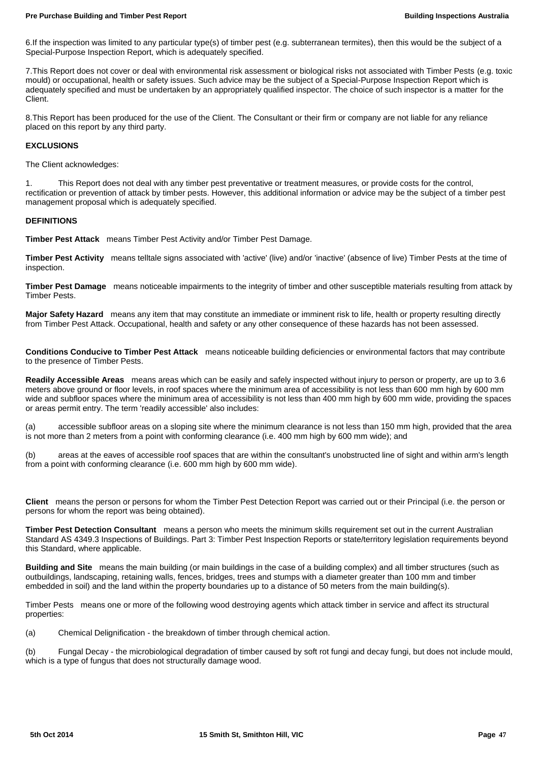6.If the inspection was limited to any particular type(s) of timber pest (e.g. subterranean termites), then this would be the subject of a Special-Purpose Inspection Report, which is adequately specified.

7.This Report does not cover or deal with environmental risk assessment or biological risks not associated with Timber Pests (e.g. toxic mould) or occupational, health or safety issues. Such advice may be the subject of a Special-Purpose Inspection Report which is adequately specified and must be undertaken by an appropriately qualified inspector. The choice of such inspector is a matter for the Client.

8.This Report has been produced for the use of the Client. The Consultant or their firm or company are not liable for any reliance placed on this report by any third party.

**EXCLUSIONS**

The Client acknowledges:

1. This Report does not deal with any timber pest preventative or treatment measures, or provide costs for the control, rectification or prevention of attack by timber pests. However, this additional information or advice may be the subject of a timber pest management proposal which is adequately specified.

**DEFINITIONS**

**Timber Pest Attack** means Timber Pest Activity and/or Timber Pest Damage.

**Timber Pest Activity** means telltale signs associated with 'active' (live) and/or 'inactive' (absence of live) Timber Pests at the time of inspection.

**Timber Pest Damage** means noticeable impairments to the integrity of timber and other susceptible materials resulting from attack by Timber Pests.

**Major Safety Hazard** means any item that may constitute an immediate or imminent risk to life, health or property resulting directly from Timber Pest Attack. Occupational, health and safety or any other consequence of these hazards has not been assessed.

**Conditions Conducive to Timber Pest Attack** means noticeable building deficiencies or environmental factors that may contribute to the presence of Timber Pests.

**Readily Accessible Areas** means areas which can be easily and safely inspected without injury to person or property, are up to 3.6 meters above ground or floor levels, in roof spaces where the minimum area of accessibility is not less than 600 mm high by 600 mm wide and subfloor spaces where the minimum area of accessibility is not less than 400 mm high by 600 mm wide, providing the spaces or areas permit entry. The term 'readily accessible' also includes:

(a) accessible subfloor areas on a sloping site where the minimum clearance is not less than 150 mm high, provided that the area is not more than 2 meters from a point with conforming clearance (i.e. 400 mm high by 600 mm wide); and

(b) areas at the eaves of accessible roof spaces that are within the consultant's unobstructed line of sight and within arm's length from a point with conforming clearance (i.e. 600 mm high by 600 mm wide).

**Client** means the person or persons for whom the Timber Pest Detection Report was carried out or their Principal (i.e. the person or persons for whom the report was being obtained).

**Timber Pest Detection Consultant** means a person who meets the minimum skills requirement set out in the current Australian Standard AS 4349.3 Inspections of Buildings. Part 3: Timber Pest Inspection Reports or state/territory legislation requirements beyond this Standard, where applicable.

**Building and Site** means the main building (or main buildings in the case of a building complex) and all timber structures (such as outbuildings, landscaping, retaining walls, fences, bridges, trees and stumps with a diameter greater than 100 mm and timber embedded in soil) and the land within the property boundaries up to a distance of 50 meters from the main building(s).

Timber Pests means one or more of the following wood destroying agents which attack timber in service and affect its structural properties:

(a) Chemical Delignification - the breakdown of timber through chemical action.

(b) Fungal Decay - the microbiological degradation of timber caused by soft rot fungi and decay fungi, but does not include mould, which is a type of fungus that does not structurally damage wood.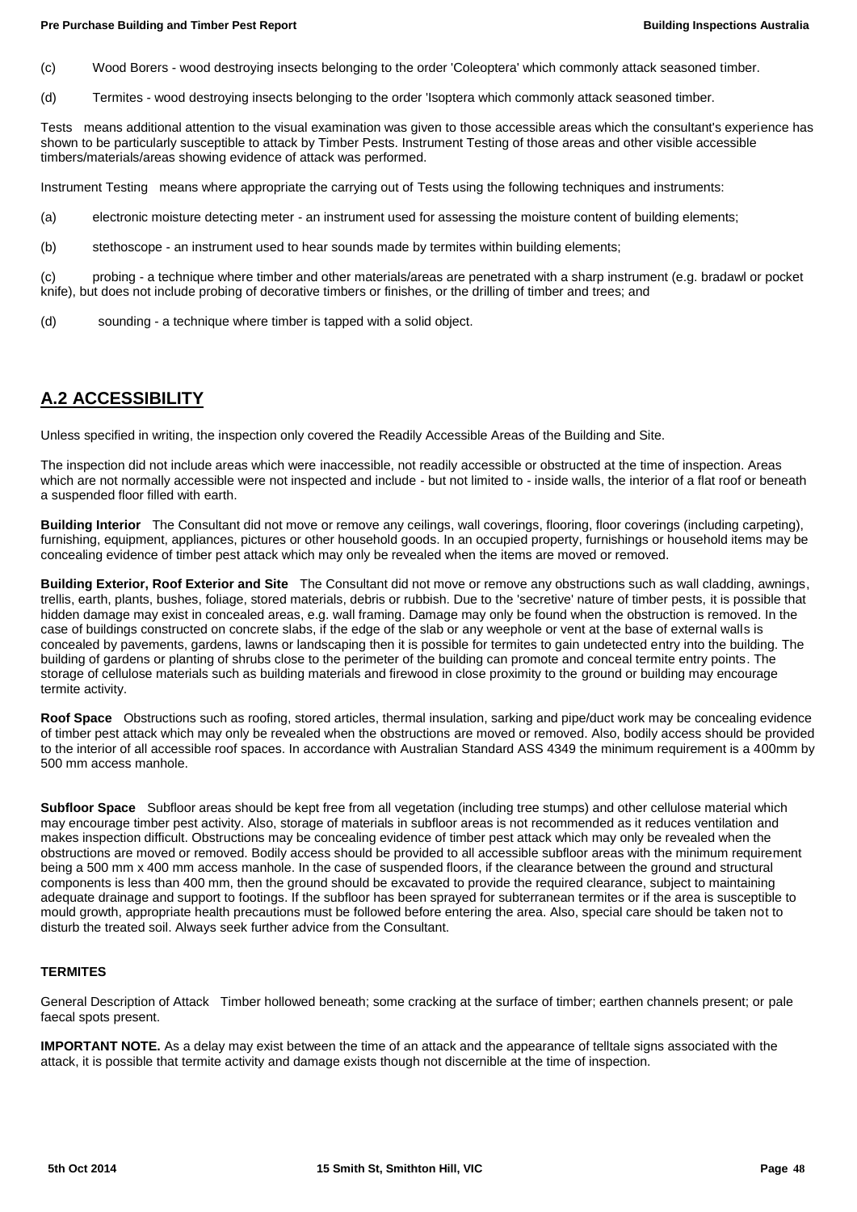(c) Wood Borers - wood destroying insects belonging to the order 'Coleoptera' which commonly attack seasoned timber.

(d) Termites - wood destroying insects belonging to the order 'Isoptera which commonly attack seasoned timber.

Tests means additional attention to the visual examination was given to those accessible areas which the consultant's experience has shown to be particularly susceptible to attack by Timber Pests. Instrument Testing of those areas and other visible accessible timbers/materials/areas showing evidence of attack was performed.

Instrument Testing means where appropriate the carrying out of Tests using the following techniques and instruments:

(a) electronic moisture detecting meter - an instrument used for assessing the moisture content of building elements;

(b) stethoscope - an instrument used to hear sounds made by termites within building elements;

(c) probing - a technique where timber and other materials/areas are penetrated with a sharp instrument (e.g. bradawl or pocket knife), but does not include probing of decorative timbers or finishes, or the drilling of timber and trees; and

(d) sounding - a technique where timber is tapped with a solid object.

## A.2 ACCESSIBILITY

Unless specified in writing, the inspection only covered the Readily Accessible Areas of the Building and Site.

The inspection did not include areas which were inaccessible, not readily accessible or obstructed at the time of inspection. Areas which are not normally accessible were not inspected and include - but not limited to - inside walls, the interior of a flat roof or beneath a suspended floor filled with earth.

**Building Interior** The Consultant did not move or remove any ceilings, wall coverings, flooring, floor coverings (including carpeting), furnishing, equipment, appliances, pictures or other household goods. In an occupied property, furnishings or household items may be concealing evidence of timber pest attack which may only be revealed when the items are moved or removed.

**Building Exterior, Roof Exterior and Site** The Consultant did not move or remove any obstructions such as wall cladding, awnings, trellis, earth, plants, bushes, foliage, stored materials, debris or rubbish. Due to the 'secretive' nature of timber pests, it is possible that hidden damage may exist in concealed areas, e.g. wall framing. Damage may only be found when the obstruction is removed. In the case of buildings constructed on concrete slabs, if the edge of the slab or any weephole or vent at the base of external walls is concealed by pavements, gardens, lawns or landscaping then it is possible for termites to gain undetected entry into the building. The building of gardens or planting of shrubs close to the perimeter of the building can promote and conceal termite entry points. The storage of cellulose materials such as building materials and firewood in close proximity to the ground or building may encourage termite activity.

**Roof Space** Obstructions such as roofing, stored articles, thermal insulation, sarking and pipe/duct work may be concealing evidence of timber pest attack which may only be revealed when the obstructions are moved or removed. Also, bodily access should be provided to the interior of all accessible roof spaces. In accordance with Australian Standard ASS 4349 the minimum requirement is a 400mm by 500 mm access manhole.

**Subfloor Space** Subfloor areas should be kept free from all vegetation (including tree stumps) and other cellulose material which may encourage timber pest activity. Also, storage of materials in subfloor areas is not recommended as it reduces ventilation and makes inspection difficult. Obstructions may be concealing evidence of timber pest attack which may only be revealed when the obstructions are moved or removed. Bodily access should be provided to all accessible subfloor areas with the minimum requirement being a 500 mm x 400 mm access manhole. In the case of suspended floors, if the clearance between the ground and structural components is less than 400 mm, then the ground should be excavated to provide the required clearance, subject to maintaining adequate drainage and support to footings. If the subfloor has been sprayed for subterranean termites or if the area is susceptible to mould growth, appropriate health precautions must be followed before entering the area. Also, special care should be taken not to disturb the treated soil. Always seek further advice from the Consultant.

**TERMITES**

General Description of Attack Timber hollowed beneath; some cracking at the surface of timber; earthen channels present; or pale faecal spots present.

**IMPORTANT NOTE.** As a delay may exist between the time of an attack and the appearance of telltale signs associated with the attack, it is possible that termite activity and damage exists though not discernible at the time of inspection.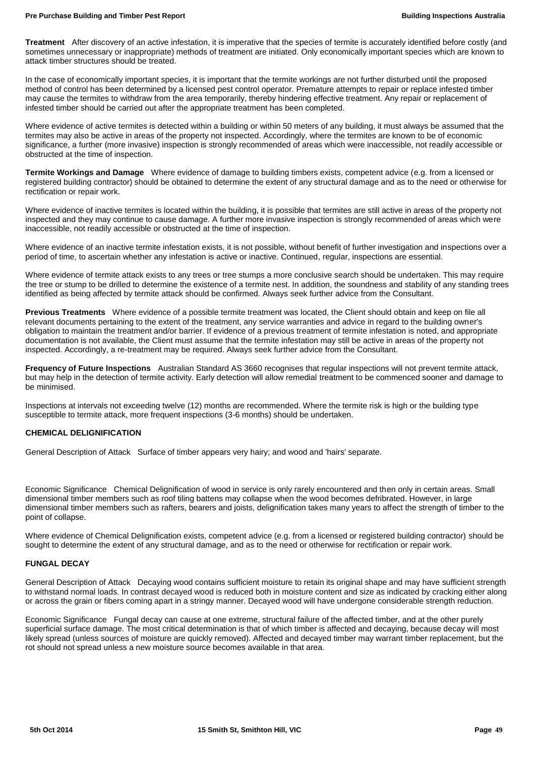**Treatment** After discovery of an active infestation, it is imperative that the species of termite is accurately identified before costly (and sometimes unnecessary or inappropriate) methods of treatment are initiated. Only economically important species which are known to attack timber structures should be treated.

In the case of economically important species, it is important that the termite workings are not further disturbed until the proposed method of control has been determined by a licensed pest control operator. Premature attempts to repair or replace infested timber may cause the termites to withdraw from the area temporarily, thereby hindering effective treatment. Any repair or replacement of infested timber should be carried out after the appropriate treatment has been completed.

Where evidence of active termites is detected within a building or within 50 meters of any building, it must always be assumed that the termites may also be active in areas of the property not inspected. Accordingly, where the termites are known to be of economic significance, a further (more invasive) inspection is strongly recommended of areas which were inaccessible, not readily accessible or obstructed at the time of inspection.

**Termite Workings and Damage** Where evidence of damage to building timbers exists, competent advice (e.g. from a licensed or registered building contractor) should be obtained to determine the extent of any structural damage and as to the need or otherwise for rectification or repair work.

Where evidence of inactive termites is located within the building, it is possible that termites are still active in areas of the property not inspected and they may continue to cause damage. A further more invasive inspection is strongly recommended of areas which were inaccessible, not readily accessible or obstructed at the time of inspection.

Where evidence of an inactive termite infestation exists, it is not possible, without benefit of further investigation and inspections over a period of time, to ascertain whether any infestation is active or inactive. Continued, regular, inspections are essential.

Where evidence of termite attack exists to any trees or tree stumps a more conclusive search should be undertaken. This may require the tree or stump to be drilled to determine the existence of a termite nest. In addition, the soundness and stability of any standing trees identified as being affected by termite attack should be confirmed. Always seek further advice from the Consultant.

**Previous Treatments** Where evidence of a possible termite treatment was located, the Client should obtain and keep on file all relevant documents pertaining to the extent of the treatment, any service warranties and advice in regard to the building owner's obligation to maintain the treatment and/or barrier. If evidence of a previous treatment of termite infestation is noted, and appropriate documentation is not available, the Client must assume that the termite infestation may still be active in areas of the property not inspected. Accordingly, a re-treatment may be required. Always seek further advice from the Consultant.

**Frequency of Future Inspections** Australian Standard AS 3660 recognises that regular inspections will not prevent termite attack, but may help in the detection of termite activity. Early detection will allow remedial treatment to be commenced sooner and damage to be minimised.

Inspections at intervals not exceeding twelve (12) months are recommended. Where the termite risk is high or the building type susceptible to termite attack, more frequent inspections (3-6 months) should be undertaken.

**CHEMICAL DELIGNIFICATION**

General Description of Attack Surface of timber appears very hairy; and wood and 'hairs' separate.

Economic Significance Chemical Delignification of wood in service is only rarely encountered and then only in certain areas. Small dimensional timber members such as roof tiling battens may collapse when the wood becomes defribrated. However, in large dimensional timber members such as rafters, bearers and joists, delignification takes many years to affect the strength of timber to the point of collapse.

Where evidence of Chemical Delignification exists, competent advice (e.g. from a licensed or registered building contractor) should be sought to determine the extent of any structural damage, and as to the need or otherwise for rectification or repair work.

**FUNGAL DECAY**

General Description of Attack Decaying wood contains sufficient moisture to retain its original shape and may have sufficient strength to withstand normal loads. In contrast decayed wood is reduced both in moisture content and size as indicated by cracking either along or across the grain or fibers coming apart in a stringy manner. Decayed wood will have undergone considerable strength reduction.

Economic Significance Fungal decay can cause at one extreme, structural failure of the affected timber, and at the other purely superficial surface damage. The most critical determination is that of which timber is affected and decaying, because decay will most likely spread (unless sources of moisture are quickly removed). Affected and decayed timber may warrant timber replacement, but the rot should not spread unless a new moisture source becomes available in that area.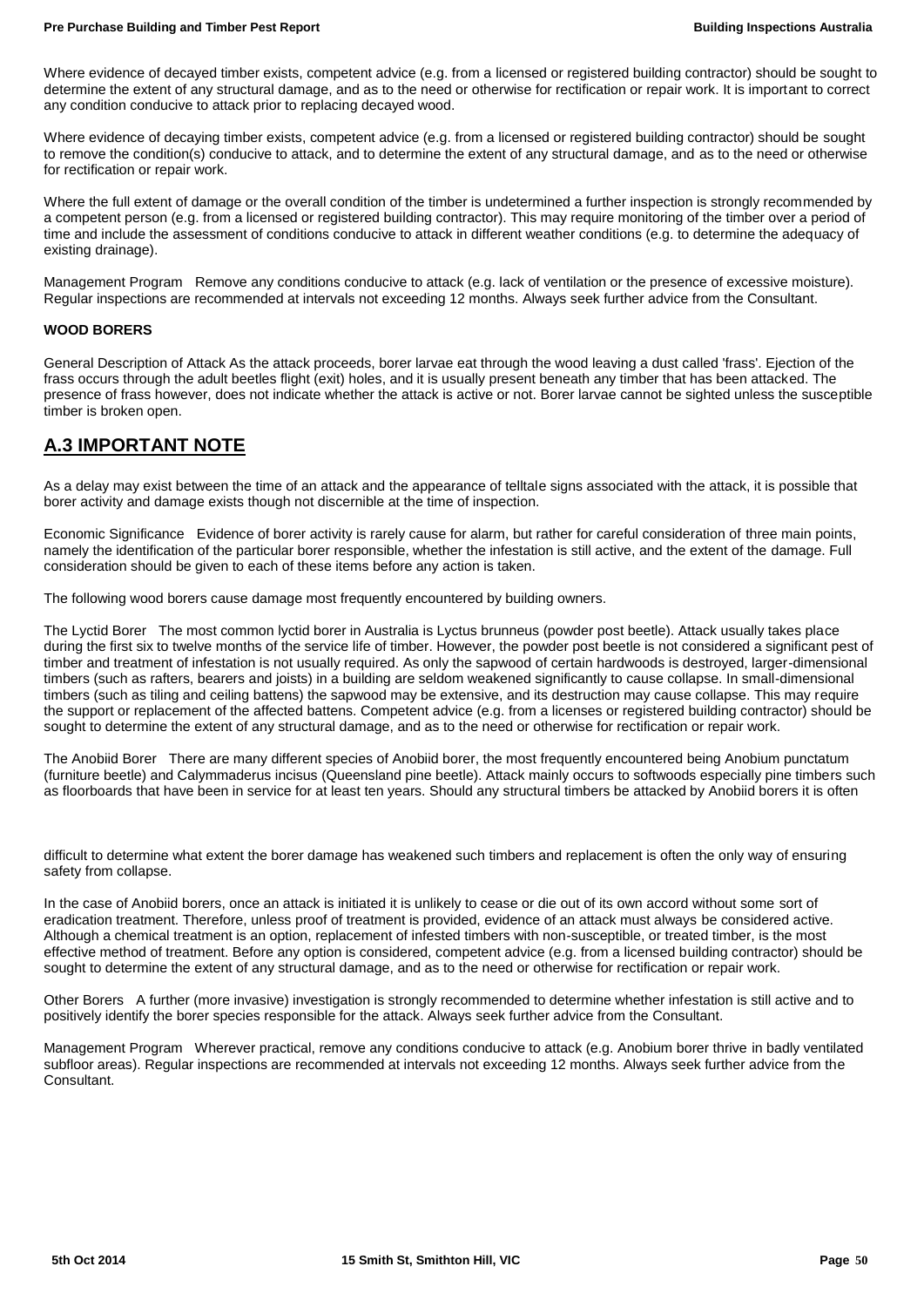Where evidence of decayed timber exists, competent advice (e.g. from a licensed or registered building contractor) should be sought to determine the extent of any structural damage, and as to the need or otherwise for rectification or repair work. It is important to correct any condition conducive to attack prior to replacing decayed wood.

Where evidence of decaying timber exists, competent advice (e.g. from a licensed or registered building contractor) should be sought to remove the condition(s) conducive to attack, and to determine the extent of any structural damage, and as to the need or otherwise for rectification or repair work.

Where the full extent of damage or the overall condition of the timber is undetermined a further inspection is strongly recommended by a competent person (e.g. from a licensed or registered building contractor). This may require monitoring of the timber over a period of time and include the assessment of conditions conducive to attack in different weather conditions (e.g. to determine the adequacy of existing drainage).

Management Program   Remove any conditions conducive to attack (e.g. lack of ventilation or the presence of excessive moisture). Regular inspections are recommended at intervals not exceeding 12 months. Always seek further advice from the Consultant.

**WOOD BORERS**

General Description of Attack As the attack proceeds, borer larvae eat through the wood leaving a dust called 'frass'. Ejection of the frass occurs through the adult beetles flight (exit) holes, and it is usually present beneath any timber that has been attacked. The presence of frass however, does not indicate whether the attack is active or not. Borer larvae cannot be sighted unless the susceptible timber is broken open.

## A.3 IMPORTANT NOTE

As a delay may exist between the time of an attack and the appearance of telltale signs associated with the attack, it is possible that borer activity and damage exists though not discernible at the time of inspection.

Economic Significance   Evidence of borer activity is rarely cause for alarm, but rather for careful consideration of three main points, namely the identification of the particular borer responsible, whether the infestation is still active, and the extent of the damage. Full consideration should be given to each of these items before any action is taken.

The following wood borers cause damage most frequently encountered by building owners.

The Lyctid Borer   The most common lyctid borer in Australia is Lyctus brunneus (powder post beetle). Attack usually takes place during the first six to twelve months of the service life of timber. However, the powder post beetle is not considered a significant pest of timber and treatment of infestation is not usually required. As only the sapwood of certain hardwoods is destroyed, larger-dimensional timbers (such as rafters, bearers and joists) in a building are seldom weakened significantly to cause collapse. In small-dimensional timbers (such as tiling and ceiling battens) the sapwood may be extensive, and its destruction may cause collapse. This may require the support or replacement of the affected battens. Competent advice (e.g. from a licenses or registered building contractor) should be sought to determine the extent of any structural damage, and as to the need or otherwise for rectification or repair work.

The Anobiid Borer   There are many different species of Anobiid borer, the most frequently encountered being Anobium punctatum (furniture beetle) and Calymmaderus incisus (Queensland pine beetle). Attack mainly occurs to softwoods especially pine timbers such as floorboards that have been in service for at least ten years. Should any structural timbers be attacked by Anobiid borers it is often difficult to determine what extent the borer damage has weakened such timbers and replacement is often the only way of ensuring safety from collapse.

In the case of Anobiid borers, once an attack is initiated it is unlikely to cease or die out of its own accord without some sort of eradication treatment. Therefore, unless proof of treatment is provided, evidence of an attack must always be considered active. Although a chemical treatment is an option, replacement of infested timbers with non-susceptible, or treated timber, is the most effective method of treatment. Before any option is considered, competent advice (e.g. from a licensed building contractor) should be sought to determine the extent of any structural damage, and as to the need or otherwise for rectification or repair work.

Other Borers   A further (more invasive) investigation is strongly recommended to determine whether infestation is still active and to positively identify the borer species responsible for the attack. Always seek further advice from the Consultant.

Management Program   Wherever practical, remove any conditions conducive to attack (e.g. Anobium borer thrive in badly ventilated subfloor areas). Regular inspections are recommended at intervals not exceeding 12 months. Always seek further advice from the Consultant.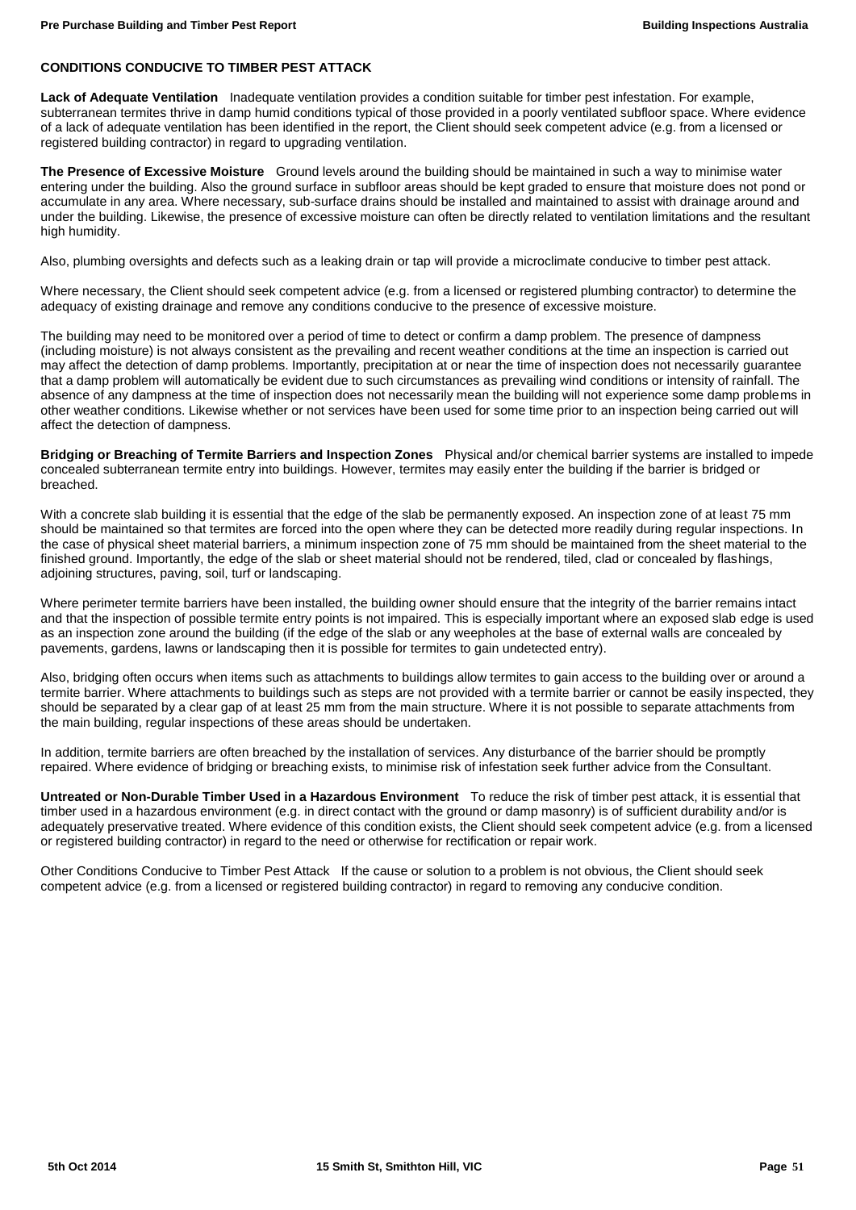## CONDITIONS CONDUCIVE TO TIMBER PEST ATTACK

**Lack of Adequate Ventilation** Inadequate ventilation provides a condition suitable for timber pest infestation. For example, subterranean termites thrive in damp humid conditions typical of those provided in a poorly ventilated subfloor space. Where evidence of a lack of adequate ventilation has been identified in the report, the Client should seek competent advice (e.g. from a licensed or registered building contractor) in regard to upgrading ventilation.

**The Presence of Excessive Moisture** Ground levels around the building should be maintained in such a way to minimise water entering under the building. Also the ground surface in subfloor areas should be kept graded to ensure that moisture does not pond or accumulate in any area. Where necessary, sub-surface drains should be installed and maintained to assist with drainage around and under the building. Likewise, the presence of excessive moisture can often be directly related to ventilation limitations and the resultant high humidity.

Also, plumbing oversights and defects such as a leaking drain or tap will provide a microclimate conducive to timber pest attack.

Where necessary, the Client should seek competent advice (e.g. from a licensed or registered plumbing contractor) to determine the adequacy of existing drainage and remove any conditions conducive to the presence of excessive moisture.

The building may need to be monitored over a period of time to detect or confirm a damp problem. The presence of dampness (including moisture) is not always consistent as the prevailing and recent weather conditions at the time an inspection is carried out may affect the detection of damp problems. Importantly, precipitation at or near the time of inspection does not necessarily guarantee that a damp problem will automatically be evident due to such circumstances as prevailing wind conditions or intensity of rainfall. The absence of any dampness at the time of inspection does not necessarily mean the building will not experience some damp problems in other weather conditions. Likewise whether or not services have been used for some time prior to an inspection being carried out will affect the detection of dampness.

**Bridging or Breaching of Termite Barriers and Inspection Zones** Physical and/or chemical barrier systems are installed to impede concealed subterranean termite entry into buildings. However, termites may easily enter the building if the barrier is bridged or breached.

With a concrete slab building it is essential that the edge of the slab be permanently exposed. An inspection zone of at least 75 mm should be maintained so that termites are forced into the open where they can be detected more readily during regular inspections. In the case of physical sheet material barriers, a minimum inspection zone of 75 mm should be maintained from the sheet material to the finished ground. Importantly, the edge of the slab or sheet material should not be rendered, tiled, clad or concealed by flashings, adjoining structures, paving, soil, turf or landscaping.

Where perimeter termite barriers have been installed, the building owner should ensure that the integrity of the barrier remains intact and that the inspection of possible termite entry points is not impaired. This is especially important where an exposed slab edge is used as an inspection zone around the building (if the edge of the slab or any weepholes at the base of external walls are concealed by pavements, gardens, lawns or landscaping then it is possible for termites to gain undetected entry).

Also, bridging often occurs when items such as attachments to buildings allow termites to gain access to the building over or around a termite barrier. Where attachments to buildings such as steps are not provided with a termite barrier or cannot be easily inspected, they should be separated by a clear gap of at least 25 mm from the main structure. Where it is not possible to separate attachments from the main building, regular inspections of these areas should be undertaken.

In addition, termite barriers are often breached by the installation of services. Any disturbance of the barrier should be promptly repaired. Where evidence of bridging or breaching exists, to minimise risk of infestation seek further advice from the Consultant.

**Untreated or Non-Durable Timber Used in a Hazardous Environment** To reduce the risk of timber pest attack, it is essential that timber used in a hazardous environment (e.g. in direct contact with the ground or damp masonry) is of sufficient durability and/or is adequately preservative treated. Where evidence of this condition exists, the Client should seek competent advice (e.g. from a licensed or registered building contractor) in regard to the need or otherwise for rectification or repair work.

Other Conditions Conducive to Timber Pest Attack If the cause or solution to a problem is not obvious, the Client should seek competent advice (e.g. from a licensed or registered building contractor) in regard to removing any conducive condition.